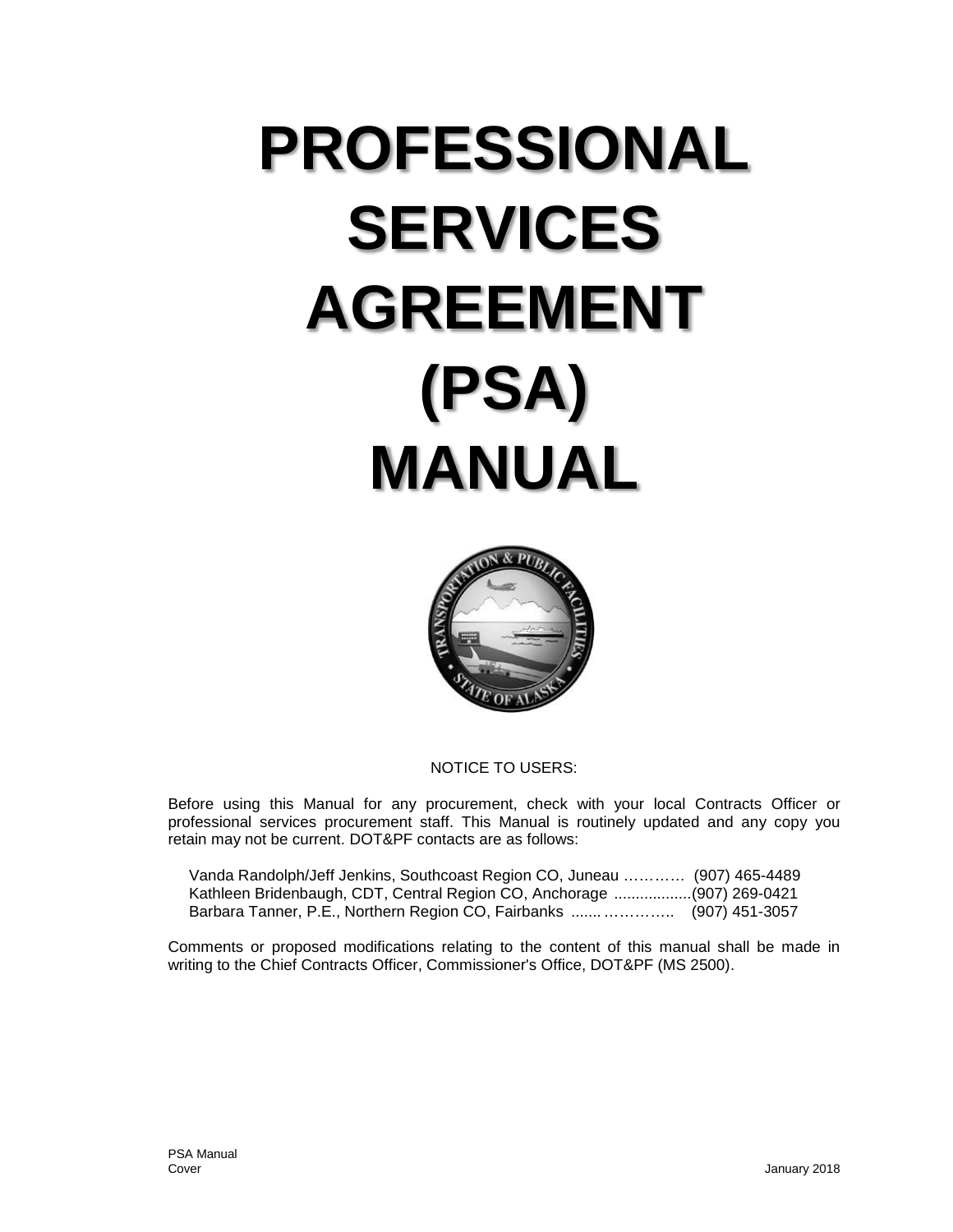# PROFESSIONAL SERVICES AGREEMENT (PSA) MANUAL

NOTICE TO USERS:

Before using this Manual for any procurement, check with your local Contracts Officer or professional services procurement staff. This Manual is routinely updated and any copy you retain may not be current. DOT&PF contacts are as follows:

Vanda Randolph/Jeff Jenkins, Southcoast Region CO, Juneau ………… (907) 465-4489
Kathleen Bridenbaugh, CDT, Central Region CO, Anchorage ..................(907) 269-0421
Barbara Tanner, P.E., Northern Region CO, Fairbanks ....... ………….. (907) 451-3057

Comments or proposed modifications relating to the content of this manual shall be made in writing to the Chief Contracts Officer, Commissioner's Office, DOT&PF (MS 2500).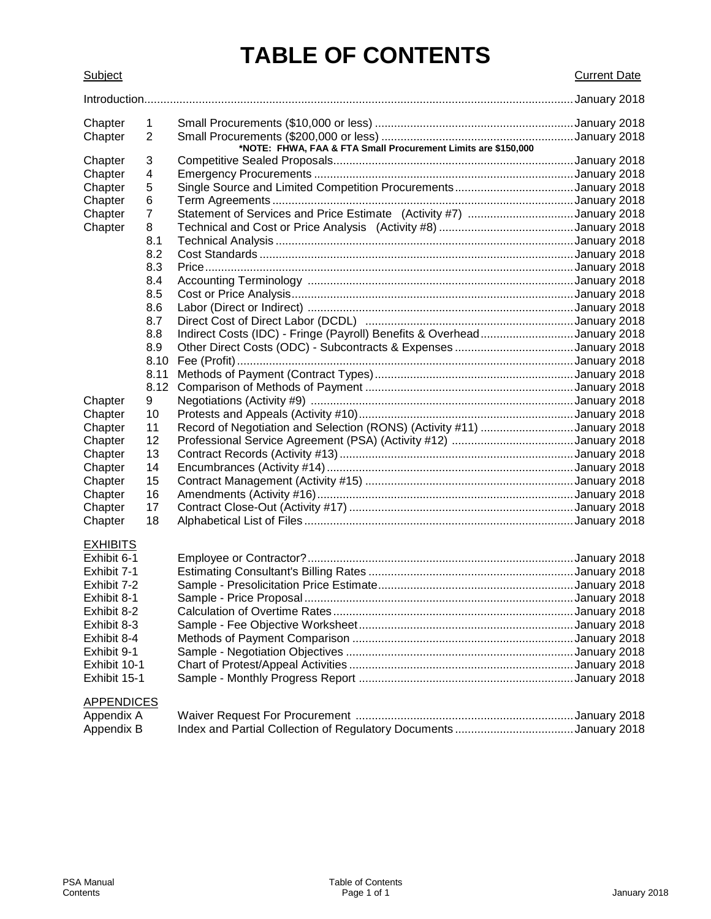# TABLE OF CONTENTS

| Subject | | | Current Date |
|---|---|---|---|
| Introduction | | | January 2018 |
| Chapter | 1 | Small Procurements ($10,000 or less) | January 2018 |
| Chapter | 2 | Small Procurements ($200,000 or less)<br>**\*NOTE: FHWA, FAA & FTA Small Procurement Limits are $150,000** | January 2018 |
| Chapter | 3 | Competitive Sealed Proposals | January 2018 |
| Chapter | 4 | Emergency Procurements | January 2018 |
| Chapter | 5 | Single Source and Limited Competition Procurements | January 2018 |
| Chapter | 6 | Term Agreements | January 2018 |
| Chapter | 7 | Statement of Services and Price Estimate (Activity #7) | January 2018 |
| Chapter | 8 | Technical and Cost or Price Analysis (Activity #8) | January 2018 |
| | 8.1 | Technical Analysis | January 2018 |
| | 8.2 | Cost Standards | January 2018 |
| | 8.3 | Price | January 2018 |
| | 8.4 | Accounting Terminology | January 2018 |
| | 8.5 | Cost or Price Analysis | January 2018 |
| | 8.6 | Labor (Direct or Indirect) | January 2018 |
| | 8.7 | Direct Cost of Direct Labor (DCDL) | January 2018 |
| | 8.8 | Indirect Costs (IDC) - Fringe (Payroll) Benefits & Overhead | January 2018 |
| | 8.9 | Other Direct Costs (ODC) - Subcontracts & Expenses | January 2018 |
| | 8.10 | Fee (Profit) | January 2018 |
| | 8.11 | Methods of Payment (Contract Types) | January 2018 |
| | 8.12 | Comparison of Methods of Payment | January 2018 |
| Chapter | 9 | Negotiations (Activity #9) | January 2018 |
| Chapter | 10 | Protests and Appeals (Activity #10) | January 2018 |
| Chapter | 11 | Record of Negotiation and Selection (RONS) (Activity #11) | January 2018 |
| Chapter | 12 | Professional Service Agreement (PSA) (Activity #12) | January 2018 |
| Chapter | 13 | Contract Records (Activity #13) | January 2018 |
| Chapter | 14 | Encumbrances (Activity #14) | January 2018 |
| Chapter | 15 | Contract Management (Activity #15) | January 2018 |
| Chapter | 16 | Amendments (Activity #16) | January 2018 |
| Chapter | 17 | Contract Close-Out (Activity #17) | January 2018 |
| Chapter | 18 | Alphabetical List of Files | January 2018 |

**EXHIBITS**

| | | |
|---|---|---|
| Exhibit 6-1 | Employee or Contractor? | January 2018 |
| Exhibit 7-1 | Estimating Consultant's Billing Rates | January 2018 |
| Exhibit 7-2 | Sample - Presolicitation Price Estimate | January 2018 |
| Exhibit 8-1 | Sample - Price Proposal | January 2018 |
| Exhibit 8-2 | Calculation of Overtime Rates | January 2018 |
| Exhibit 8-3 | Sample - Fee Objective Worksheet | January 2018 |
| Exhibit 8-4 | Methods of Payment Comparison | January 2018 |
| Exhibit 9-1 | Sample - Negotiation Objectives | January 2018 |
| Exhibit 10-1 | Chart of Protest/Appeal Activities | January 2018 |
| Exhibit 15-1 | Sample - Monthly Progress Report | January 2018 |

**APPENDICES**

| | | |
|---|---|---|
| Appendix A | Waiver Request For Procurement | January 2018 |
| Appendix B | Index and Partial Collection of Regulatory Documents | January 2018 |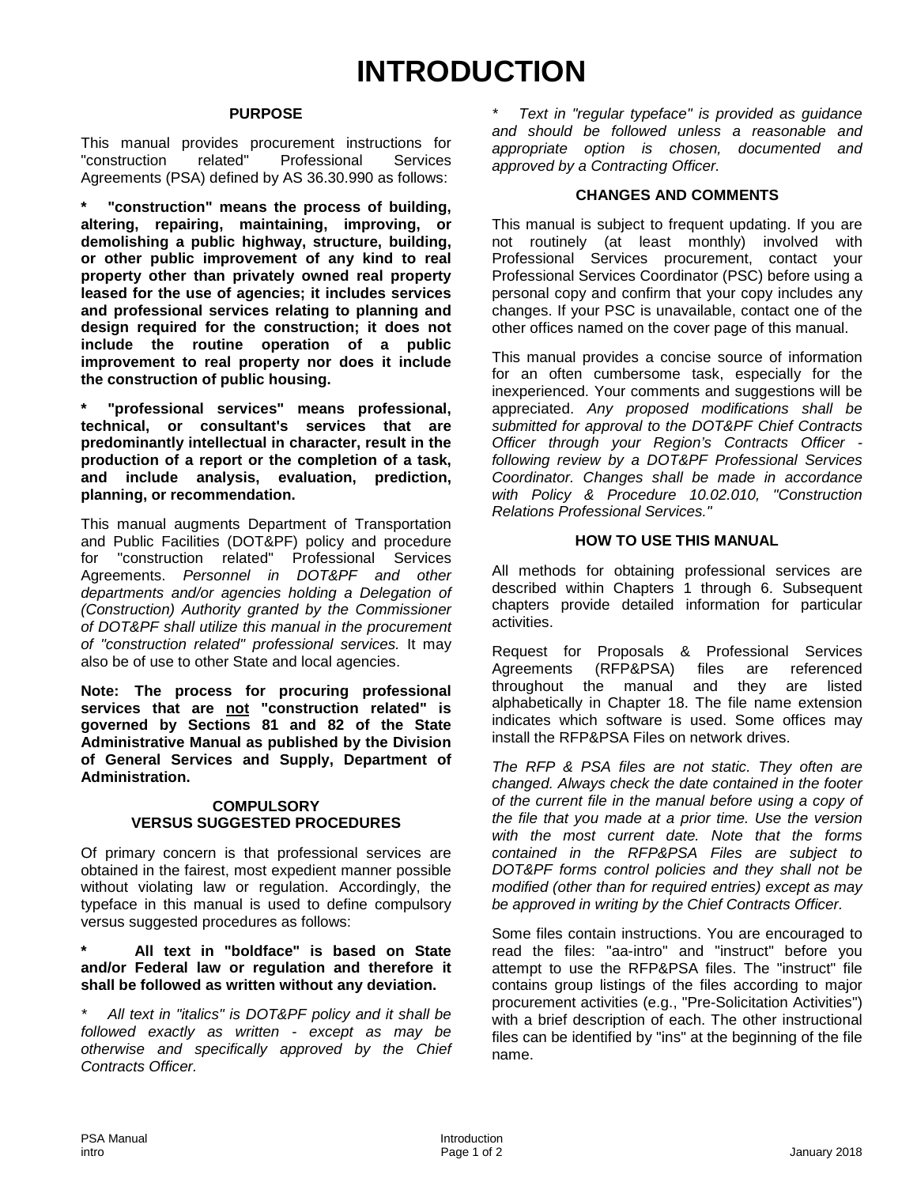# INTRODUCTION

## PURPOSE

This manual provides procurement instructions for "construction related" Professional Services Agreements (PSA) defined by AS 36.30.990 as follows:

**\* "construction" means the process of building, altering, repairing, maintaining, improving, or demolishing a public highway, structure, building, or other public improvement of any kind to real property other than privately owned real property leased for the use of agencies; it includes services and professional services relating to planning and design required for the construction; it does not include the routine operation of a public improvement to real property nor does it include the construction of public housing.**

**\* "professional services" means professional, technical, or consultant's services that are predominantly intellectual in character, result in the production of a report or the completion of a task, and include analysis, evaluation, prediction, planning, or recommendation.**

This manual augments Department of Transportation and Public Facilities (DOT&PF) policy and procedure for "construction related" Professional Services Agreements. *Personnel in DOT&PF and other departments and/or agencies holding a Delegation of (Construction) Authority granted by the Commissioner of DOT&PF shall utilize this manual in the procurement of "construction related" professional services.* It may also be of use to other State and local agencies.

**Note: The process for procuring professional services that are <u>not</u> "construction related" is governed by Sections 81 and 82 of the State Administrative Manual as published by the Division of General Services and Supply, Department of Administration.**

## COMPULSORY VERSUS SUGGESTED PROCEDURES

Of primary concern is that professional services are obtained in the fairest, most expedient manner possible without violating law or regulation. Accordingly, the typeface in this manual is used to define compulsory versus suggested procedures as follows:

**\* All text in "boldface" is based on State and/or Federal law or regulation and therefore it shall be followed as written without any deviation.**

*\* All text in "italics" is DOT&PF policy and it shall be followed exactly as written - except as may be otherwise and specifically approved by the Chief Contracts Officer.*

*\* Text in "regular typeface" is provided as guidance and should be followed unless a reasonable and appropriate option is chosen, documented and approved by a Contracting Officer.*

## CHANGES AND COMMENTS

This manual is subject to frequent updating. If you are not routinely (at least monthly) involved with Professional Services procurement, contact your Professional Services Coordinator (PSC) before using a personal copy and confirm that your copy includes any changes. If your PSC is unavailable, contact one of the other offices named on the cover page of this manual.

This manual provides a concise source of information for an often cumbersome task, especially for the inexperienced. Your comments and suggestions will be appreciated. *Any proposed modifications shall be submitted for approval to the DOT&PF Chief Contracts Officer through your Region's Contracts Officer - following review by a DOT&PF Professional Services Coordinator. Changes shall be made in accordance with Policy & Procedure 10.02.010, "Construction Relations Professional Services."*

## HOW TO USE THIS MANUAL

All methods for obtaining professional services are described within Chapters 1 through 6. Subsequent chapters provide detailed information for particular activities.

Request for Proposals & Professional Services Agreements (RFP&PSA) files are referenced throughout the manual and they are listed alphabetically in Chapter 18. The file name extension indicates which software is used. Some offices may install the RFP&PSA Files on network drives.

*The RFP & PSA files are not static. They often are changed. Always check the date contained in the footer of the current file in the manual before using a copy of the file that you made at a prior time. Use the version with the most current date. Note that the forms contained in the RFP&PSA Files are subject to DOT&PF forms control policies and they shall not be modified (other than for required entries) except as may be approved in writing by the Chief Contracts Officer.*

Some files contain instructions. You are encouraged to read the files: "aa-intro" and "instruct" before you attempt to use the RFP&PSA files. The "instruct" file contains group listings of the files according to major procurement activities (e.g., "Pre-Solicitation Activities") with a brief description of each. The other instructional files can be identified by "ins" at the beginning of the file name.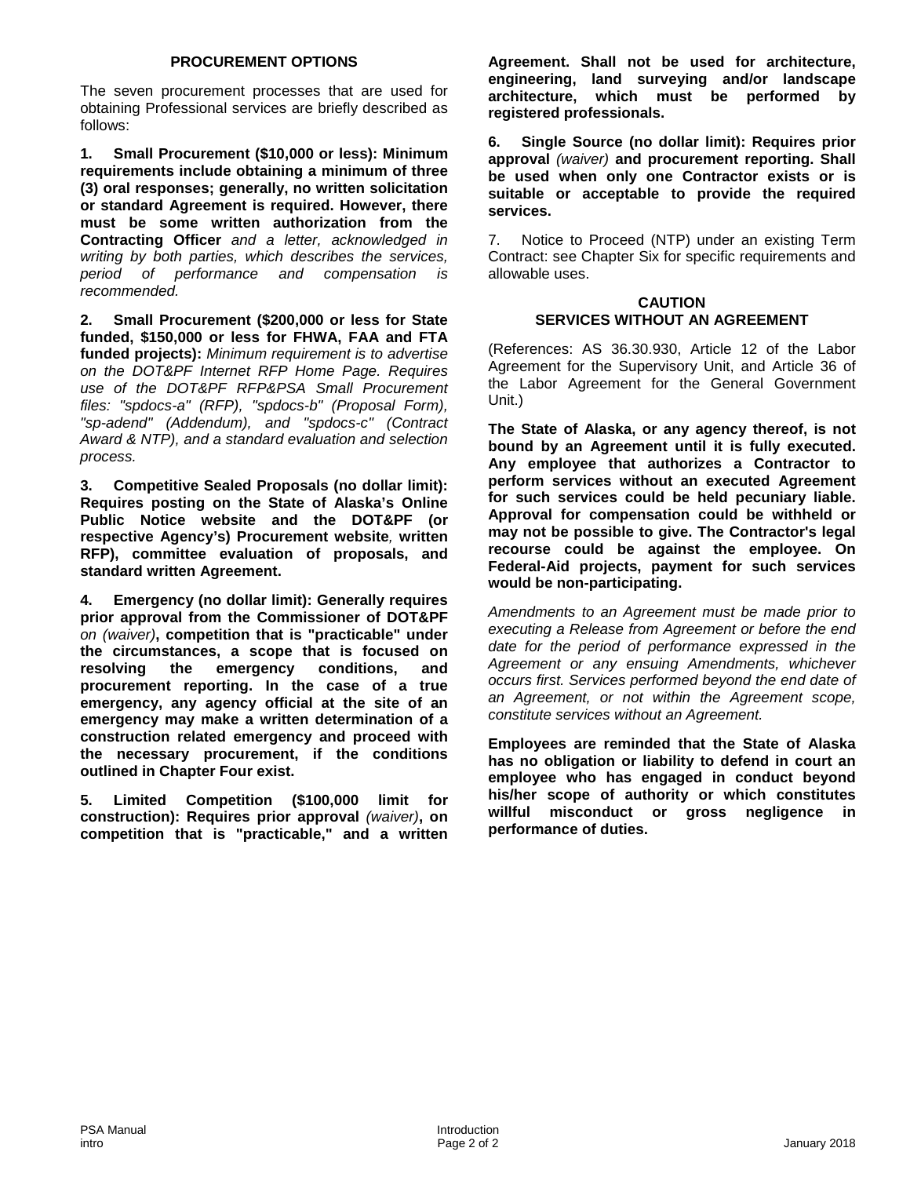## PROCUREMENT OPTIONS

The seven procurement processes that are used for obtaining Professional services are briefly described as follows:

**1. Small Procurement ($10,000 or less): Minimum requirements include obtaining a minimum of three (3) oral responses; generally, no written solicitation or standard Agreement is required. However, there must be some written authorization from the Contracting Officer** *and a letter, acknowledged in writing by both parties, which describes the services, period of performance and compensation is recommended.*

**2. Small Procurement ($200,000 or less for State funded, $150,000 or less for FHWA, FAA and FTA funded projects):** *Minimum requirement is to advertise on the DOT&PF Internet RFP Home Page. Requires use of the DOT&PF RFP&PSA Small Procurement files: "spdocs-a" (RFP), "spdocs-b" (Proposal Form), "sp-adend" (Addendum), and "spdocs-c" (Contract Award & NTP), and a standard evaluation and selection process.*

**3. Competitive Sealed Proposals (no dollar limit): Requires posting on the State of Alaska's Online Public Notice website and the DOT&PF (or respective Agency's) Procurement website, written RFP), committee evaluation of proposals, and standard written Agreement.**

**4. Emergency (no dollar limit): Generally requires prior approval from the Commissioner of DOT&PF** *on (waiver)*, **competition that is "practicable" under the circumstances, a scope that is focused on resolving the emergency conditions, and procurement reporting. In the case of a true emergency, any agency official at the site of an emergency may make a written determination of a construction related emergency and proceed with the necessary procurement, if the conditions outlined in Chapter Four exist.**

**5. Limited Competition ($100,000 limit for construction): Requires prior approval** *(waiver)*, **on competition that is "practicable," and a written Agreement. Shall not be used for architecture, engineering, land surveying and/or landscape architecture, which must be performed by registered professionals.**

**6. Single Source (no dollar limit): Requires prior approval** *(waiver)* **and procurement reporting. Shall be used when only one Contractor exists or is suitable or acceptable to provide the required services.**

7. Notice to Proceed (NTP) under an existing Term Contract: see Chapter Six for specific requirements and allowable uses.

## CAUTION
## SERVICES WITHOUT AN AGREEMENT

(References: AS 36.30.930, Article 12 of the Labor Agreement for the Supervisory Unit, and Article 36 of the Labor Agreement for the General Government Unit.)

**The State of Alaska, or any agency thereof, is not bound by an Agreement until it is fully executed. Any employee that authorizes a Contractor to perform services without an executed Agreement for such services could be held pecuniary liable. Approval for compensation could be withheld or may not be possible to give. The Contractor's legal recourse could be against the employee. On Federal-Aid projects, payment for such services would be non-participating.**

*Amendments to an Agreement must be made prior to executing a Release from Agreement or before the end date for the period of performance expressed in the Agreement or any ensuing Amendments, whichever occurs first. Services performed beyond the end date of an Agreement, or not within the Agreement scope, constitute services without an Agreement.*

**Employees are reminded that the State of Alaska has no obligation or liability to defend in court an employee who has engaged in conduct beyond his/her scope of authority or which constitutes willful misconduct or gross negligence in performance of duties.**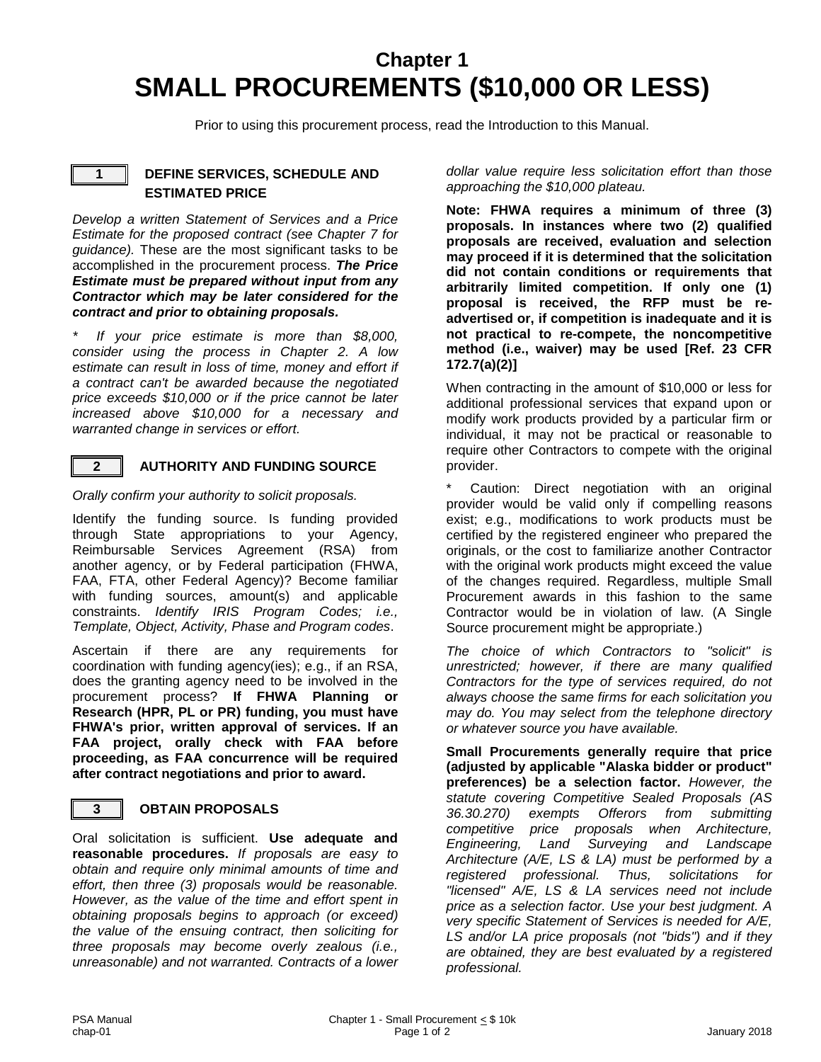# Chapter 1
# SMALL PROCUREMENTS ($10,000 OR LESS)

Prior to using this procurement process, read the Introduction to this Manual.

## 1 DEFINE SERVICES, SCHEDULE AND ESTIMATED PRICE

*Develop a written Statement of Services and a Price Estimate for the proposed contract (see Chapter 7 for guidance).* These are the most significant tasks to be accomplished in the procurement process. ***The Price Estimate must be prepared without input from any Contractor which may be later considered for the contract and prior to obtaining proposals.***

*\* If your price estimate is more than $8,000, consider using the process in Chapter 2. A low estimate can result in loss of time, money and effort if a contract can't be awarded because the negotiated price exceeds $10,000 or if the price cannot be later increased above $10,000 for a necessary and warranted change in services or effort.*

## 2 AUTHORITY AND FUNDING SOURCE

*Orally confirm your authority to solicit proposals.*

Identify the funding source. Is funding provided through State appropriations to your Agency, Reimbursable Services Agreement (RSA) from another agency, or by Federal participation (FHWA, FAA, FTA, other Federal Agency)? Become familiar with funding sources, amount(s) and applicable constraints. *Identify IRIS Program Codes; i.e., Template, Object, Activity, Phase and Program codes*.

Ascertain if there are any requirements for coordination with funding agency(ies); e.g., if an RSA, does the granting agency need to be involved in the procurement process? **If FHWA Planning or Research (HPR, PL or PR) funding, you must have FHWA's prior, written approval of services. If an FAA project, orally check with FAA before proceeding, as FAA concurrence will be required after contract negotiations and prior to award.**

## 3 OBTAIN PROPOSALS

Oral solicitation is sufficient. **Use adequate and reasonable procedures.** *If proposals are easy to obtain and require only minimal amounts of time and effort, then three (3) proposals would be reasonable. However, as the value of the time and effort spent in obtaining proposals begins to approach (or exceed) the value of the ensuing contract, then soliciting for three proposals may become overly zealous (i.e., unreasonable) and not warranted. Contracts of a lower dollar value require less solicitation effort than those approaching the $10,000 plateau.*

**Note: FHWA requires a minimum of three (3) proposals. In instances where two (2) qualified proposals are received, evaluation and selection may proceed if it is determined that the solicitation did not contain conditions or requirements that arbitrarily limited competition. If only one (1) proposal is received, the RFP must be re-advertised or, if competition is inadequate and it is not practical to re-compete, the noncompetitive method (i.e., waiver) may be used [Ref. 23 CFR 172.7(a)(2)]**

When contracting in the amount of $10,000 or less for additional professional services that expand upon or modify work products provided by a particular firm or individual, it may not be practical or reasonable to require other Contractors to compete with the original provider.

\* Caution: Direct negotiation with an original provider would be valid only if compelling reasons exist; e.g., modifications to work products must be certified by the registered engineer who prepared the originals, or the cost to familiarize another Contractor with the original work products might exceed the value of the changes required. Regardless, multiple Small Procurement awards in this fashion to the same Contractor would be in violation of law. (A Single Source procurement might be appropriate.)

*The choice of which Contractors to "solicit" is unrestricted; however, if there are many qualified Contractors for the type of services required, do not always choose the same firms for each solicitation you may do. You may select from the telephone directory or whatever source you have available.*

**Small Procurements generally require that price (adjusted by applicable "Alaska bidder or product" preferences) be a selection factor.** *However, the statute covering Competitive Sealed Proposals (AS 36.30.270) exempts Offerors from submitting competitive price proposals when Architecture, Engineering, Land Surveying and Landscape Architecture (A/E, LS & LA) must be performed by a registered professional. Thus, solicitations for "licensed" A/E, LS & LA services need not include price as a selection factor. Use your best judgment. A very specific Statement of Services is needed for A/E, LS and/or LA price proposals (not "bids") and if they are obtained, they are best evaluated by a registered professional.*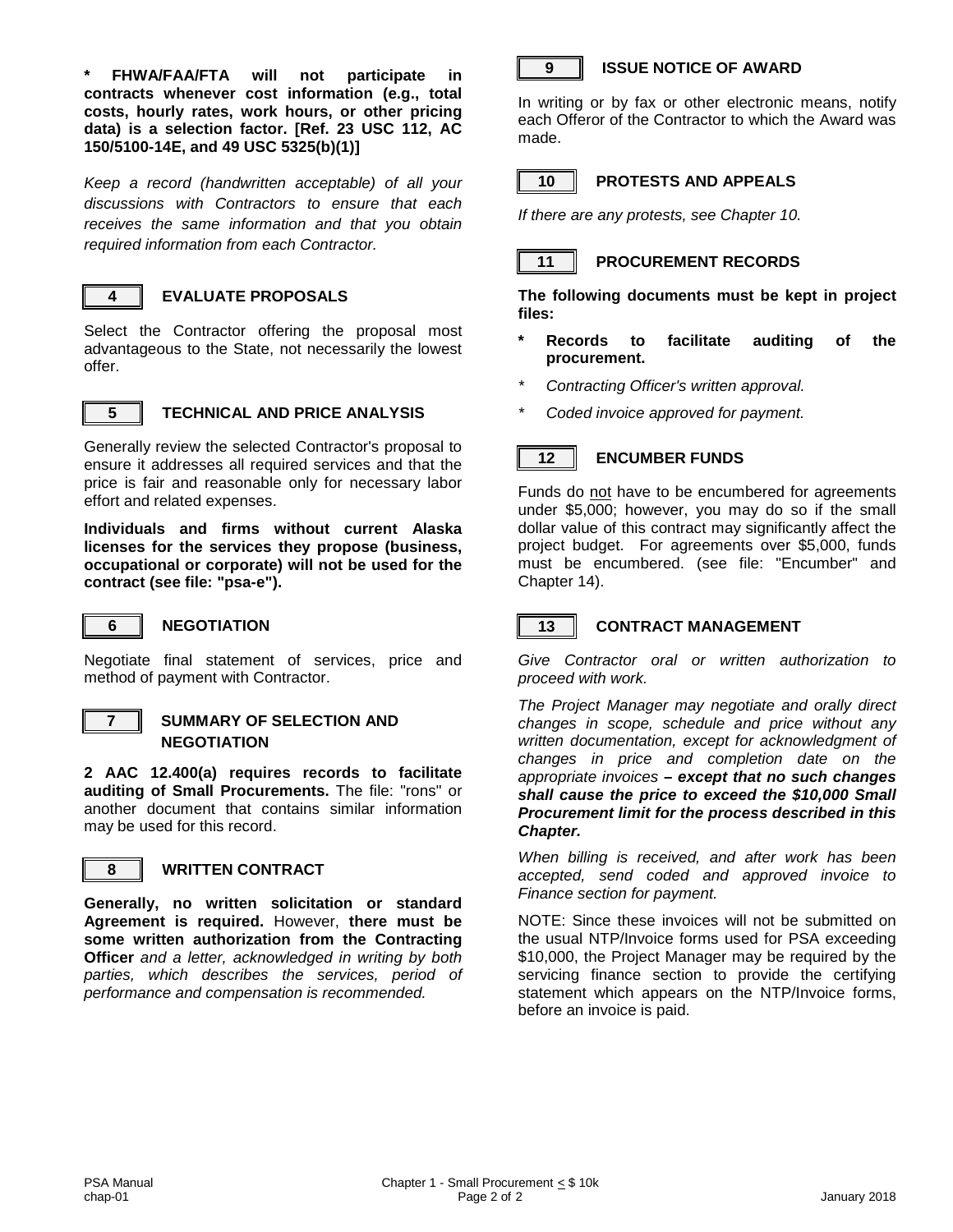**\* FHWA/FAA/FTA will not participate in contracts whenever cost information (e.g., total costs, hourly rates, work hours, or other pricing data) is a selection factor. [Ref. 23 USC 112, AC 150/5100-14E, and 49 USC 5325(b)(1)]**

*Keep a record (handwritten acceptable) of all your discussions with Contractors to ensure that each receives the same information and that you obtain required information from each Contractor.*

## 4 EVALUATE PROPOSALS

Select the Contractor offering the proposal most advantageous to the State, not necessarily the lowest offer.

## 5 TECHNICAL AND PRICE ANALYSIS

Generally review the selected Contractor's proposal to ensure it addresses all required services and that the price is fair and reasonable only for necessary labor effort and related expenses.

**Individuals and firms without current Alaska licenses for the services they propose (business, occupational or corporate) will not be used for the contract (see file: "psa-e").**

## 6 NEGOTIATION

Negotiate final statement of services, price and method of payment with Contractor.

## 7 SUMMARY OF SELECTION AND NEGOTIATION

**2 AAC 12.400(a) requires records to facilitate auditing of Small Procurements.** The file: "rons" or another document that contains similar information may be used for this record.

## 8 WRITTEN CONTRACT

**Generally, no written solicitation or standard Agreement is required.** However, **there must be some written authorization from the Contracting Officer** *and a letter, acknowledged in writing by both parties, which describes the services, period of performance and compensation is recommended.*

## 9 ISSUE NOTICE OF AWARD

In writing or by fax or other electronic means, notify each Offeror of the Contractor to which the Award was made.

## 10 PROTESTS AND APPEALS

*If there are any protests, see Chapter 10.*

## 11 PROCUREMENT RECORDS

**The following documents must be kept in project files:**

- **Records to facilitate auditing of the procurement.**
- *Contracting Officer's written approval.*
- *Coded invoice approved for payment.*

## 12 ENCUMBER FUNDS

Funds do not have to be encumbered for agreements under $5,000; however, you may do so if the small dollar value of this contract may significantly affect the project budget. For agreements over $5,000, funds must be encumbered. (see file: "Encumber" and Chapter 14).

## 13 CONTRACT MANAGEMENT

*Give Contractor oral or written authorization to proceed with work.*

*The Project Manager may negotiate and orally direct changes in scope, schedule and price without any written documentation, except for acknowledgment of changes in price and completion date on the appropriate invoices* ***– except that no such changes shall cause the price to exceed the $10,000 Small Procurement limit for the process described in this Chapter.***

*When billing is received, and after work has been accepted, send coded and approved invoice to Finance section for payment.*

NOTE: Since these invoices will not be submitted on the usual NTP/Invoice forms used for PSA exceeding $10,000, the Project Manager may be required by the servicing finance section to provide the certifying statement which appears on the NTP/Invoice forms, before an invoice is paid.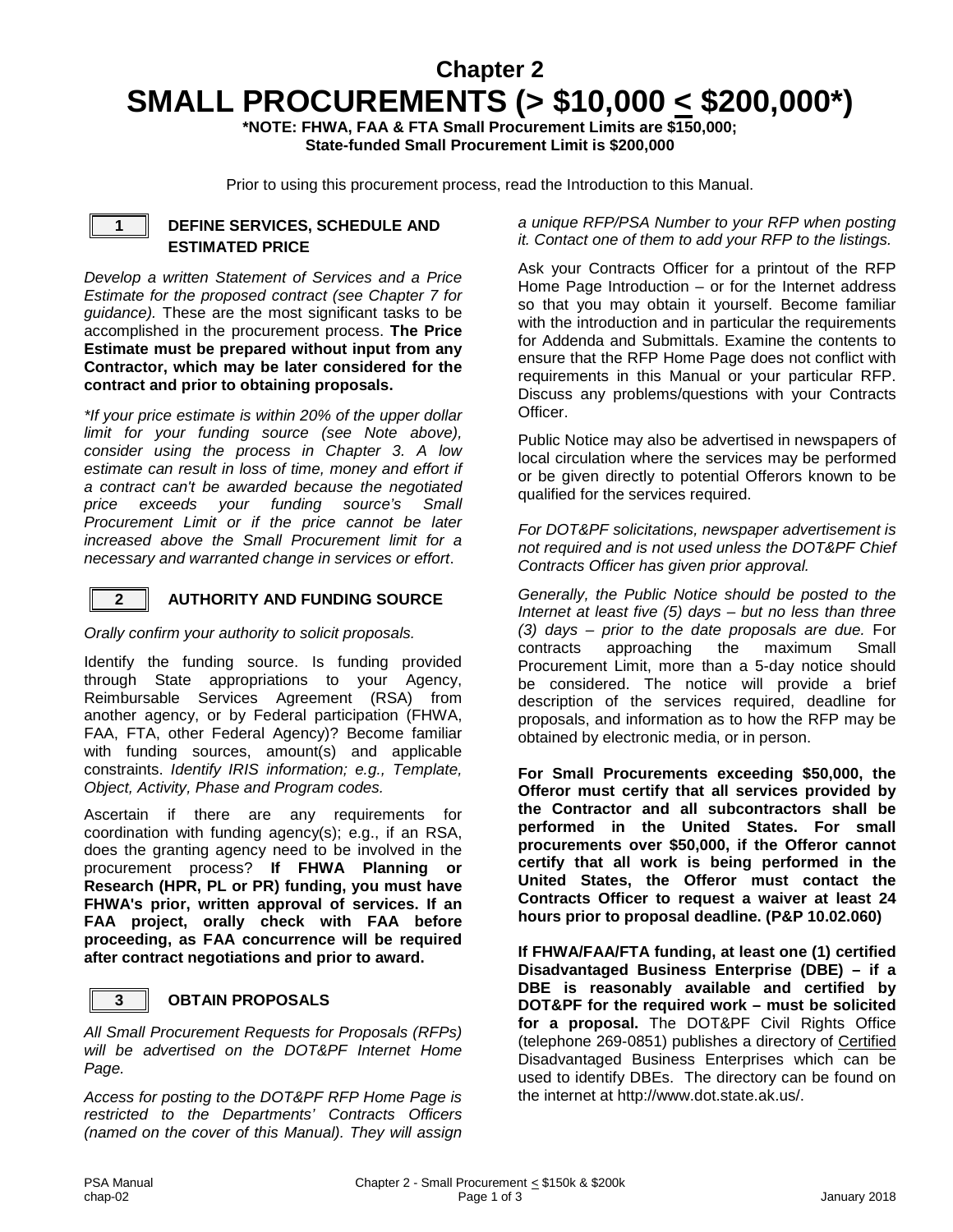# Chapter 2

# SMALL PROCUREMENTS (> $10,000 ≤ $200,000*)

**\*NOTE: FHWA, FAA & FTA Small Procurement Limits are $150,000; State-funded Small Procurement Limit is $200,000**

Prior to using this procurement process, read the Introduction to this Manual.

## 1 DEFINE SERVICES, SCHEDULE AND ESTIMATED PRICE

*Develop a written Statement of Services and a Price Estimate for the proposed contract (see Chapter 7 for guidance).* These are the most significant tasks to be accomplished in the procurement process. **The Price Estimate must be prepared without input from any Contractor, which may be later considered for the contract and prior to obtaining proposals.**

*\*If your price estimate is within 20% of the upper dollar limit for your funding source (see Note above), consider using the process in Chapter 3. A low estimate can result in loss of time, money and effort if a contract can't be awarded because the negotiated price exceeds your funding source's Small Procurement Limit or if the price cannot be later increased above the Small Procurement limit for a necessary and warranted change in services or effort*.

## 2 AUTHORITY AND FUNDING SOURCE

*Orally confirm your authority to solicit proposals.*

Identify the funding source. Is funding provided through State appropriations to your Agency, Reimbursable Services Agreement (RSA) from another agency, or by Federal participation (FHWA, FAA, FTA, other Federal Agency)? Become familiar with funding sources, amount(s) and applicable constraints. *Identify IRIS information; e.g., Template, Object, Activity, Phase and Program codes.*

Ascertain if there are any requirements for coordination with funding agency(s); e.g., if an RSA, does the granting agency need to be involved in the procurement process? **If FHWA Planning or Research (HPR, PL or PR) funding, you must have FHWA's prior, written approval of services. If an FAA project, orally check with FAA before proceeding, as FAA concurrence will be required after contract negotiations and prior to award.**

## 3 OBTAIN PROPOSALS

*All Small Procurement Requests for Proposals (RFPs) will be advertised on the DOT&PF Internet Home Page.*

*Access for posting to the DOT&PF RFP Home Page is restricted to the Departments' Contracts Officers (named on the cover of this Manual). They will assign a unique RFP/PSA Number to your RFP when posting it. Contact one of them to add your RFP to the listings.*

Ask your Contracts Officer for a printout of the RFP Home Page Introduction – or for the Internet address so that you may obtain it yourself. Become familiar with the introduction and in particular the requirements for Addenda and Submittals. Examine the contents to ensure that the RFP Home Page does not conflict with requirements in this Manual or your particular RFP. Discuss any problems/questions with your Contracts Officer.

Public Notice may also be advertised in newspapers of local circulation where the services may be performed or be given directly to potential Offerors known to be qualified for the services required.

*For DOT&PF solicitations, newspaper advertisement is not required and is not used unless the DOT&PF Chief Contracts Officer has given prior approval.*

*Generally, the Public Notice should be posted to the Internet at least five (5) days – but no less than three (3) days – prior to the date proposals are due.* For contracts approaching the maximum Small Procurement Limit, more than a 5-day notice should be considered. The notice will provide a brief description of the services required, deadline for proposals, and information as to how the RFP may be obtained by electronic media, or in person.

**For Small Procurements exceeding $50,000, the Offeror must certify that all services provided by the Contractor and all subcontractors shall be performed in the United States. For small procurements over $50,000, if the Offeror cannot certify that all work is being performed in the United States, the Offeror must contact the Contracts Officer to request a waiver at least 24 hours prior to proposal deadline. (P&P 10.02.060)**

**If FHWA/FAA/FTA funding, at least one (1) certified Disadvantaged Business Enterprise (DBE) – if a DBE is reasonably available and certified by DOT&PF for the required work – must be solicited for a proposal.** The DOT&PF Civil Rights Office (telephone 269-0851) publishes a directory of Certified Disadvantaged Business Enterprises which can be used to identify DBEs. The directory can be found on the internet at http://www.dot.state.ak.us/.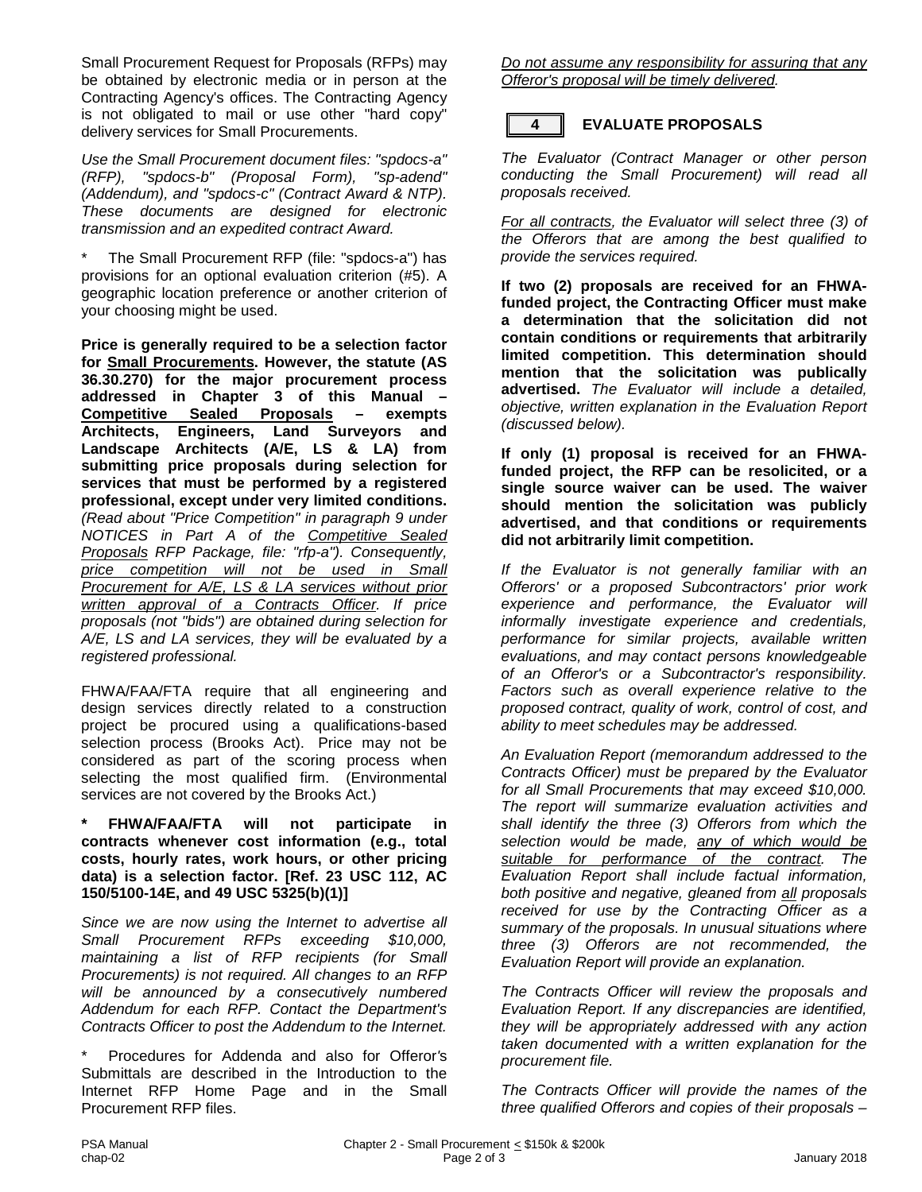Small Procurement Request for Proposals (RFPs) may be obtained by electronic media or in person at the Contracting Agency's offices. The Contracting Agency is not obligated to mail or use other "hard copy" delivery services for Small Procurements.

*Use the Small Procurement document files: "spdocs-a" (RFP), "spdocs-b" (Proposal Form), "sp-adend" (Addendum), and "spdocs-c" (Contract Award & NTP). These documents are designed for electronic transmission and an expedited contract Award.*

\* The Small Procurement RFP (file: "spdocs-a") has provisions for an optional evaluation criterion (#5). A geographic location preference or another criterion of your choosing might be used.

**Price is generally required to be a selection factor for Small Procurements. However, the statute (AS 36.30.270) for the major procurement process addressed in Chapter 3 of this Manual – Competitive Sealed Proposals – exempts Architects, Engineers, Land Surveyors and Landscape Architects (A/E, LS & LA) from submitting price proposals during selection for services that must be performed by a registered professional, except under very limited conditions.** *(Read about "Price Competition" in paragraph 9 under NOTICES in Part A of the Competitive Sealed Proposals RFP Package, file: "rfp-a"). Consequently, price competition will not be used in Small Procurement for A/E, LS & LA services without prior written approval of a Contracts Officer. If price proposals (not "bids") are obtained during selection for A/E, LS and LA services, they will be evaluated by a registered professional.*

FHWA/FAA/FTA require that all engineering and design services directly related to a construction project be procured using a qualifications-based selection process (Brooks Act). Price may not be considered as part of the scoring process when selecting the most qualified firm. (Environmental services are not covered by the Brooks Act.)

**\* FHWA/FAA/FTA will not participate in contracts whenever cost information (e.g., total costs, hourly rates, work hours, or other pricing data) is a selection factor. [Ref. 23 USC 112, AC 150/5100-14E, and 49 USC 5325(b)(1)]**

*Since we are now using the Internet to advertise all Small Procurement RFPs exceeding $10,000, maintaining a list of RFP recipients (for Small Procurements) is not required. All changes to an RFP will be announced by a consecutively numbered Addendum for each RFP. Contact the Department's Contracts Officer to post the Addendum to the Internet.*

\* Procedures for Addenda and also for Offeror's Submittals are described in the Introduction to the Internet RFP Home Page and in the Small Procurement RFP files.

*Do not assume any responsibility for assuring that any Offeror's proposal will be timely delivered.*

## 4 EVALUATE PROPOSALS

*The Evaluator (Contract Manager or other person conducting the Small Procurement) will read all proposals received.*

*For all contracts, the Evaluator will select three (3) of the Offerors that are among the best qualified to provide the services required.*

**If two (2) proposals are received for an FHWA-funded project, the Contracting Officer must make a determination that the solicitation did not contain conditions or requirements that arbitrarily limited competition. This determination should mention that the solicitation was publically advertised.** *The Evaluator will include a detailed, objective, written explanation in the Evaluation Report (discussed below).*

**If only (1) proposal is received for an FHWA-funded project, the RFP can be resolicited, or a single source waiver can be used. The waiver should mention the solicitation was publicly advertised, and that conditions or requirements did not arbitrarily limit competition.**

*If the Evaluator is not generally familiar with an Offerors' or a proposed Subcontractors' prior work experience and performance, the Evaluator will informally investigate experience and credentials, performance for similar projects, available written evaluations, and may contact persons knowledgeable of an Offeror's or a Subcontractor's responsibility. Factors such as overall experience relative to the proposed contract, quality of work, control of cost, and ability to meet schedules may be addressed.*

*An Evaluation Report (memorandum addressed to the Contracts Officer) must be prepared by the Evaluator for all Small Procurements that may exceed $10,000. The report will summarize evaluation activities and shall identify the three (3) Offerors from which the selection would be made, any of which would be suitable for performance of the contract. The Evaluation Report shall include factual information, both positive and negative, gleaned from all proposals received for use by the Contracting Officer as a summary of the proposals. In unusual situations where three (3) Offerors are not recommended, the Evaluation Report will provide an explanation.*

*The Contracts Officer will review the proposals and Evaluation Report. If any discrepancies are identified, they will be appropriately addressed with any action taken documented with a written explanation for the procurement file.*

*The Contracts Officer will provide the names of the three qualified Offerors and copies of their proposals –*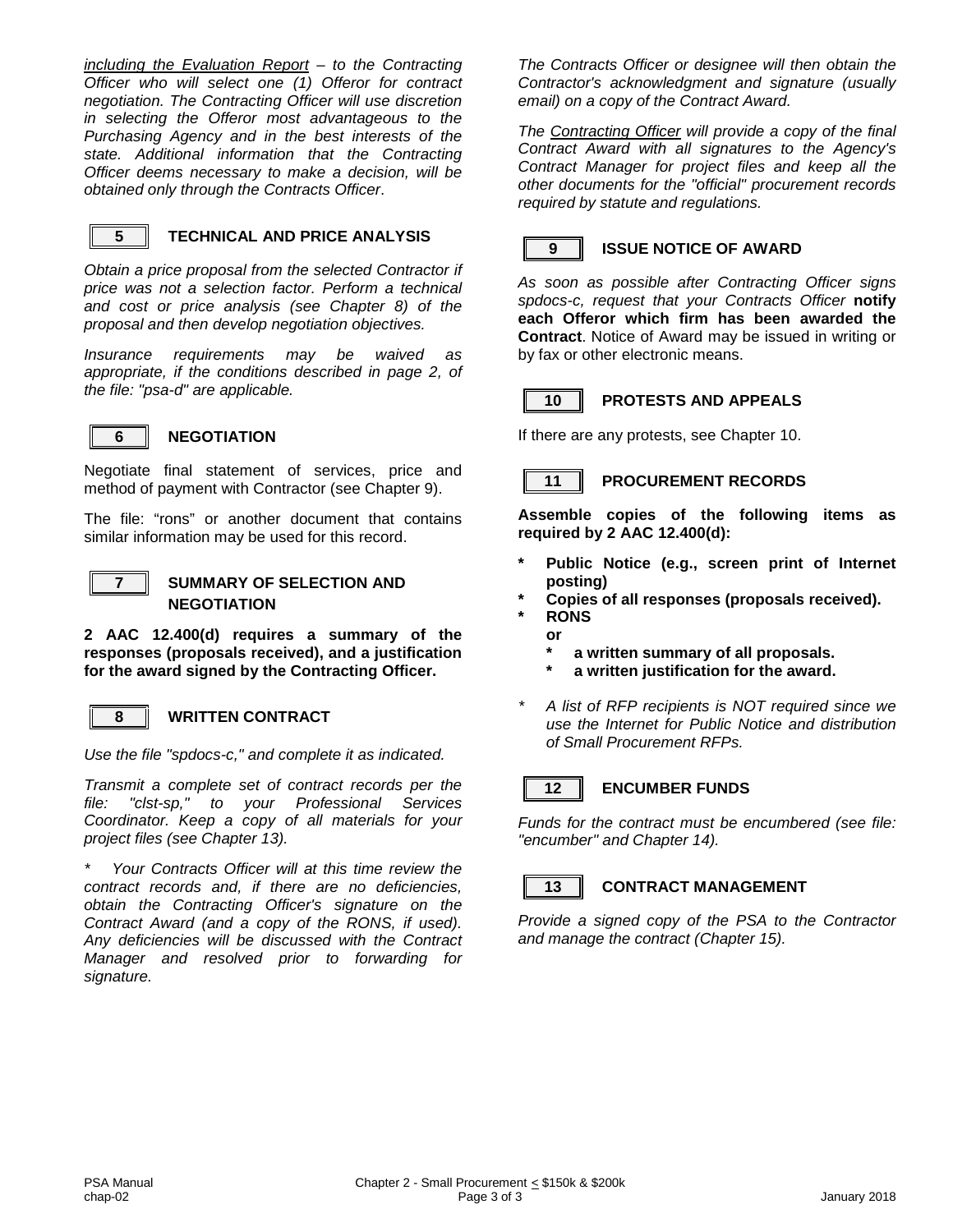*<u>including the Evaluation Report</u> – to the Contracting Officer who will select one (1) Offeror for contract negotiation. The Contracting Officer will use discretion in selecting the Offeror most advantageous to the Purchasing Agency and in the best interests of the state. Additional information that the Contracting Officer deems necessary to make a decision, will be obtained only through the Contracts Officer*.

## 5 TECHNICAL AND PRICE ANALYSIS

*Obtain a price proposal from the selected Contractor if price was not a selection factor. Perform a technical and cost or price analysis (see Chapter 8) of the proposal and then develop negotiation objectives.*

*Insurance requirements may be waived as appropriate, if the conditions described in page 2, of the file: "psa-d" are applicable.*

## 6 NEGOTIATION

Negotiate final statement of services, price and method of payment with Contractor (see Chapter 9).

The file: "rons" or another document that contains similar information may be used for this record.

## 7 SUMMARY OF SELECTION AND NEGOTIATION

**2 AAC 12.400(d) requires a summary of the responses (proposals received), and a justification for the award signed by the Contracting Officer.**

## 8 WRITTEN CONTRACT

*Use the file "spdocs-c," and complete it as indicated.*

*Transmit a complete set of contract records per the file: "clst-sp," to your Professional Services Coordinator. Keep a copy of all materials for your project files (see Chapter 13).*

\* *Your Contracts Officer will at this time review the contract records and, if there are no deficiencies, obtain the Contracting Officer's signature on the Contract Award (and a copy of the RONS, if used). Any deficiencies will be discussed with the Contract Manager and resolved prior to forwarding for signature.*

*The Contracts Officer or designee will then obtain the Contractor's acknowledgment and signature (usually email) on a copy of the Contract Award.*

*The <u>Contracting Officer</u> will provide a copy of the final Contract Award with all signatures to the Agency's Contract Manager for project files and keep all the other documents for the "official" procurement records required by statute and regulations.*

## 9 ISSUE NOTICE OF AWARD

*As soon as possible after Contracting Officer signs spdocs-c, request that your Contracts Officer* **notify each Offeror which firm has been awarded the Contract**. Notice of Award may be issued in writing or by fax or other electronic means.

## 10 PROTESTS AND APPEALS

If there are any protests, see Chapter 10.

## 11 PROCUREMENT RECORDS

**Assemble copies of the following items as required by 2 AAC 12.400(d):**

- **Public Notice (e.g., screen print of Internet posting)**
- **Copies of all responses (proposals received).**
- **RONS**
  **or**
  - **a written summary of all proposals.**
  - **a written justification for the award.**
- *A list of RFP recipients is NOT required since we use the Internet for Public Notice and distribution of Small Procurement RFPs.*

## 12 ENCUMBER FUNDS

*Funds for the contract must be encumbered (see file: "encumber" and Chapter 14).*

## 13 CONTRACT MANAGEMENT

*Provide a signed copy of the PSA to the Contractor and manage the contract (Chapter 15).*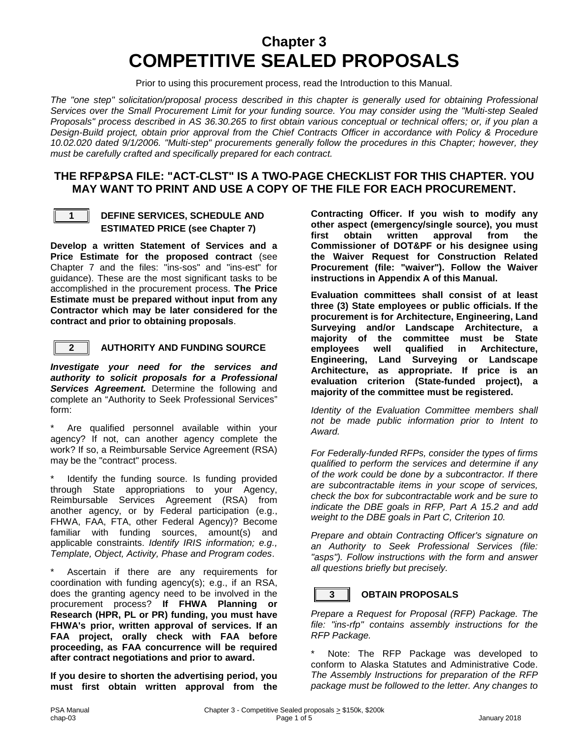# Chapter 3
# COMPETITIVE SEALED PROPOSALS

Prior to using this procurement process, read the Introduction to this Manual.

*The "one step" solicitation/proposal process described in this chapter is generally used for obtaining Professional Services over the Small Procurement Limit for your funding source. You may consider using the "Multi-step Sealed Proposals" process described in AS 36.30.265 to first obtain various conceptual or technical offers; or, if you plan a Design-Build project, obtain prior approval from the Chief Contracts Officer in accordance with Policy & Procedure 10.02.020 dated 9/1/2006. "Multi-step" procurements generally follow the procedures in this Chapter; however, they must be carefully crafted and specifically prepared for each contract.*

## THE RFP&PSA FILE: "ACT-CLST" IS A TWO-PAGE CHECKLIST FOR THIS CHAPTER. YOU MAY WANT TO PRINT AND USE A COPY OF THE FILE FOR EACH PROCUREMENT.

### 1 DEFINE SERVICES, SCHEDULE AND ESTIMATED PRICE (see Chapter 7)

**Develop a written Statement of Services and a Price Estimate for the proposed contract** (see Chapter 7 and the files: "ins-sos" and "ins-est" for guidance). These are the most significant tasks to be accomplished in the procurement process. **The Price Estimate must be prepared without input from any Contractor which may be later considered for the contract and prior to obtaining proposals**.

### 2 AUTHORITY AND FUNDING SOURCE

***Investigate your need for the services and authority to solicit proposals for a Professional Services Agreement.*** Determine the following and complete an "Authority to Seek Professional Services" form:

\* Are qualified personnel available within your agency? If not, can another agency complete the work? If so, a Reimbursable Service Agreement (RSA) may be the "contract" process.

\* Identify the funding source. Is funding provided through State appropriations to your Agency, Reimbursable Services Agreement (RSA) from another agency, or by Federal participation (e.g., FHWA, FAA, FTA, other Federal Agency)? Become familiar with funding sources, amount(s) and applicable constraints. *Identify IRIS information; e.g., Template, Object, Activity, Phase and Program codes*.

\* Ascertain if there are any requirements for coordination with funding agency(s); e.g., if an RSA, does the granting agency need to be involved in the procurement process? **If FHWA Planning or Research (HPR, PL or PR) funding, you must have FHWA's prior, written approval of services. If an FAA project, orally check with FAA before proceeding, as FAA concurrence will be required after contract negotiations and prior to award.**

**If you desire to shorten the advertising period, you must first obtain written approval from the Contracting Officer. If you wish to modify any other aspect (emergency/single source), you must first obtain written approval from the Commissioner of DOT&PF or his designee using the Waiver Request for Construction Related Procurement (file: "waiver"). Follow the Waiver instructions in Appendix A of this Manual.**

**Evaluation committees shall consist of at least three (3) State employees or public officials. If the procurement is for Architecture, Engineering, Land Surveying and/or Landscape Architecture, a majority of the committee must be State employees well qualified in Architecture, Engineering, Land Surveying or Landscape Architecture, as appropriate. If price is an evaluation criterion (State-funded project), a majority of the committee must be registered.**

*Identity of the Evaluation Committee members shall not be made public information prior to Intent to Award.*

*For Federally-funded RFPs, consider the types of firms qualified to perform the services and determine if any of the work could be done by a subcontractor. If there are subcontractable items in your scope of services, check the box for subcontractable work and be sure to indicate the DBE goals in RFP, Part A 15.2 and add weight to the DBE goals in Part C, Criterion 10.*

*Prepare and obtain Contracting Officer's signature on an Authority to Seek Professional Services (file: "asps"). Follow instructions with the form and answer all questions briefly but precisely.*

### 3 OBTAIN PROPOSALS

*Prepare a Request for Proposal (RFP) Package. The file: "ins-rfp" contains assembly instructions for the RFP Package.*

\* Note: The RFP Package was developed to conform to Alaska Statutes and Administrative Code. *The Assembly Instructions for preparation of the RFP package must be followed to the letter. Any changes to*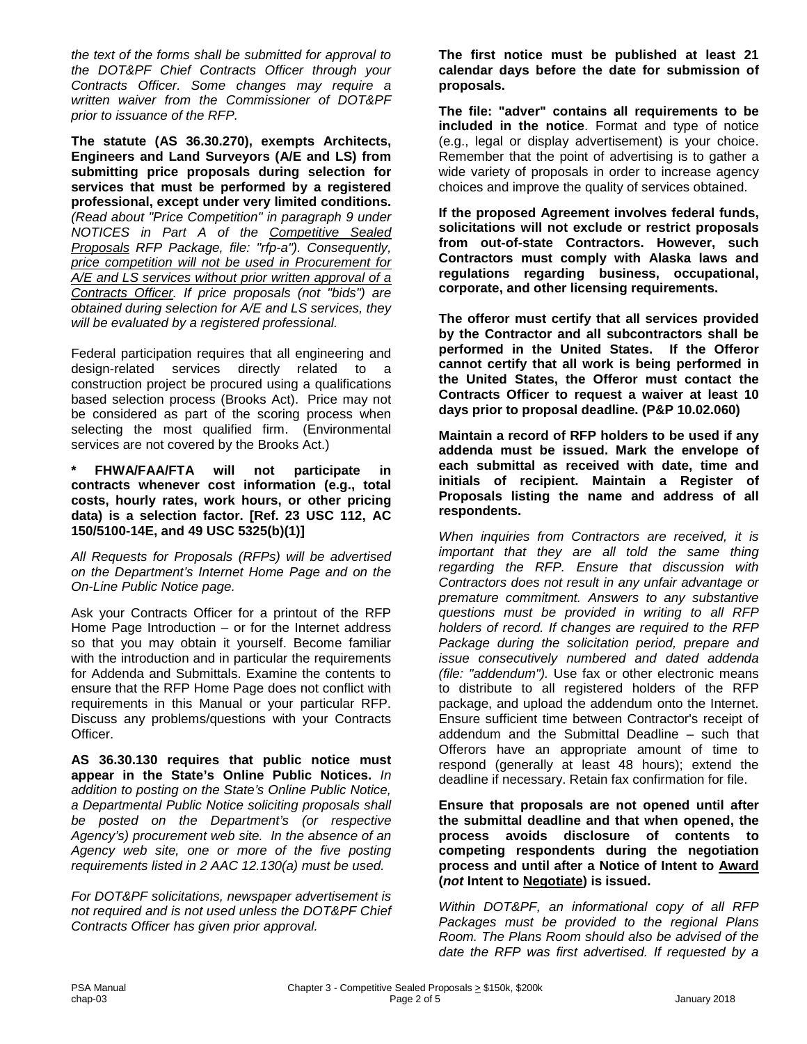*the text of the forms shall be submitted for approval to the DOT&PF Chief Contracts Officer through your Contracts Officer. Some changes may require a written waiver from the Commissioner of DOT&PF prior to issuance of the RFP.*

**The statute (AS 36.30.270), exempts Architects, Engineers and Land Surveyors (A/E and LS) from submitting price proposals during selection for services that must be performed by a registered professional, except under very limited conditions.** *(Read about "Price Competition" in paragraph 9 under NOTICES in Part A of the Competitive Sealed Proposals RFP Package, file: "rfp-a"). Consequently, price competition will not be used in Procurement for A/E and LS services without prior written approval of a Contracts Officer. If price proposals (not "bids") are obtained during selection for A/E and LS services, they will be evaluated by a registered professional.*

Federal participation requires that all engineering and design-related services directly related to a construction project be procured using a qualifications based selection process (Brooks Act). Price may not be considered as part of the scoring process when selecting the most qualified firm. (Environmental services are not covered by the Brooks Act.)

**\* FHWA/FAA/FTA will not participate in contracts whenever cost information (e.g., total costs, hourly rates, work hours, or other pricing data) is a selection factor. [Ref. 23 USC 112, AC 150/5100-14E, and 49 USC 5325(b)(1)]**

*All Requests for Proposals (RFPs) will be advertised on the Department's Internet Home Page and on the On-Line Public Notice page.*

Ask your Contracts Officer for a printout of the RFP Home Page Introduction – or for the Internet address so that you may obtain it yourself. Become familiar with the introduction and in particular the requirements for Addenda and Submittals. Examine the contents to ensure that the RFP Home Page does not conflict with requirements in this Manual or your particular RFP. Discuss any problems/questions with your Contracts Officer.

**AS 36.30.130 requires that public notice must appear in the State's Online Public Notices.** *In addition to posting on the State's Online Public Notice, a Departmental Public Notice soliciting proposals shall be posted on the Department's (or respective Agency's) procurement web site. In the absence of an Agency web site, one or more of the five posting requirements listed in 2 AAC 12.130(a) must be used.*

*For DOT&PF solicitations, newspaper advertisement is not required and is not used unless the DOT&PF Chief Contracts Officer has given prior approval.*

**The first notice must be published at least 21 calendar days before the date for submission of proposals.**

**The file: "adver" contains all requirements to be included in the notice**. Format and type of notice (e.g., legal or display advertisement) is your choice. Remember that the point of advertising is to gather a wide variety of proposals in order to increase agency choices and improve the quality of services obtained.

**If the proposed Agreement involves federal funds, solicitations will not exclude or restrict proposals from out-of-state Contractors. However, such Contractors must comply with Alaska laws and regulations regarding business, occupational, corporate, and other licensing requirements.**

**The offeror must certify that all services provided by the Contractor and all subcontractors shall be performed in the United States. If the Offeror cannot certify that all work is being performed in the United States, the Offeror must contact the Contracts Officer to request a waiver at least 10 days prior to proposal deadline. (P&P 10.02.060)**

**Maintain a record of RFP holders to be used if any addenda must be issued. Mark the envelope of each submittal as received with date, time and initials of recipient. Maintain a Register of Proposals listing the name and address of all respondents.**

*When inquiries from Contractors are received, it is important that they are all told the same thing regarding the RFP. Ensure that discussion with Contractors does not result in any unfair advantage or premature commitment. Answers to any substantive questions must be provided in writing to all RFP holders of record. If changes are required to the RFP Package during the solicitation period, prepare and issue consecutively numbered and dated addenda (file: "addendum").* Use fax or other electronic means to distribute to all registered holders of the RFP package, and upload the addendum onto the Internet. Ensure sufficient time between Contractor's receipt of addendum and the Submittal Deadline – such that Offerors have an appropriate amount of time to respond (generally at least 48 hours); extend the deadline if necessary. Retain fax confirmation for file.

**Ensure that proposals are not opened until after the submittal deadline and that when opened, the process avoids disclosure of contents to competing respondents during the negotiation process and until after a Notice of Intent to Award (*not* Intent to Negotiate) is issued.**

*Within DOT&PF, an informational copy of all RFP Packages must be provided to the regional Plans Room. The Plans Room should also be advised of the date the RFP was first advertised. If requested by a*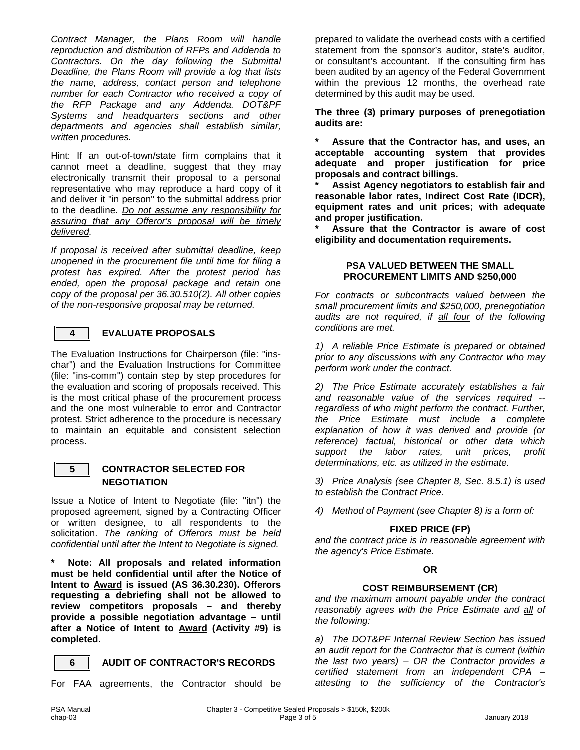*Contract Manager, the Plans Room will handle reproduction and distribution of RFPs and Addenda to Contractors. On the day following the Submittal Deadline, the Plans Room will provide a log that lists the name, address, contact person and telephone number for each Contractor who received a copy of the RFP Package and any Addenda. DOT&PF Systems and headquarters sections and other departments and agencies shall establish similar, written procedures.*

Hint: If an out-of-town/state firm complains that it cannot meet a deadline, suggest that they may electronically transmit their proposal to a personal representative who may reproduce a hard copy of it and deliver it "in person" to the submittal address prior to the deadline. *Do not assume any responsibility for assuring that any Offeror's proposal will be timely delivered.*

*If proposal is received after submittal deadline, keep unopened in the procurement file until time for filing a protest has expired. After the protest period has ended, open the proposal package and retain one copy of the proposal per 36.30.510(2). All other copies of the non-responsive proposal may be returned.*

## 4 EVALUATE PROPOSALS

The Evaluation Instructions for Chairperson (file: "ins-char") and the Evaluation Instructions for Committee (file: "ins-comm") contain step by step procedures for the evaluation and scoring of proposals received. This is the most critical phase of the procurement process and the one most vulnerable to error and Contractor protest. Strict adherence to the procedure is necessary to maintain an equitable and consistent selection process.

## 5 CONTRACTOR SELECTED FOR NEGOTIATION

Issue a Notice of Intent to Negotiate (file: "itn") the proposed agreement, signed by a Contracting Officer or written designee, to all respondents to the solicitation. *The ranking of Offerors must be held confidential until after the Intent to Negotiate is signed.*

**\* Note: All proposals and related information must be held confidential until after the Notice of Intent to Award is issued (AS 36.30.230). Offerors requesting a debriefing shall not be allowed to review competitors proposals – and thereby provide a possible negotiation advantage – until after a Notice of Intent to Award (Activity #9) is completed.**

## 6 AUDIT OF CONTRACTOR'S RECORDS

For FAA agreements, the Contractor should be prepared to validate the overhead costs with a certified statement from the sponsor's auditor, state's auditor, or consultant's accountant. If the consulting firm has been audited by an agency of the Federal Government within the previous 12 months, the overhead rate determined by this audit may be used.

**The three (3) primary purposes of prenegotiation audits are:**

**\* Assure that the Contractor has, and uses, an acceptable accounting system that provides adequate and proper justification for price proposals and contract billings.**

**\* Assist Agency negotiators to establish fair and reasonable labor rates, Indirect Cost Rate (IDCR), equipment rates and unit prices; with adequate and proper justification.**

**\* Assure that the Contractor is aware of cost eligibility and documentation requirements.**

### PSA VALUED BETWEEN THE SMALL PROCUREMENT LIMITS AND $250,000

*For contracts or subcontracts valued between the small procurement limits and $250,000, prenegotiation audits are not required, if all four of the following conditions are met.*

*1) A reliable Price Estimate is prepared or obtained prior to any discussions with any Contractor who may perform work under the contract.*

*2) The Price Estimate accurately establishes a fair and reasonable value of the services required -- regardless of who might perform the contract. Further, the Price Estimate must include a complete explanation of how it was derived and provide (or reference) factual, historical or other data which support the labor rates, unit prices, profit determinations, etc. as utilized in the estimate.*

*3) Price Analysis (see Chapter 8, Sec. 8.5.1) is used to establish the Contract Price.*

*4) Method of Payment (see Chapter 8) is a form of:*

**FIXED PRICE (FP)**

*and the contract price is in reasonable agreement with the agency's Price Estimate.*

**OR**

**COST REIMBURSEMENT (CR)**

*and the maximum amount payable under the contract reasonably agrees with the Price Estimate and all of the following:*

*a) The DOT&PF Internal Review Section has issued an audit report for the Contractor that is current (within the last two years) – OR the Contractor provides a certified statement from an independent CPA – attesting to the sufficiency of the Contractor's*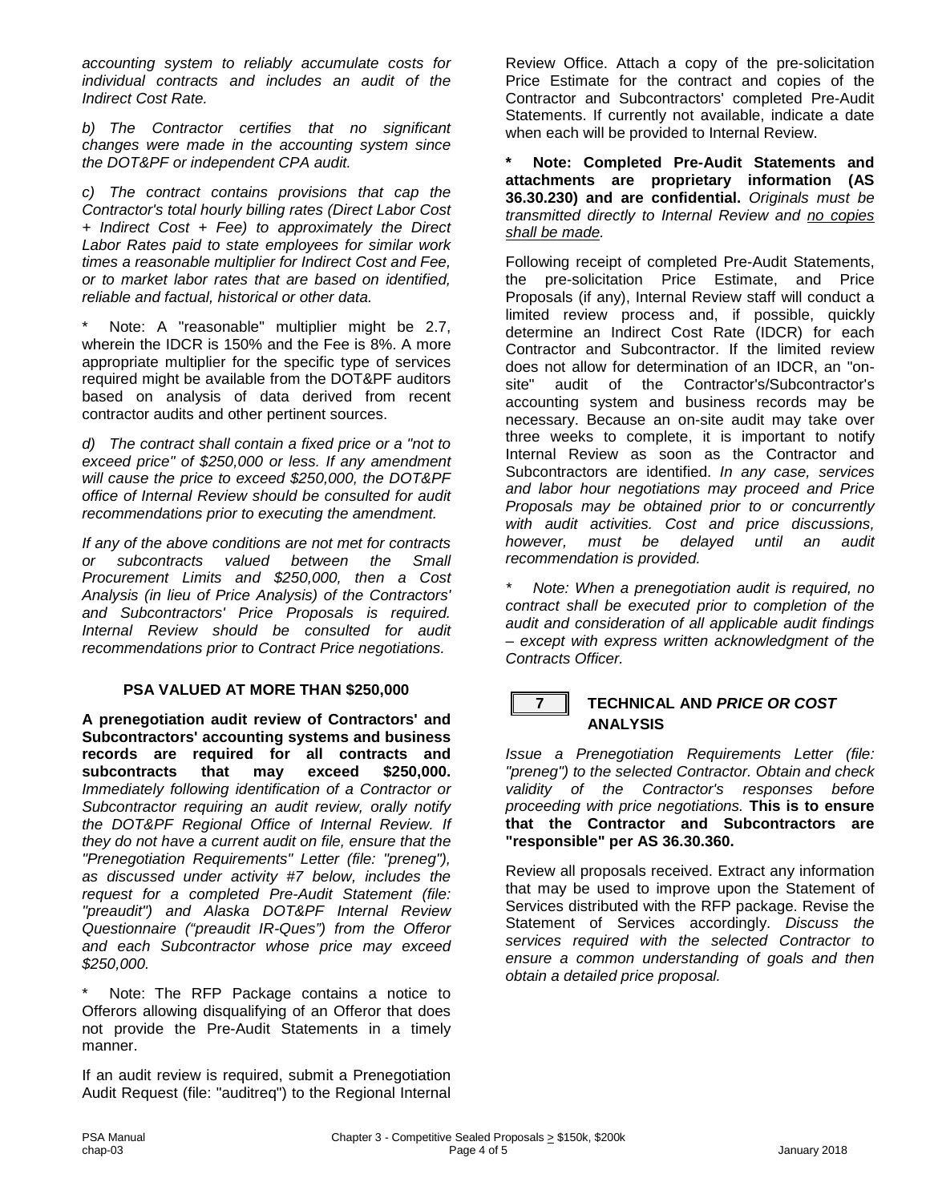*accounting system to reliably accumulate costs for individual contracts and includes an audit of the Indirect Cost Rate.*

*b) The Contractor certifies that no significant changes were made in the accounting system since the DOT&PF or independent CPA audit.*

*c) The contract contains provisions that cap the Contractor's total hourly billing rates (Direct Labor Cost + Indirect Cost + Fee) to approximately the Direct Labor Rates paid to state employees for similar work times a reasonable multiplier for Indirect Cost and Fee, or to market labor rates that are based on identified, reliable and factual, historical or other data.*

\* Note: A "reasonable" multiplier might be 2.7, wherein the IDCR is 150% and the Fee is 8%. A more appropriate multiplier for the specific type of services required might be available from the DOT&PF auditors based on analysis of data derived from recent contractor audits and other pertinent sources.

*d) The contract shall contain a fixed price or a "not to exceed price" of $250,000 or less. If any amendment will cause the price to exceed $250,000, the DOT&PF office of Internal Review should be consulted for audit recommendations prior to executing the amendment.*

*If any of the above conditions are not met for contracts or subcontracts valued between the Small Procurement Limits and $250,000, then a Cost Analysis (in lieu of Price Analysis) of the Contractors' and Subcontractors' Price Proposals is required. Internal Review should be consulted for audit recommendations prior to Contract Price negotiations.*

### PSA VALUED AT MORE THAN $250,000

**A prenegotiation audit review of Contractors' and Subcontractors' accounting systems and business records are required for all contracts and subcontracts that may exceed $250,000.** *Immediately following identification of a Contractor or Subcontractor requiring an audit review, orally notify the DOT&PF Regional Office of Internal Review. If they do not have a current audit on file, ensure that the "Prenegotiation Requirements" Letter (file: "preneg"), as discussed under activity #7 below, includes the request for a completed Pre-Audit Statement (file: "preaudit") and Alaska DOT&PF Internal Review Questionnaire ("preaudit IR-Ques") from the Offeror and each Subcontractor whose price may exceed $250,000.*

\* Note: The RFP Package contains a notice to Offerors allowing disqualifying of an Offeror that does not provide the Pre-Audit Statements in a timely manner.

If an audit review is required, submit a Prenegotiation Audit Request (file: "auditreq") to the Regional Internal Review Office. Attach a copy of the pre-solicitation Price Estimate for the contract and copies of the Contractor and Subcontractors' completed Pre-Audit Statements. If currently not available, indicate a date when each will be provided to Internal Review.

**\* Note: Completed Pre-Audit Statements and attachments are proprietary information (AS 36.30.230) and are confidential.** *Originals must be transmitted directly to Internal Review and <u>no copies shall be made</u>.*

Following receipt of completed Pre-Audit Statements, the pre-solicitation Price Estimate, and Price Proposals (if any), Internal Review staff will conduct a limited review process and, if possible, quickly determine an Indirect Cost Rate (IDCR) for each Contractor and Subcontractor. If the limited review does not allow for determination of an IDCR, an "on-site" audit of the Contractor's/Subcontractor's accounting system and business records may be necessary. Because an on-site audit may take over three weeks to complete, it is important to notify Internal Review as soon as the Contractor and Subcontractors are identified. *In any case, services and labor hour negotiations may proceed and Price Proposals may be obtained prior to or concurrently with audit activities. Cost and price discussions, however, must be delayed until an audit recommendation is provided.*

*\* Note: When a prenegotiation audit is required, no contract shall be executed prior to completion of the audit and consideration of all applicable audit findings – except with express written acknowledgment of the Contracts Officer.*

### 7 TECHNICAL AND *PRICE OR COST* ANALYSIS

*Issue a Prenegotiation Requirements Letter (file: "preneg") to the selected Contractor. Obtain and check validity of the Contractor's responses before proceeding with price negotiations.* **This is to ensure that the Contractor and Subcontractors are "responsible" per AS 36.30.360.**

Review all proposals received. Extract any information that may be used to improve upon the Statement of Services distributed with the RFP package. Revise the Statement of Services accordingly. *Discuss the services required with the selected Contractor to ensure a common understanding of goals and then obtain a detailed price proposal.*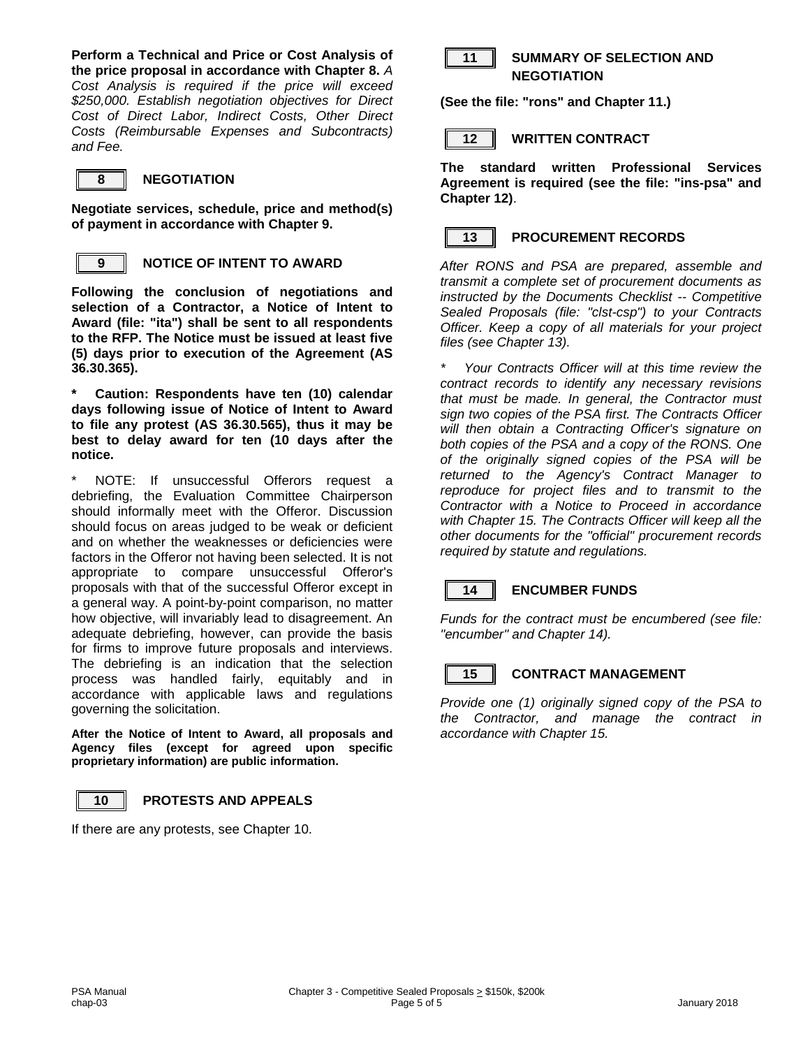**Perform a Technical and Price or Cost Analysis of the price proposal in accordance with Chapter 8.** *A Cost Analysis is required if the price will exceed $250,000. Establish negotiation objectives for Direct Cost of Direct Labor, Indirect Costs, Other Direct Costs (Reimbursable Expenses and Subcontracts) and Fee.*

## 8 NEGOTIATION

**Negotiate services, schedule, price and method(s) of payment in accordance with Chapter 9.**

## 9 NOTICE OF INTENT TO AWARD

**Following the conclusion of negotiations and selection of a Contractor, a Notice of Intent to Award (file: "ita") shall be sent to all respondents to the RFP. The Notice must be issued at least five (5) days prior to execution of the Agreement (AS 36.30.365).**

**\* Caution: Respondents have ten (10) calendar days following issue of Notice of Intent to Award to file any protest (AS 36.30.565), thus it may be best to delay award for ten (10 days after the notice.**

\* NOTE: If unsuccessful Offerors request a debriefing, the Evaluation Committee Chairperson should informally meet with the Offeror. Discussion should focus on areas judged to be weak or deficient and on whether the weaknesses or deficiencies were factors in the Offeror not having been selected. It is not appropriate to compare unsuccessful Offeror's proposals with that of the successful Offeror except in a general way. A point-by-point comparison, no matter how objective, will invariably lead to disagreement. An adequate debriefing, however, can provide the basis for firms to improve future proposals and interviews. The debriefing is an indication that the selection process was handled fairly, equitably and in accordance with applicable laws and regulations governing the solicitation.

**After the Notice of Intent to Award, all proposals and Agency files (except for agreed upon specific proprietary information) are public information.**

## 10 PROTESTS AND APPEALS

If there are any protests, see Chapter 10.

## 11 SUMMARY OF SELECTION AND NEGOTIATION

**(See the file: "rons" and Chapter 11.)**

## 12 WRITTEN CONTRACT

**The standard written Professional Services Agreement is required (see the file: "ins-psa" and Chapter 12)**.

## 13 PROCUREMENT RECORDS

*After RONS and PSA are prepared, assemble and transmit a complete set of procurement documents as instructed by the Documents Checklist -- Competitive Sealed Proposals (file: "clst-csp") to your Contracts Officer. Keep a copy of all materials for your project files (see Chapter 13).*

*\* Your Contracts Officer will at this time review the contract records to identify any necessary revisions that must be made. In general, the Contractor must sign two copies of the PSA first. The Contracts Officer will then obtain a Contracting Officer's signature on both copies of the PSA and a copy of the RONS. One of the originally signed copies of the PSA will be returned to the Agency's Contract Manager to reproduce for project files and to transmit to the Contractor with a Notice to Proceed in accordance with Chapter 15. The Contracts Officer will keep all the other documents for the "official" procurement records required by statute and regulations.*

## 14 ENCUMBER FUNDS

*Funds for the contract must be encumbered (see file: "encumber" and Chapter 14).*

## 15 CONTRACT MANAGEMENT

*Provide one (1) originally signed copy of the PSA to the Contractor, and manage the contract in accordance with Chapter 15.*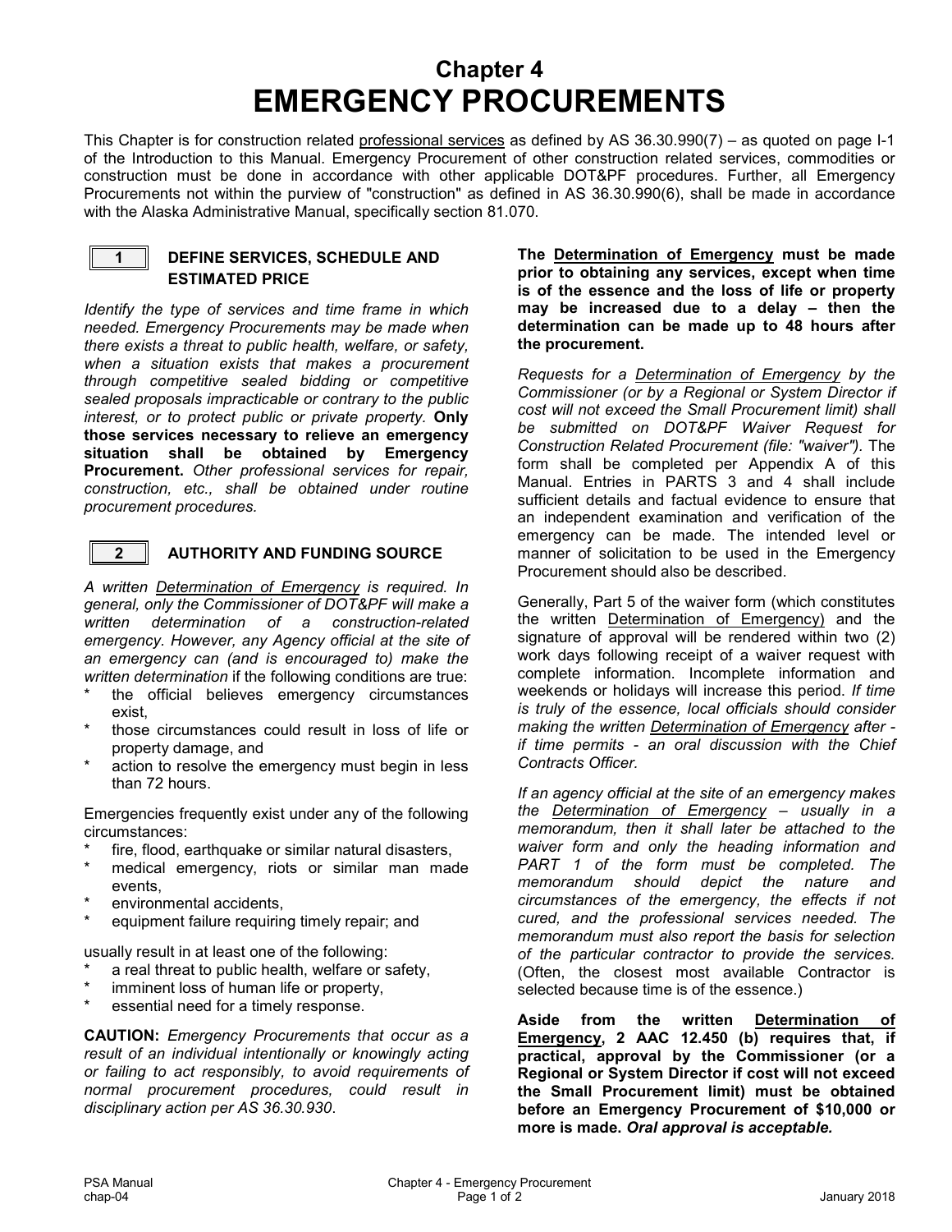# Chapter 4
# EMERGENCY PROCUREMENTS

This Chapter is for construction related professional services as defined by AS 36.30.990(7) – as quoted on page I-1 of the Introduction to this Manual. Emergency Procurement of other construction related services, commodities or construction must be done in accordance with other applicable DOT&PF procedures. Further, all Emergency Procurements not within the purview of "construction" as defined in AS 36.30.990(6), shall be made in accordance with the Alaska Administrative Manual, specifically section 81.070.

## 1 DEFINE SERVICES, SCHEDULE AND ESTIMATED PRICE

*Identify the type of services and time frame in which needed. Emergency Procurements may be made when there exists a threat to public health, welfare, or safety, when a situation exists that makes a procurement through competitive sealed bidding or competitive sealed proposals impracticable or contrary to the public interest, or to protect public or private property.* **Only those services necessary to relieve an emergency situation shall be obtained by Emergency Procurement.** *Other professional services for repair, construction, etc., shall be obtained under routine procurement procedures.*

## 2 AUTHORITY AND FUNDING SOURCE

*A written Determination of Emergency is required. In general, only the Commissioner of DOT&PF will make a written determination of a construction-related emergency. However, any Agency official at the site of an emergency can (and is encouraged to) make the written determination* if the following conditions are true:

* the official believes emergency circumstances exist,
* those circumstances could result in loss of life or property damage, and
* action to resolve the emergency must begin in less than 72 hours.

Emergencies frequently exist under any of the following circumstances:

* fire, flood, earthquake or similar natural disasters,
* medical emergency, riots or similar man made events,
* environmental accidents,
* equipment failure requiring timely repair; and

usually result in at least one of the following:

* a real threat to public health, welfare or safety,
* imminent loss of human life or property,
* essential need for a timely response.

**CAUTION:** *Emergency Procurements that occur as a result of an individual intentionally or knowingly acting or failing to act responsibly, to avoid requirements of normal procurement procedures, could result in disciplinary action per AS 36.30.930*.

**The Determination of Emergency must be made prior to obtaining any services, except when time is of the essence and the loss of life or property may be increased due to a delay – then the determination can be made up to 48 hours after the procurement.**

*Requests for a Determination of Emergency by the Commissioner (or by a Regional or System Director if cost will not exceed the Small Procurement limit) shall be submitted on DOT&PF Waiver Request for Construction Related Procurement (file: "waiver")*. The form shall be completed per Appendix A of this Manual. Entries in PARTS 3 and 4 shall include sufficient details and factual evidence to ensure that an independent examination and verification of the emergency can be made. The intended level or manner of solicitation to be used in the Emergency Procurement should also be described.

Generally, Part 5 of the waiver form (which constitutes the written Determination of Emergency) and the signature of approval will be rendered within two (2) work days following receipt of a waiver request with complete information. Incomplete information and weekends or holidays will increase this period. *If time is truly of the essence, local officials should consider making the written Determination of Emergency after - if time permits - an oral discussion with the Chief Contracts Officer.*

*If an agency official at the site of an emergency makes the Determination of Emergency – usually in a memorandum, then it shall later be attached to the waiver form and only the heading information and PART 1 of the form must be completed. The memorandum should depict the nature and circumstances of the emergency, the effects if not cured, and the professional services needed. The memorandum must also report the basis for selection of the particular contractor to provide the services.* (Often, the closest most available Contractor is selected because time is of the essence.)

**Aside from the written Determination of Emergency, 2 AAC 12.450 (b) requires that, if practical, approval by the Commissioner (or a Regional or System Director if cost will not exceed the Small Procurement limit) must be obtained before an Emergency Procurement of $10,000 or more is made.** ***Oral approval is acceptable.***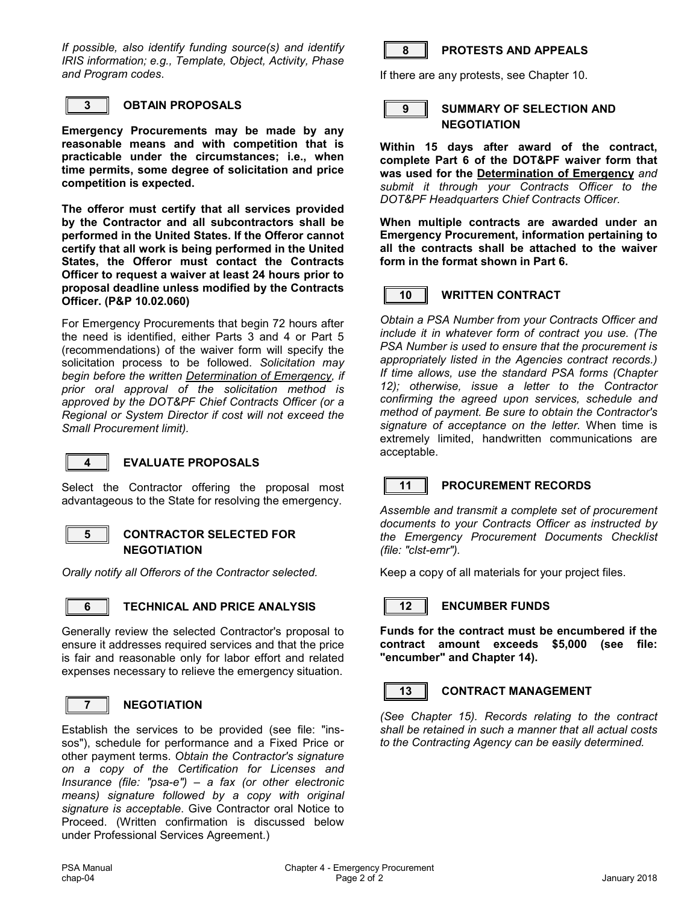*If possible, also identify funding source(s) and identify IRIS information; e.g., Template, Object, Activity, Phase and Program codes*.

## 3 OBTAIN PROPOSALS

**Emergency Procurements may be made by any reasonable means and with competition that is practicable under the circumstances; i.e., when time permits, some degree of solicitation and price competition is expected.**

**The offeror must certify that all services provided by the Contractor and all subcontractors shall be performed in the United States. If the Offeror cannot certify that all work is being performed in the United States, the Offeror must contact the Contracts Officer to request a waiver at least 24 hours prior to proposal deadline unless modified by the Contracts Officer. (P&P 10.02.060)**

For Emergency Procurements that begin 72 hours after the need is identified, either Parts 3 and 4 or Part 5 (recommendations) of the waiver form will specify the solicitation process to be followed. *Solicitation may begin before the written Determination of Emergency, if prior oral approval of the solicitation method is approved by the DOT&PF Chief Contracts Officer (or a Regional or System Director if cost will not exceed the Small Procurement limit).*

## 4 EVALUATE PROPOSALS

Select the Contractor offering the proposal most advantageous to the State for resolving the emergency.

## 5 CONTRACTOR SELECTED FOR NEGOTIATION

*Orally notify all Offerors of the Contractor selected.*

## 6 TECHNICAL AND PRICE ANALYSIS

Generally review the selected Contractor's proposal to ensure it addresses required services and that the price is fair and reasonable only for labor effort and related expenses necessary to relieve the emergency situation.

## 7 NEGOTIATION

Establish the services to be provided (see file: "ins-sos"), schedule for performance and a Fixed Price or other payment terms. *Obtain the Contractor's signature on a copy of the Certification for Licenses and Insurance (file: "psa-e") – a fax (or other electronic means) signature followed by a copy with original signature is acceptable*. Give Contractor oral Notice to Proceed. (Written confirmation is discussed below under Professional Services Agreement.)

## 8 PROTESTS AND APPEALS

If there are any protests, see Chapter 10.

## 9 SUMMARY OF SELECTION AND NEGOTIATION

**Within 15 days after award of the contract, complete Part 6 of the DOT&PF waiver form that was used for the Determination of Emergency** *and submit it through your Contracts Officer to the DOT&PF Headquarters Chief Contracts Officer.*

**When multiple contracts are awarded under an Emergency Procurement, information pertaining to all the contracts shall be attached to the waiver form in the format shown in Part 6.**

## 10 WRITTEN CONTRACT

*Obtain a PSA Number from your Contracts Officer and include it in whatever form of contract you use. (The PSA Number is used to ensure that the procurement is appropriately listed in the Agencies contract records.) If time allows, use the standard PSA forms (Chapter 12); otherwise, issue a letter to the Contractor confirming the agreed upon services, schedule and method of payment. Be sure to obtain the Contractor's signature of acceptance on the letter.* When time is extremely limited, handwritten communications are acceptable.

## 11 PROCUREMENT RECORDS

*Assemble and transmit a complete set of procurement documents to your Contracts Officer as instructed by the Emergency Procurement Documents Checklist (file: "clst-emr").*

Keep a copy of all materials for your project files.

## 12 ENCUMBER FUNDS

**Funds for the contract must be encumbered if the contract amount exceeds $5,000 (see file: "encumber" and Chapter 14).**

## 13 CONTRACT MANAGEMENT

*(See Chapter 15). Records relating to the contract shall be retained in such a manner that all actual costs to the Contracting Agency can be easily determined.*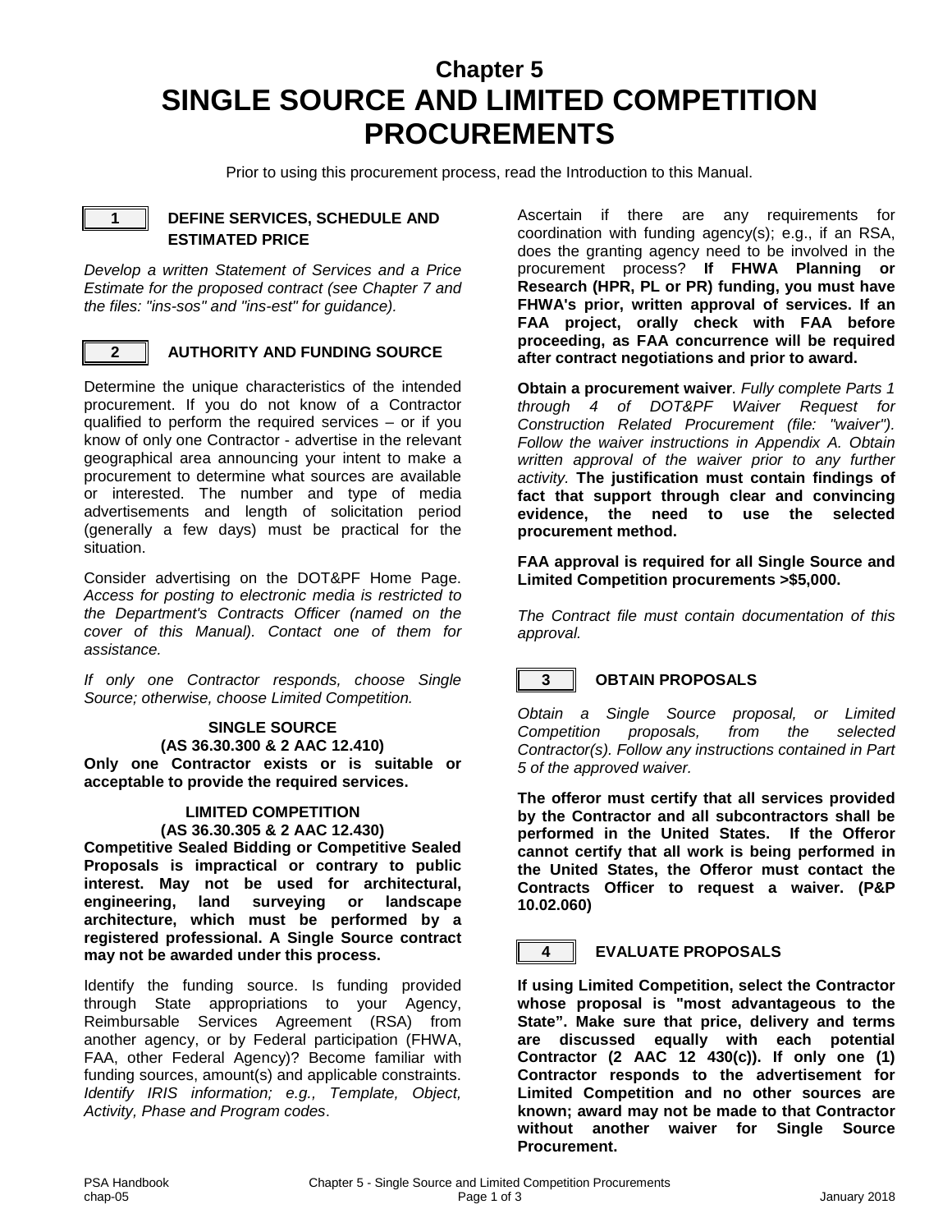# Chapter 5
# SINGLE SOURCE AND LIMITED COMPETITION PROCUREMENTS

Prior to using this procurement process, read the Introduction to this Manual.

## 1 DEFINE SERVICES, SCHEDULE AND ESTIMATED PRICE

*Develop a written Statement of Services and a Price Estimate for the proposed contract (see Chapter 7 and the files: "ins-sos" and "ins-est" for guidance).*

## 2 AUTHORITY AND FUNDING SOURCE

Determine the unique characteristics of the intended procurement. If you do not know of a Contractor qualified to perform the required services – or if you know of only one Contractor - advertise in the relevant geographical area announcing your intent to make a procurement to determine what sources are available or interested. The number and type of media advertisements and length of solicitation period (generally a few days) must be practical for the situation.

Consider advertising on the DOT&PF Home Page. *Access for posting to electronic media is restricted to the Department's Contracts Officer (named on the cover of this Manual). Contact one of them for assistance.*

*If only one Contractor responds, choose Single Source; otherwise, choose Limited Competition.*

**SINGLE SOURCE**
**(AS 36.30.300 & 2 AAC 12.410)**
**Only one Contractor exists or is suitable or acceptable to provide the required services.**

**LIMITED COMPETITION**
**(AS 36.30.305 & 2 AAC 12.430)**
**Competitive Sealed Bidding or Competitive Sealed Proposals is impractical or contrary to public interest. May not be used for architectural, engineering, land surveying or landscape architecture, which must be performed by a registered professional. A Single Source contract may not be awarded under this process.**

Identify the funding source. Is funding provided through State appropriations to your Agency, Reimbursable Services Agreement (RSA) from another agency, or by Federal participation (FHWA, FAA, other Federal Agency)? Become familiar with funding sources, amount(s) and applicable constraints. *Identify IRIS information; e.g., Template, Object, Activity, Phase and Program codes*.

Ascertain if there are any requirements for coordination with funding agency(s); e.g., if an RSA, does the granting agency need to be involved in the procurement process? **If FHWA Planning or Research (HPR, PL or PR) funding, you must have FHWA's prior, written approval of services. If an FAA project, orally check with FAA before proceeding, as FAA concurrence will be required after contract negotiations and prior to award.**

**Obtain a procurement waiver**. *Fully complete Parts 1 through 4 of DOT&PF Waiver Request for Construction Related Procurement (file: "waiver"). Follow the waiver instructions in Appendix A. Obtain written approval of the waiver prior to any further activity.* **The justification must contain findings of fact that support through clear and convincing evidence, the need to use the selected procurement method.**

**FAA approval is required for all Single Source and Limited Competition procurements >$5,000.**

*The Contract file must contain documentation of this approval.*

## 3 OBTAIN PROPOSALS

*Obtain a Single Source proposal, or Limited Competition proposals, from the selected Contractor(s). Follow any instructions contained in Part 5 of the approved waiver.*

**The offeror must certify that all services provided by the Contractor and all subcontractors shall be performed in the United States. If the Offeror cannot certify that all work is being performed in the United States, the Offeror must contact the Contracts Officer to request a waiver. (P&P 10.02.060)**

## 4 EVALUATE PROPOSALS

**If using Limited Competition, select the Contractor whose proposal is "most advantageous to the State". Make sure that price, delivery and terms are discussed equally with each potential Contractor (2 AAC 12 430(c)). If only one (1) Contractor responds to the advertisement for Limited Competition and no other sources are known; award may not be made to that Contractor without another waiver for Single Source Procurement.**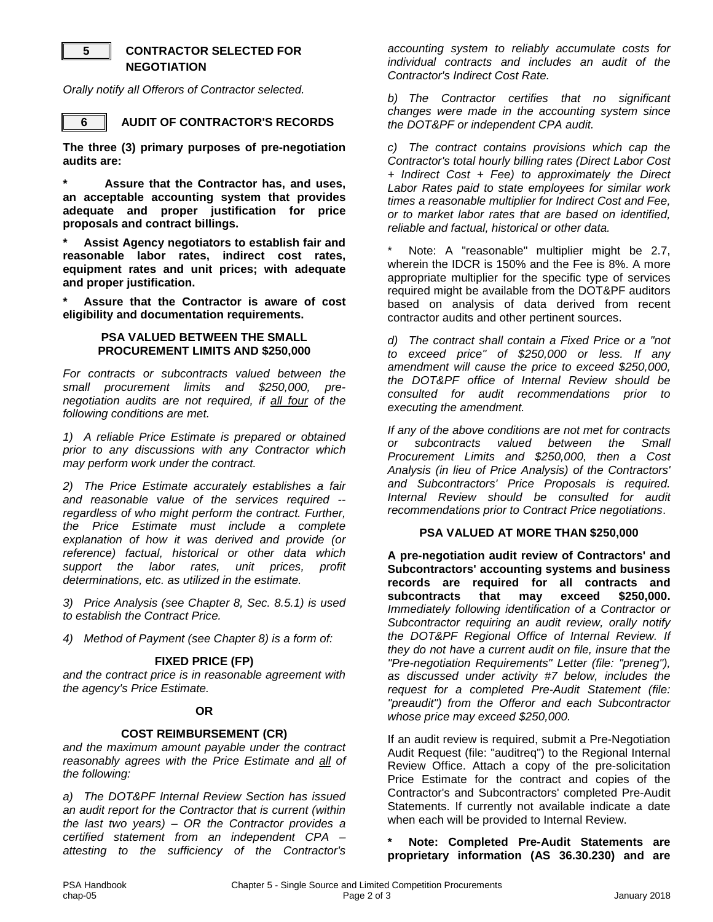## 5 CONTRACTOR SELECTED FOR NEGOTIATION

*Orally notify all Offerors of Contractor selected.*

## 6 AUDIT OF CONTRACTOR'S RECORDS

**The three (3) primary purposes of pre-negotiation audits are:**

**\* Assure that the Contractor has, and uses, an acceptable accounting system that provides adequate and proper justification for price proposals and contract billings.**

**\* Assist Agency negotiators to establish fair and reasonable labor rates, indirect cost rates, equipment rates and unit prices; with adequate and proper justification.**

**\* Assure that the Contractor is aware of cost eligibility and documentation requirements.**

### PSA VALUED BETWEEN THE SMALL PROCUREMENT LIMITS AND $250,000

*For contracts or subcontracts valued between the small procurement limits and $250,000, pre-negotiation audits are not required, if* ***all four*** *of the following conditions are met.*

*1) A reliable Price Estimate is prepared or obtained prior to any discussions with any Contractor which may perform work under the contract.*

*2) The Price Estimate accurately establishes a fair and reasonable value of the services required -- regardless of who might perform the contract. Further, the Price Estimate must include a complete explanation of how it was derived and provide (or reference) factual, historical or other data which support the labor rates, unit prices, profit determinations, etc. as utilized in the estimate.*

*3) Price Analysis (see Chapter 8, Sec. 8.5.1) is used to establish the Contract Price.*

*4) Method of Payment (see Chapter 8) is a form of:*

**FIXED PRICE (FP)**

*and the contract price is in reasonable agreement with the agency's Price Estimate.*

**OR**

**COST REIMBURSEMENT (CR)**

*and the maximum amount payable under the contract reasonably agrees with the Price Estimate and* ***all*** *of the following:*

*a) The DOT&PF Internal Review Section has issued an audit report for the Contractor that is current (within the last two years) – OR the Contractor provides a certified statement from an independent CPA – attesting to the sufficiency of the Contractor's accounting system to reliably accumulate costs for individual contracts and includes an audit of the Contractor's Indirect Cost Rate.*

*b) The Contractor certifies that no significant changes were made in the accounting system since the DOT&PF or independent CPA audit.*

*c) The contract contains provisions which cap the Contractor's total hourly billing rates (Direct Labor Cost + Indirect Cost + Fee) to approximately the Direct Labor Rates paid to state employees for similar work times a reasonable multiplier for Indirect Cost and Fee, or to market labor rates that are based on identified, reliable and factual, historical or other data.*

\* Note: A "reasonable" multiplier might be 2.7, wherein the IDCR is 150% and the Fee is 8%. A more appropriate multiplier for the specific type of services required might be available from the DOT&PF auditors based on analysis of data derived from recent contractor audits and other pertinent sources.

*d) The contract shall contain a Fixed Price or a "not to exceed price" of $250,000 or less. If any amendment will cause the price to exceed $250,000, the DOT&PF office of Internal Review should be consulted for audit recommendations prior to executing the amendment.*

*If any of the above conditions are not met for contracts or subcontracts valued between the Small Procurement Limits and $250,000, then a Cost Analysis (in lieu of Price Analysis) of the Contractors' and Subcontractors' Price Proposals is required. Internal Review should be consulted for audit recommendations prior to Contract Price negotiations*.

### PSA VALUED AT MORE THAN $250,000

**A pre-negotiation audit review of Contractors' and Subcontractors' accounting systems and business records are required for all contracts and subcontracts that may exceed $250,000.** *Immediately following identification of a Contractor or Subcontractor requiring an audit review, orally notify the DOT&PF Regional Office of Internal Review. If they do not have a current audit on file, insure that the "Pre-negotiation Requirements" Letter (file: "preneg"), as discussed under activity #7 below, includes the request for a completed Pre-Audit Statement (file: "preaudit") from the Offeror and each Subcontractor whose price may exceed $250,000.*

If an audit review is required, submit a Pre-Negotiation Audit Request (file: "auditreq") to the Regional Internal Review Office. Attach a copy of the pre-solicitation Price Estimate for the contract and copies of the Contractor's and Subcontractors' completed Pre-Audit Statements. If currently not available indicate a date when each will be provided to Internal Review.

**\* Note: Completed Pre-Audit Statements are proprietary information (AS 36.30.230) and are**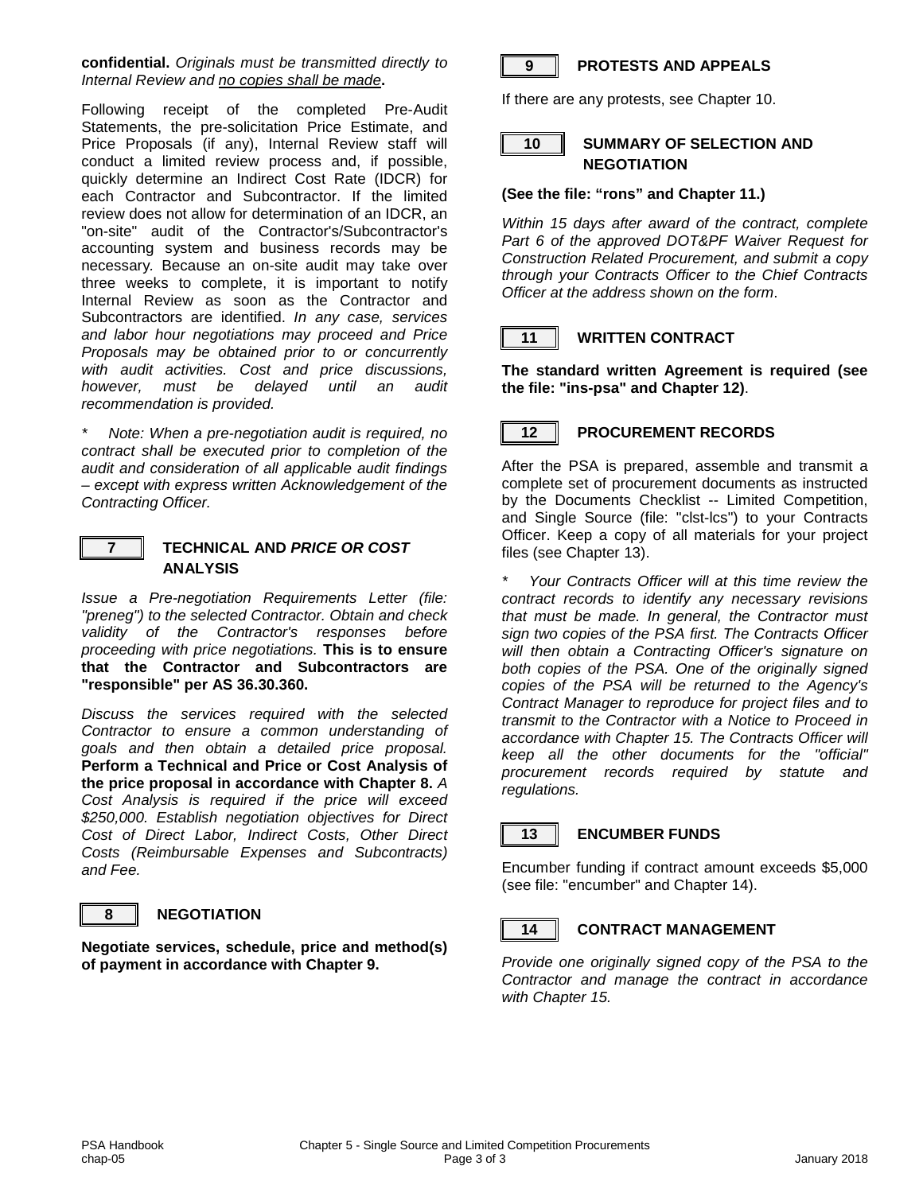**confidential.** *Originals must be transmitted directly to Internal Review and no copies shall be made***.**

Following receipt of the completed Pre-Audit Statements, the pre-solicitation Price Estimate, and Price Proposals (if any), Internal Review staff will conduct a limited review process and, if possible, quickly determine an Indirect Cost Rate (IDCR) for each Contractor and Subcontractor. If the limited review does not allow for determination of an IDCR, an "on-site" audit of the Contractor's/Subcontractor's accounting system and business records may be necessary. Because an on-site audit may take over three weeks to complete, it is important to notify Internal Review as soon as the Contractor and Subcontractors are identified. *In any case, services and labor hour negotiations may proceed and Price Proposals may be obtained prior to or concurrently with audit activities. Cost and price discussions, however, must be delayed until an audit recommendation is provided.*

* *Note: When a pre-negotiation audit is required, no contract shall be executed prior to completion of the audit and consideration of all applicable audit findings – except with express written Acknowledgement of the Contracting Officer.*

## 7 TECHNICAL AND *PRICE OR COST* ANALYSIS

*Issue a Pre-negotiation Requirements Letter (file: "preneg") to the selected Contractor. Obtain and check validity of the Contractor's responses before proceeding with price negotiations.* **This is to ensure that the Contractor and Subcontractors are "responsible" per AS 36.30.360.**

*Discuss the services required with the selected Contractor to ensure a common understanding of goals and then obtain a detailed price proposal.* **Perform a Technical and Price or Cost Analysis of the price proposal in accordance with Chapter 8.** *A Cost Analysis is required if the price will exceed $250,000. Establish negotiation objectives for Direct Cost of Direct Labor, Indirect Costs, Other Direct Costs (Reimbursable Expenses and Subcontracts) and Fee.*

## 8 NEGOTIATION

**Negotiate services, schedule, price and method(s) of payment in accordance with Chapter 9.**

## 9 PROTESTS AND APPEALS

If there are any protests, see Chapter 10.

## 10 SUMMARY OF SELECTION AND NEGOTIATION

**(See the file: "rons" and Chapter 11.)**

*Within 15 days after award of the contract, complete Part 6 of the approved DOT&PF Waiver Request for Construction Related Procurement, and submit a copy through your Contracts Officer to the Chief Contracts Officer at the address shown on the form*.

## 11 WRITTEN CONTRACT

**The standard written Agreement is required (see the file: "ins-psa" and Chapter 12)**.

## 12 PROCUREMENT RECORDS

After the PSA is prepared, assemble and transmit a complete set of procurement documents as instructed by the Documents Checklist -- Limited Competition, and Single Source (file: "clst-lcs") to your Contracts Officer. Keep a copy of all materials for your project files (see Chapter 13).

* *Your Contracts Officer will at this time review the contract records to identify any necessary revisions that must be made. In general, the Contractor must sign two copies of the PSA first. The Contracts Officer will then obtain a Contracting Officer's signature on both copies of the PSA. One of the originally signed copies of the PSA will be returned to the Agency's Contract Manager to reproduce for project files and to transmit to the Contractor with a Notice to Proceed in accordance with Chapter 15. The Contracts Officer will keep all the other documents for the "official" procurement records required by statute and regulations.*

## 13 ENCUMBER FUNDS

Encumber funding if contract amount exceeds $5,000 (see file: "encumber" and Chapter 14).

## 14 CONTRACT MANAGEMENT

*Provide one originally signed copy of the PSA to the Contractor and manage the contract in accordance with Chapter 15.*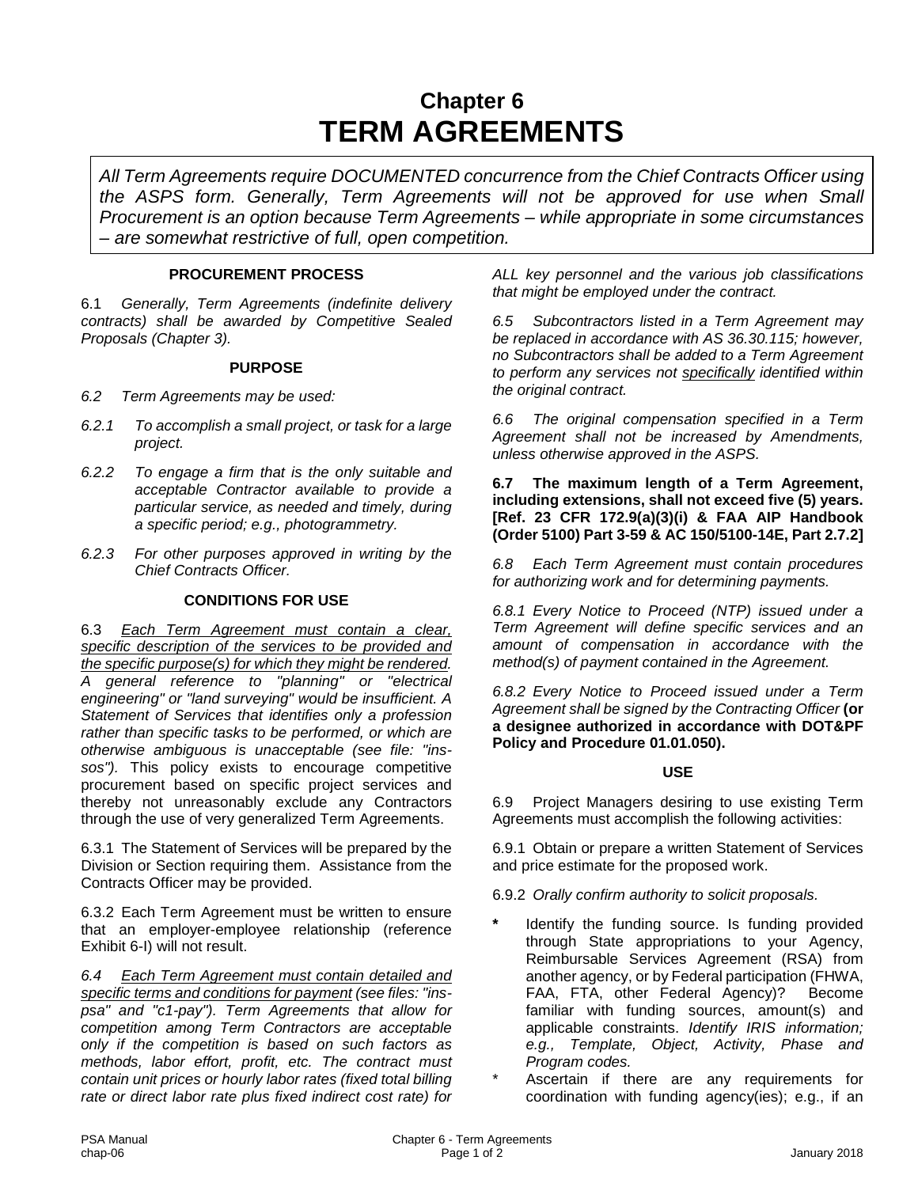# Chapter 6
# TERM AGREEMENTS

*All Term Agreements require DOCUMENTED concurrence from the Chief Contracts Officer using the ASPS form. Generally, Term Agreements will not be approved for use when Small Procurement is an option because Term Agreements – while appropriate in some circumstances – are somewhat restrictive of full, open competition.*

### PROCUREMENT PROCESS

6.1 *Generally, Term Agreements (indefinite delivery contracts) shall be awarded by Competitive Sealed Proposals (Chapter 3).*

### PURPOSE

*6.2 Term Agreements may be used:*

*6.2.1 To accomplish a small project, or task for a large project.*

*6.2.2 To engage a firm that is the only suitable and acceptable Contractor available to provide a particular service, as needed and timely, during a specific period; e.g., photogrammetry.*

*6.2.3 For other purposes approved in writing by the Chief Contracts Officer.*

### CONDITIONS FOR USE

6.3 *<u>Each Term Agreement must contain a clear, specific description of the services to be provided and the specific purpose(s) for which they might be rendered</u>. A general reference to "planning" or "electrical engineering" or "land surveying" would be insufficient. A Statement of Services that identifies only a profession rather than specific tasks to be performed, or which are otherwise ambiguous is unacceptable (see file: "ins-sos").* This policy exists to encourage competitive procurement based on specific project services and thereby not unreasonably exclude any Contractors through the use of very generalized Term Agreements.

6.3.1 The Statement of Services will be prepared by the Division or Section requiring them. Assistance from the Contracts Officer may be provided.

6.3.2 Each Term Agreement must be written to ensure that an employer-employee relationship (reference Exhibit 6-I) will not result.

*6.4 <u>Each Term Agreement must contain detailed and specific terms and conditions for payment</u> (see files: "ins-psa" and "c1-pay"). Term Agreements that allow for competition among Term Contractors are acceptable only if the competition is based on such factors as methods, labor effort, profit, etc. The contract must contain unit prices or hourly labor rates (fixed total billing rate or direct labor rate plus fixed indirect cost rate) for ALL key personnel and the various job classifications that might be employed under the contract.*

*6.5 Subcontractors listed in a Term Agreement may be replaced in accordance with AS 36.30.115; however, no Subcontractors shall be added to a Term Agreement to perform any services not <u>specifically</u> identified within the original contract.*

*6.6 The original compensation specified in a Term Agreement shall not be increased by Amendments, unless otherwise approved in the ASPS.*

**6.7 The maximum length of a Term Agreement, including extensions, shall not exceed five (5) years. [Ref. 23 CFR 172.9(a)(3)(i) & FAA AIP Handbook (Order 5100) Part 3-59 & AC 150/5100-14E, Part 2.7.2]**

*6.8 Each Term Agreement must contain procedures for authorizing work and for determining payments.*

*6.8.1 Every Notice to Proceed (NTP) issued under a Term Agreement will define specific services and an amount of compensation in accordance with the method(s) of payment contained in the Agreement.*

*6.8.2 Every Notice to Proceed issued under a Term Agreement shall be signed by the Contracting Officer* **(or a designee authorized in accordance with DOT&PF Policy and Procedure 01.01.050).**

### USE

6.9 Project Managers desiring to use existing Term Agreements must accomplish the following activities:

6.9.1 Obtain or prepare a written Statement of Services and price estimate for the proposed work.

6.9.2 *Orally confirm authority to solicit proposals.*

- **\*** Identify the funding source. Is funding provided through State appropriations to your Agency, Reimbursable Services Agreement (RSA) from another agency, or by Federal participation (FHWA, FAA, FTA, other Federal Agency)? Become familiar with funding sources, amount(s) and applicable constraints. *Identify IRIS information; e.g., Template, Object, Activity, Phase and Program codes.*
- \* Ascertain if there are any requirements for coordination with funding agency(ies); e.g., if an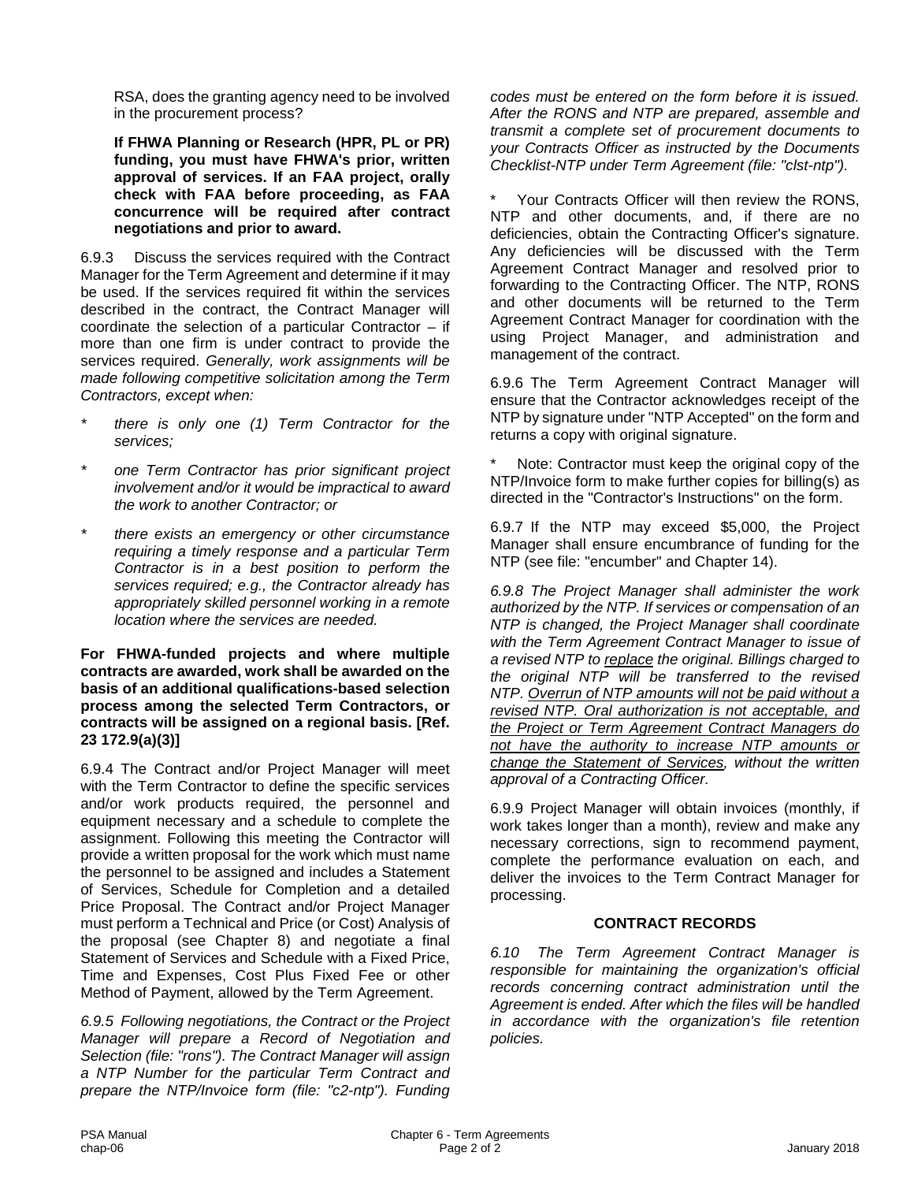RSA, does the granting agency need to be involved in the procurement process?

**If FHWA Planning or Research (HPR, PL or PR) funding, you must have FHWA's prior, written approval of services. If an FAA project, orally check with FAA before proceeding, as FAA concurrence will be required after contract negotiations and prior to award.**

6.9.3 Discuss the services required with the Contract Manager for the Term Agreement and determine if it may be used. If the services required fit within the services described in the contract, the Contract Manager will coordinate the selection of a particular Contractor – if more than one firm is under contract to provide the services required. *Generally, work assignments will be made following competitive solicitation among the Term Contractors, except when:*

* *there is only one (1) Term Contractor for the services;*
* *one Term Contractor has prior significant project involvement and/or it would be impractical to award the work to another Contractor; or*
* *there exists an emergency or other circumstance requiring a timely response and a particular Term Contractor is in a best position to perform the services required; e.g., the Contractor already has appropriately skilled personnel working in a remote location where the services are needed.*

**For FHWA-funded projects and where multiple contracts are awarded, work shall be awarded on the basis of an additional qualifications-based selection process among the selected Term Contractors, or contracts will be assigned on a regional basis. [Ref. 23 172.9(a)(3)]**

6.9.4 The Contract and/or Project Manager will meet with the Term Contractor to define the specific services and/or work products required, the personnel and equipment necessary and a schedule to complete the assignment. Following this meeting the Contractor will provide a written proposal for the work which must name the personnel to be assigned and includes a Statement of Services, Schedule for Completion and a detailed Price Proposal. The Contract and/or Project Manager must perform a Technical and Price (or Cost) Analysis of the proposal (see Chapter 8) and negotiate a final Statement of Services and Schedule with a Fixed Price, Time and Expenses, Cost Plus Fixed Fee or other Method of Payment, allowed by the Term Agreement.

*6.9.5 Following negotiations, the Contract or the Project Manager will prepare a Record of Negotiation and Selection (file: "rons"). The Contract Manager will assign a NTP Number for the particular Term Contract and prepare the NTP/Invoice form (file: "c2-ntp"). Funding codes must be entered on the form before it is issued. After the RONS and NTP are prepared, assemble and transmit a complete set of procurement documents to your Contracts Officer as instructed by the Documents Checklist-NTP under Term Agreement (file: "clst-ntp").*

* Your Contracts Officer will then review the RONS, NTP and other documents, and, if there are no deficiencies, obtain the Contracting Officer's signature. Any deficiencies will be discussed with the Term Agreement Contract Manager and resolved prior to forwarding to the Contracting Officer. The NTP, RONS and other documents will be returned to the Term Agreement Contract Manager for coordination with the using Project Manager, and administration and management of the contract.

6.9.6 The Term Agreement Contract Manager will ensure that the Contractor acknowledges receipt of the NTP by signature under "NTP Accepted" on the form and returns a copy with original signature.

* Note: Contractor must keep the original copy of the NTP/Invoice form to make further copies for billing(s) as directed in the "Contractor's Instructions" on the form.

6.9.7 If the NTP may exceed $5,000, the Project Manager shall ensure encumbrance of funding for the NTP (see file: "encumber" and Chapter 14).

*6.9.8 The Project Manager shall administer the work authorized by the NTP. If services or compensation of an NTP is changed, the Project Manager shall coordinate with the Term Agreement Contract Manager to issue of a revised NTP to <u>replace</u> the original. Billings charged to the original NTP will be transferred to the revised NTP. <u>Overrun of NTP amounts will not be paid without a revised NTP. Oral authorization is not acceptable, and the Project or Term Agreement Contract Managers do not have the authority to increase NTP amounts or change the Statement of Services</u>, without the written approval of a Contracting Officer.*

6.9.9 Project Manager will obtain invoices (monthly, if work takes longer than a month), review and make any necessary corrections, sign to recommend payment, complete the performance evaluation on each, and deliver the invoices to the Term Contract Manager for processing.

## CONTRACT RECORDS

*6.10 The Term Agreement Contract Manager is responsible for maintaining the organization's official records concerning contract administration until the Agreement is ended. After which the files will be handled in accordance with the organization's file retention policies.*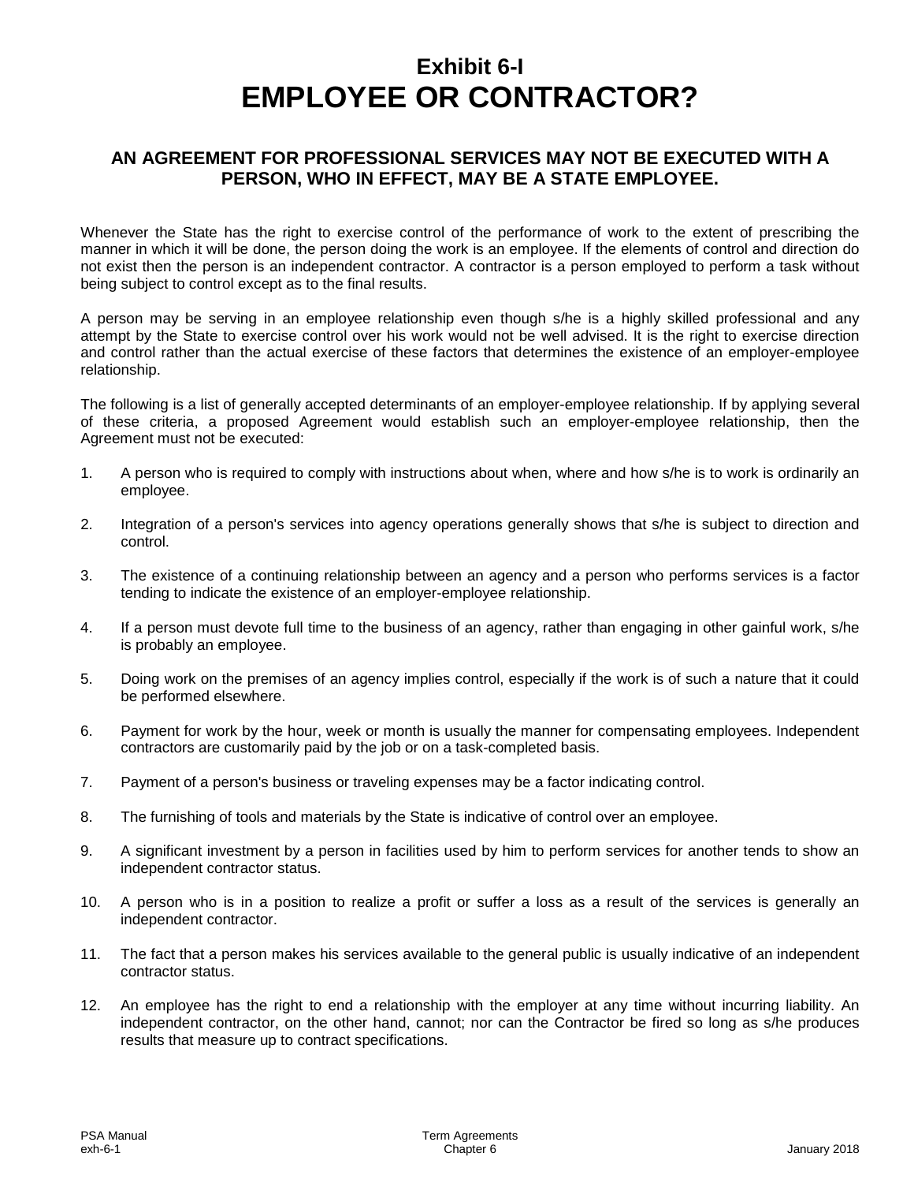# Exhibit 6-I
# EMPLOYEE OR CONTRACTOR?

## AN AGREEMENT FOR PROFESSIONAL SERVICES MAY NOT BE EXECUTED WITH A PERSON, WHO IN EFFECT, MAY BE A STATE EMPLOYEE.

Whenever the State has the right to exercise control of the performance of work to the extent of prescribing the manner in which it will be done, the person doing the work is an employee. If the elements of control and direction do not exist then the person is an independent contractor. A contractor is a person employed to perform a task without being subject to control except as to the final results.

A person may be serving in an employee relationship even though s/he is a highly skilled professional and any attempt by the State to exercise control over his work would not be well advised. It is the right to exercise direction and control rather than the actual exercise of these factors that determines the existence of an employer-employee relationship.

The following is a list of generally accepted determinants of an employer-employee relationship. If by applying several of these criteria, a proposed Agreement would establish such an employer-employee relationship, then the Agreement must not be executed:

1. A person who is required to comply with instructions about when, where and how s/he is to work is ordinarily an employee.

2. Integration of a person's services into agency operations generally shows that s/he is subject to direction and control.

3. The existence of a continuing relationship between an agency and a person who performs services is a factor tending to indicate the existence of an employer-employee relationship.

4. If a person must devote full time to the business of an agency, rather than engaging in other gainful work, s/he is probably an employee.

5. Doing work on the premises of an agency implies control, especially if the work is of such a nature that it could be performed elsewhere.

6. Payment for work by the hour, week or month is usually the manner for compensating employees. Independent contractors are customarily paid by the job or on a task-completed basis.

7. Payment of a person's business or traveling expenses may be a factor indicating control.

8. The furnishing of tools and materials by the State is indicative of control over an employee.

9. A significant investment by a person in facilities used by him to perform services for another tends to show an independent contractor status.

10. A person who is in a position to realize a profit or suffer a loss as a result of the services is generally an independent contractor.

11. The fact that a person makes his services available to the general public is usually indicative of an independent contractor status.

12. An employee has the right to end a relationship with the employer at any time without incurring liability. An independent contractor, on the other hand, cannot; nor can the Contractor be fired so long as s/he produces results that measure up to contract specifications.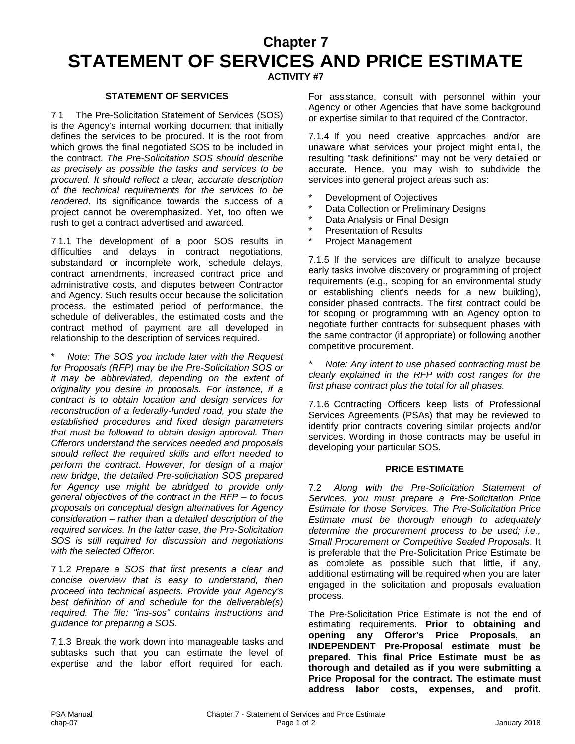# Chapter 7
# STATEMENT OF SERVICES AND PRICE ESTIMATE

**ACTIVITY #7**

### STATEMENT OF SERVICES

7.1 The Pre-Solicitation Statement of Services (SOS) is the Agency's internal working document that initially defines the services to be procured. It is the root from which grows the final negotiated SOS to be included in the contract. *The Pre-Solicitation SOS should describe as precisely as possible the tasks and services to be procured. It should reflect a clear, accurate description of the technical requirements for the services to be rendered*. Its significance towards the success of a project cannot be overemphasized. Yet, too often we rush to get a contract advertised and awarded.

7.1.1 The development of a poor SOS results in difficulties and delays in contract negotiations, substandard or incomplete work, schedule delays, contract amendments, increased contract price and administrative costs, and disputes between Contractor and Agency. Such results occur because the solicitation process, the estimated period of performance, the schedule of deliverables, the estimated costs and the contract method of payment are all developed in relationship to the description of services required.

\* *Note: The SOS you include later with the Request for Proposals (RFP) may be the Pre-Solicitation SOS or it may be abbreviated, depending on the extent of originality you desire in proposals. For instance, if a contract is to obtain location and design services for reconstruction of a federally-funded road, you state the established procedures and fixed design parameters that must be followed to obtain design approval. Then Offerors understand the services needed and proposals should reflect the required skills and effort needed to perform the contract. However, for design of a major new bridge, the detailed Pre-solicitation SOS prepared for Agency use might be abridged to provide only general objectives of the contract in the RFP – to focus proposals on conceptual design alternatives for Agency consideration – rather than a detailed description of the required services. In the latter case, the Pre-Solicitation SOS is still required for discussion and negotiations with the selected Offeror.*

7.1.2 *Prepare a SOS that first presents a clear and concise overview that is easy to understand, then proceed into technical aspects. Provide your Agency's best definition of and schedule for the deliverable(s) required. The file: "ins-sos" contains instructions and guidance for preparing a SOS*.

7.1.3 Break the work down into manageable tasks and subtasks such that you can estimate the level of expertise and the labor effort required for each. For assistance, consult with personnel within your Agency or other Agencies that have some background or expertise similar to that required of the Contractor.

7.1.4 If you need creative approaches and/or are unaware what services your project might entail, the resulting "task definitions" may not be very detailed or accurate. Hence, you may wish to subdivide the services into general project areas such as:

- Development of Objectives
- Data Collection or Preliminary Designs
- Data Analysis or Final Design
- Presentation of Results
- Project Management

7.1.5 If the services are difficult to analyze because early tasks involve discovery or programming of project requirements (e.g., scoping for an environmental study or establishing client's needs for a new building), consider phased contracts. The first contract could be for scoping or programming with an Agency option to negotiate further contracts for subsequent phases with the same contractor (if appropriate) or following another competitive procurement.

\* *Note: Any intent to use phased contracting must be clearly explained in the RFP with cost ranges for the first phase contract plus the total for all phases.*

7.1.6 Contracting Officers keep lists of Professional Services Agreements (PSAs) that may be reviewed to identify prior contracts covering similar projects and/or services. Wording in those contracts may be useful in developing your particular SOS.

### PRICE ESTIMATE

7.2 *Along with the Pre-Solicitation Statement of Services, you must prepare a Pre-Solicitation Price Estimate for those Services. The Pre-Solicitation Price Estimate must be thorough enough to adequately determine the procurement process to be used; i.e., Small Procurement or Competitive Sealed Proposals*. It is preferable that the Pre-Solicitation Price Estimate be as complete as possible such that little, if any, additional estimating will be required when you are later engaged in the solicitation and proposals evaluation process.

The Pre-Solicitation Price Estimate is not the end of estimating requirements. **Prior to obtaining and opening any Offeror's Price Proposals, an INDEPENDENT Pre-Proposal estimate must be prepared. This final Price Estimate must be as thorough and detailed as if you were submitting a Price Proposal for the contract. The estimate must address labor costs, expenses, and profit**.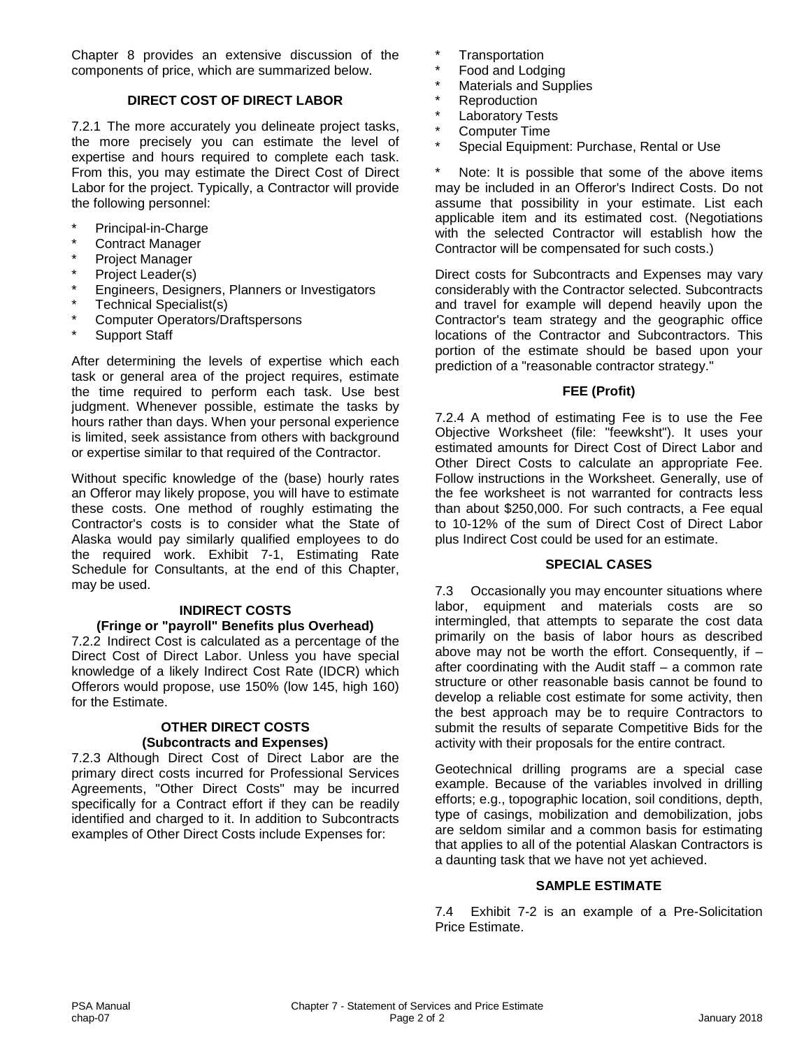Chapter 8 provides an extensive discussion of the components of price, which are summarized below.

### DIRECT COST OF DIRECT LABOR

7.2.1 The more accurately you delineate project tasks, the more precisely you can estimate the level of expertise and hours required to complete each task. From this, you may estimate the Direct Cost of Direct Labor for the project. Typically, a Contractor will provide the following personnel:

- Principal-in-Charge
- Contract Manager
- Project Manager
- Project Leader(s)
- Engineers, Designers, Planners or Investigators
- Technical Specialist(s)
- Computer Operators/Draftspersons
- Support Staff

After determining the levels of expertise which each task or general area of the project requires, estimate the time required to perform each task. Use best judgment. Whenever possible, estimate the tasks by hours rather than days. When your personal experience is limited, seek assistance from others with background or expertise similar to that required of the Contractor.

Without specific knowledge of the (base) hourly rates an Offeror may likely propose, you will have to estimate these costs. One method of roughly estimating the Contractor's costs is to consider what the State of Alaska would pay similarly qualified employees to do the required work. Exhibit 7-1, Estimating Rate Schedule for Consultants, at the end of this Chapter, may be used.

### INDIRECT COSTS
### (Fringe or "payroll" Benefits plus Overhead)

7.2.2 Indirect Cost is calculated as a percentage of the Direct Cost of Direct Labor. Unless you have special knowledge of a likely Indirect Cost Rate (IDCR) which Offerors would propose, use 150% (low 145, high 160) for the Estimate.

### OTHER DIRECT COSTS
### (Subcontracts and Expenses)

7.2.3 Although Direct Cost of Direct Labor are the primary direct costs incurred for Professional Services Agreements, "Other Direct Costs" may be incurred specifically for a Contract effort if they can be readily identified and charged to it. In addition to Subcontracts examples of Other Direct Costs include Expenses for:

- Transportation
- Food and Lodging
- Materials and Supplies
- Reproduction
- Laboratory Tests
- Computer Time
- Special Equipment: Purchase, Rental or Use

\* Note: It is possible that some of the above items may be included in an Offeror's Indirect Costs. Do not assume that possibility in your estimate. List each applicable item and its estimated cost. (Negotiations with the selected Contractor will establish how the Contractor will be compensated for such costs.)

Direct costs for Subcontracts and Expenses may vary considerably with the Contractor selected. Subcontracts and travel for example will depend heavily upon the Contractor's team strategy and the geographic office locations of the Contractor and Subcontractors. This portion of the estimate should be based upon your prediction of a "reasonable contractor strategy."

### FEE (Profit)

7.2.4 A method of estimating Fee is to use the Fee Objective Worksheet (file: "feewksht"). It uses your estimated amounts for Direct Cost of Direct Labor and Other Direct Costs to calculate an appropriate Fee. Follow instructions in the Worksheet. Generally, use of the fee worksheet is not warranted for contracts less than about $250,000. For such contracts, a Fee equal to 10-12% of the sum of Direct Cost of Direct Labor plus Indirect Cost could be used for an estimate.

### SPECIAL CASES

7.3 Occasionally you may encounter situations where labor, equipment and materials costs are so intermingled, that attempts to separate the cost data primarily on the basis of labor hours as described above may not be worth the effort. Consequently, if – after coordinating with the Audit staff – a common rate structure or other reasonable basis cannot be found to develop a reliable cost estimate for some activity, then the best approach may be to require Contractors to submit the results of separate Competitive Bids for the activity with their proposals for the entire contract.

Geotechnical drilling programs are a special case example. Because of the variables involved in drilling efforts; e.g., topographic location, soil conditions, depth, type of casings, mobilization and demobilization, jobs are seldom similar and a common basis for estimating that applies to all of the potential Alaskan Contractors is a daunting task that we have not yet achieved.

### SAMPLE ESTIMATE

7.4 Exhibit 7-2 is an example of a Pre-Solicitation Price Estimate.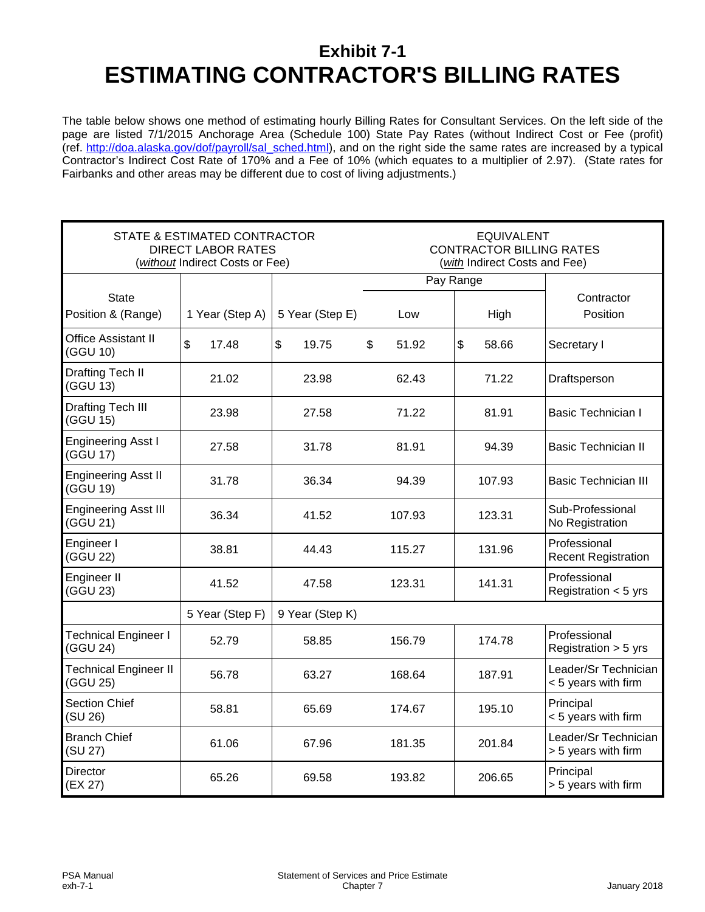# Exhibit 7-1

# ESTIMATING CONTRACTOR'S BILLING RATES

The table below shows one method of estimating hourly Billing Rates for Consultant Services. On the left side of the page are listed 7/1/2015 Anchorage Area (Schedule 100) State Pay Rates (without Indirect Cost or Fee (profit) (ref. http://doa.alaska.gov/dof/payroll/sal_sched.html), and on the right side the same rates are increased by a typical Contractor's Indirect Cost Rate of 170% and a Fee of 10% (which equates to a multiplier of 2.97). (State rates for Fairbanks and other areas may be different due to cost of living adjustments.)

| STATE & ESTIMATED CONTRACTOR DIRECT LABOR RATES (*without* Indirect Costs or Fee) | | | EQUIVALENT CONTRACTOR BILLING RATES (*with* Indirect Costs and Fee) | | |
|---|---|---|---|---|---|
| | | | Pay Range | | |
| State Position & (Range) | 1 Year (Step A) | 5 Year (Step E) | Low | High | Contractor Position |
| Office Assistant II (GGU 10) | $ 17.48 | $ 19.75 | $ 51.92 | $ 58.66 | Secretary I |
| Drafting Tech II (GGU 13) | 21.02 | 23.98 | 62.43 | 71.22 | Draftsperson |
| Drafting Tech III (GGU 15) | 23.98 | 27.58 | 71.22 | 81.91 | Basic Technician I |
| Engineering Asst I (GGU 17) | 27.58 | 31.78 | 81.91 | 94.39 | Basic Technician II |
| Engineering Asst II (GGU 19) | 31.78 | 36.34 | 94.39 | 107.93 | Basic Technician III |
| Engineering Asst III (GGU 21) | 36.34 | 41.52 | 107.93 | 123.31 | Sub-Professional No Registration |
| Engineer I (GGU 22) | 38.81 | 44.43 | 115.27 | 131.96 | Professional Recent Registration |
| Engineer II (GGU 23) | 41.52 | 47.58 | 123.31 | 141.31 | Professional Registration < 5 yrs |
| | 5 Year (Step F) | 9 Year (Step K) | | | |
| Technical Engineer I (GGU 24) | 52.79 | 58.85 | 156.79 | 174.78 | Professional Registration > 5 yrs |
| Technical Engineer II (GGU 25) | 56.78 | 63.27 | 168.64 | 187.91 | Leader/Sr Technician < 5 years with firm |
| Section Chief (SU 26) | 58.81 | 65.69 | 174.67 | 195.10 | Principal < 5 years with firm |
| Branch Chief (SU 27) | 61.06 | 67.96 | 181.35 | 201.84 | Leader/Sr Technician > 5 years with firm |
| Director (EX 27) | 65.26 | 69.58 | 193.82 | 206.65 | Principal > 5 years with firm |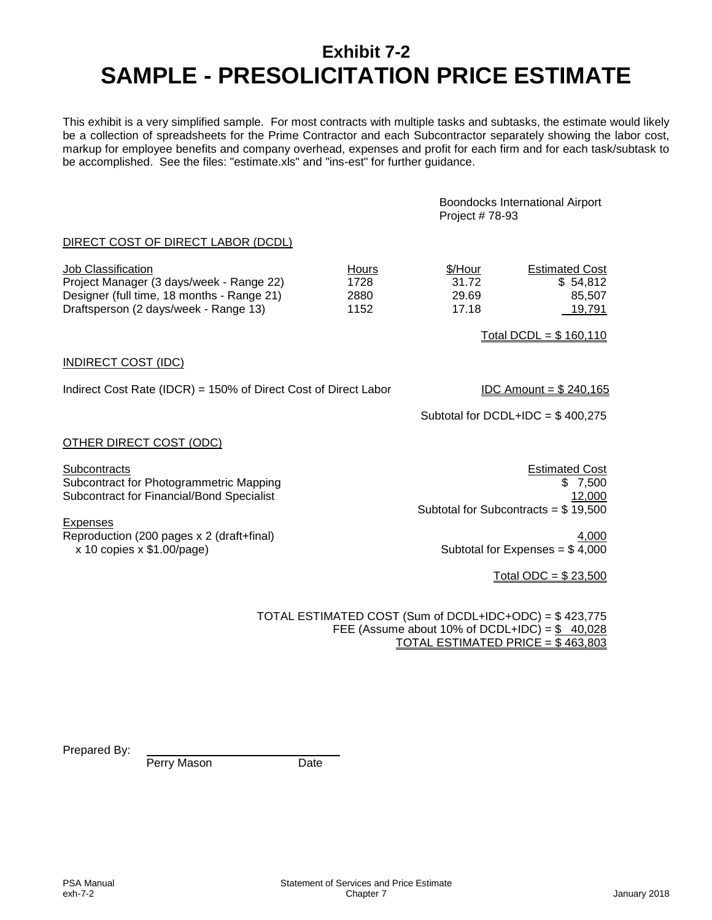# Exhibit 7-2

# SAMPLE - PRESOLICITATION PRICE ESTIMATE

This exhibit is a very simplified sample. For most contracts with multiple tasks and subtasks, the estimate would likely be a collection of spreadsheets for the Prime Contractor and each Subcontractor separately showing the labor cost, markup for employee benefits and company overhead, expenses and profit for each firm and for each task/subtask to be accomplished. See the files: "estimate.xls" and "ins-est" for further guidance.

Boondocks International Airport
Project # 78-93

## DIRECT COST OF DIRECT LABOR (DCDL)

| Job Classification | Hours | $/Hour | Estimated Cost |
|---|---|---|---|
| Project Manager (3 days/week - Range 22) | 1728 | 31.72 | $ 54,812 |
| Designer (full time, 18 months - Range 21) | 2880 | 29.69 | 85,507 |
| Draftsperson (2 days/week - Range 13) | 1152 | 17.18 | 19,791 |

Total DCDL = $ 160,110

## INDIRECT COST (IDC)

Indirect Cost Rate (IDCR) = 150% of Direct Cost of Direct Labor — IDC Amount = $ 240,165

Subtotal for DCDL+IDC = $ 400,275

## OTHER DIRECT COST (ODC)

| Subcontracts | Estimated Cost |
|---|---|
| Subcontract for Photogrammetric Mapping | $ 7,500 |
| Subcontract for Financial/Bond Specialist | 12,000 |
| Subtotal for Subcontracts | $ 19,500 |

| Expenses | |
|---|---|
| Reproduction (200 pages x 2 (draft+final) x 10 copies x $1.00/page) | 4,000 |
| Subtotal for Expenses | $ 4,000 |

Total ODC = $ 23,500

TOTAL ESTIMATED COST (Sum of DCDL+IDC+ODC) = $ 423,775
FEE (Assume about 10% of DCDL+IDC) = $ 40,028
TOTAL ESTIMATED PRICE = $ 463,803

Prepared By: ______________________
Perry Mason Date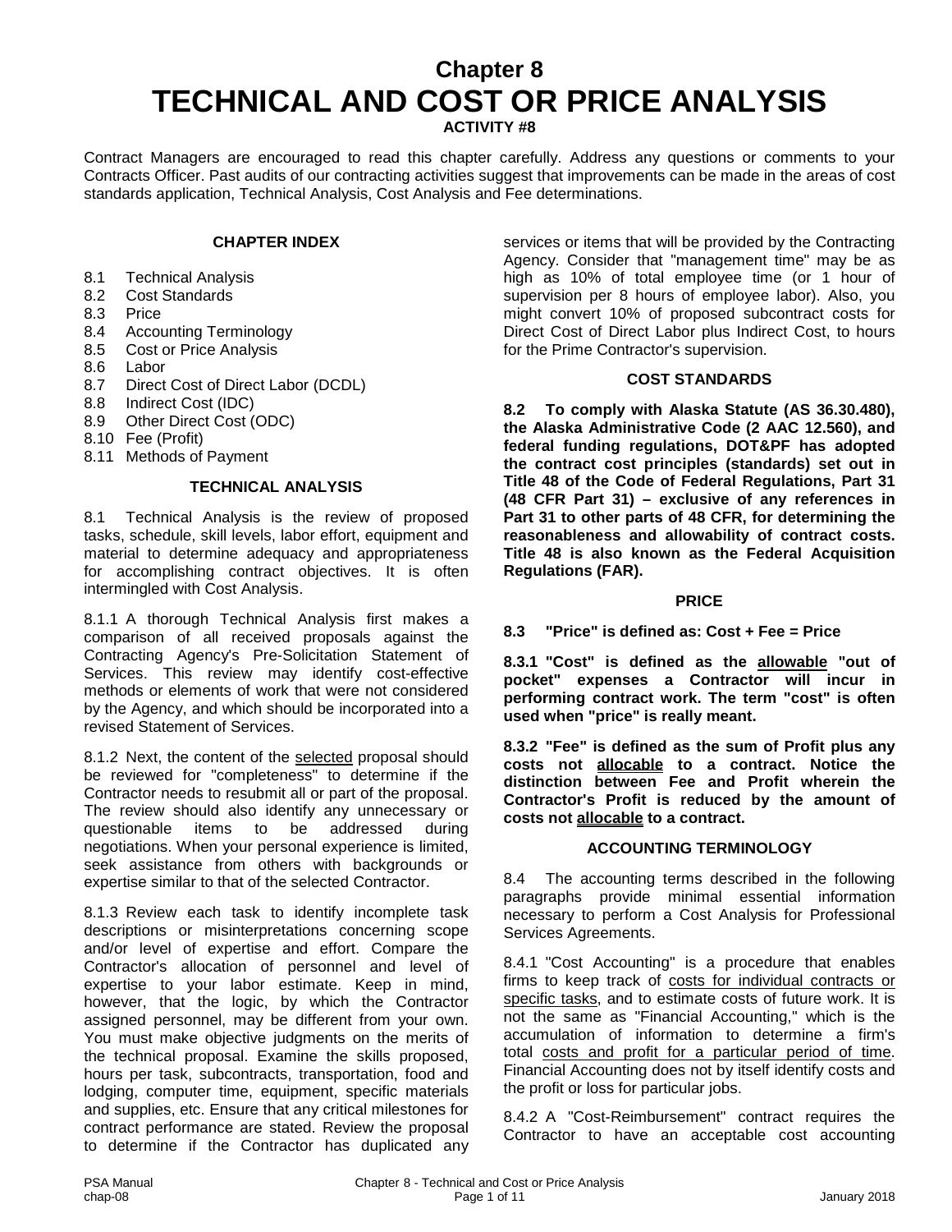# Chapter 8
# TECHNICAL AND COST OR PRICE ANALYSIS

**ACTIVITY #8**

Contract Managers are encouraged to read this chapter carefully. Address any questions or comments to your Contracts Officer. Past audits of our contracting activities suggest that improvements can be made in the areas of cost standards application, Technical Analysis, Cost Analysis and Fee determinations.

### CHAPTER INDEX

- 8.1 Technical Analysis
- 8.2 Cost Standards
- 8.3 Price
- 8.4 Accounting Terminology
- 8.5 Cost or Price Analysis
- 8.6 Labor
- 8.7 Direct Cost of Direct Labor (DCDL)
- 8.8 Indirect Cost (IDC)
- 8.9 Other Direct Cost (ODC)
- 8.10 Fee (Profit)
- 8.11 Methods of Payment

### TECHNICAL ANALYSIS

8.1 Technical Analysis is the review of proposed tasks, schedule, skill levels, labor effort, equipment and material to determine adequacy and appropriateness for accomplishing contract objectives. It is often intermingled with Cost Analysis.

8.1.1 A thorough Technical Analysis first makes a comparison of all received proposals against the Contracting Agency's Pre-Solicitation Statement of Services. This review may identify cost-effective methods or elements of work that were not considered by the Agency, and which should be incorporated into a revised Statement of Services.

8.1.2 Next, the content of the selected proposal should be reviewed for "completeness" to determine if the Contractor needs to resubmit all or part of the proposal. The review should also identify any unnecessary or questionable items to be addressed during negotiations. When your personal experience is limited, seek assistance from others with backgrounds or expertise similar to that of the selected Contractor.

8.1.3 Review each task to identify incomplete task descriptions or misinterpretations concerning scope and/or level of expertise and effort. Compare the Contractor's allocation of personnel and level of expertise to your labor estimate. Keep in mind, however, that the logic, by which the Contractor assigned personnel, may be different from your own. You must make objective judgments on the merits of the technical proposal. Examine the skills proposed, hours per task, subcontracts, transportation, food and lodging, computer time, equipment, specific materials and supplies, etc. Ensure that any critical milestones for contract performance are stated. Review the proposal to determine if the Contractor has duplicated any services or items that will be provided by the Contracting Agency. Consider that "management time" may be as high as 10% of total employee time (or 1 hour of supervision per 8 hours of employee labor). Also, you might convert 10% of proposed subcontract costs for Direct Cost of Direct Labor plus Indirect Cost, to hours for the Prime Contractor's supervision.

### COST STANDARDS

**8.2 To comply with Alaska Statute (AS 36.30.480), the Alaska Administrative Code (2 AAC 12.560), and federal funding regulations, DOT&PF has adopted the contract cost principles (standards) set out in Title 48 of the Code of Federal Regulations, Part 31 (48 CFR Part 31) – exclusive of any references in Part 31 to other parts of 48 CFR, for determining the reasonableness and allowability of contract costs. Title 48 is also known as the Federal Acquisition Regulations (FAR).**

### PRICE

**8.3 "Price" is defined as: Cost + Fee = Price**

**8.3.1 "Cost" is defined as the allowable "out of pocket" expenses a Contractor will incur in performing contract work. The term "cost" is often used when "price" is really meant.**

**8.3.2 "Fee" is defined as the sum of Profit plus any costs not allocable to a contract. Notice the distinction between Fee and Profit wherein the Contractor's Profit is reduced by the amount of costs not allocable to a contract.**

### ACCOUNTING TERMINOLOGY

8.4 The accounting terms described in the following paragraphs provide minimal essential information necessary to perform a Cost Analysis for Professional Services Agreements.

8.4.1 "Cost Accounting" is a procedure that enables firms to keep track of costs for individual contracts or specific tasks, and to estimate costs of future work. It is not the same as "Financial Accounting," which is the accumulation of information to determine a firm's total costs and profit for a particular period of time. Financial Accounting does not by itself identify costs and the profit or loss for particular jobs.

8.4.2 A "Cost-Reimbursement" contract requires the Contractor to have an acceptable cost accounting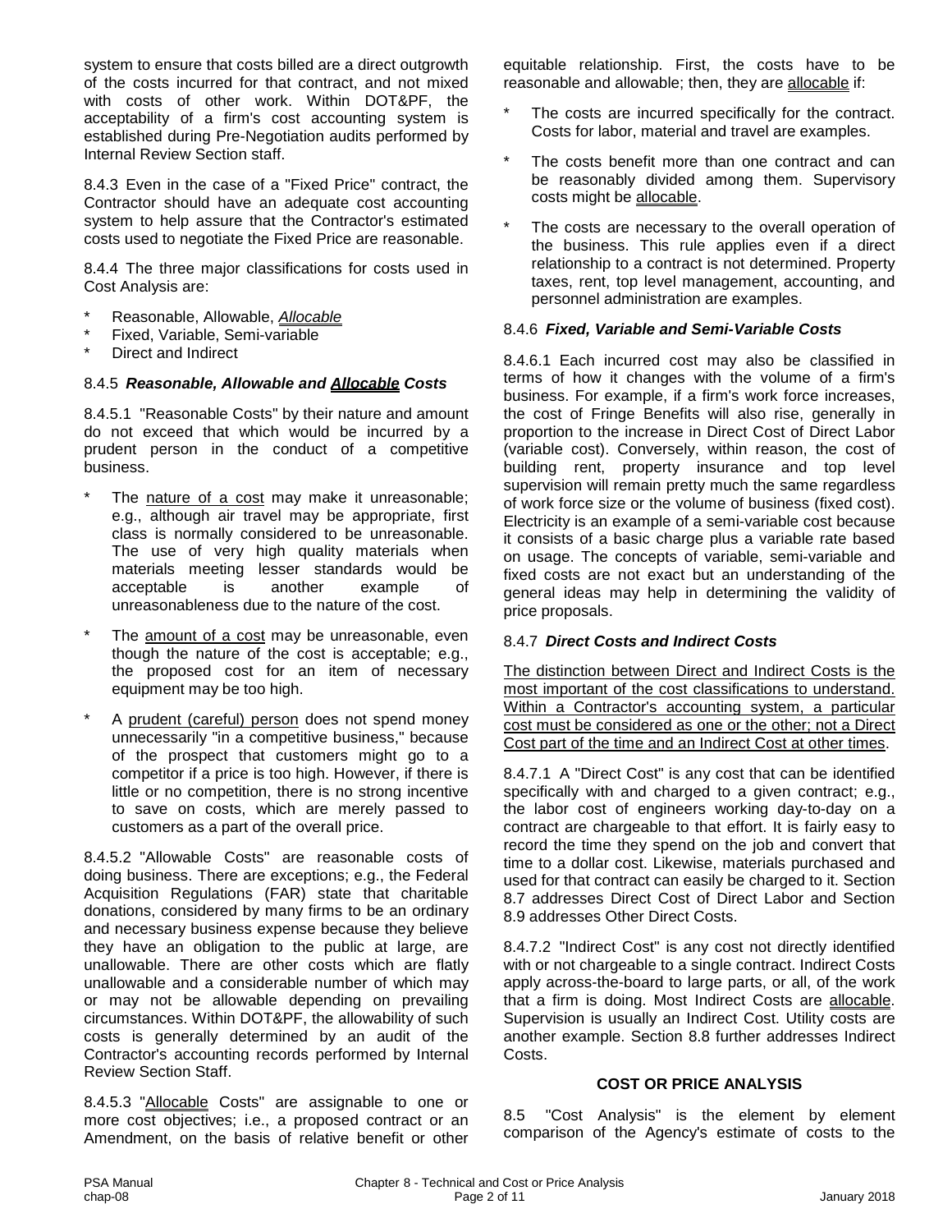system to ensure that costs billed are a direct outgrowth of the costs incurred for that contract, and not mixed with costs of other work. Within DOT&PF, the acceptability of a firm's cost accounting system is established during Pre-Negotiation audits performed by Internal Review Section staff.

8.4.3 Even in the case of a "Fixed Price" contract, the Contractor should have an adequate cost accounting system to help assure that the Contractor's estimated costs used to negotiate the Fixed Price are reasonable.

8.4.4 The three major classifications for costs used in Cost Analysis are:

* Reasonable, Allowable, *Allocable*
* Fixed, Variable, Semi-variable
* Direct and Indirect

### 8.4.5 ***Reasonable, Allowable and Allocable Costs***

8.4.5.1 "Reasonable Costs" by their nature and amount do not exceed that which would be incurred by a prudent person in the conduct of a competitive business.

* The nature of a cost may make it unreasonable; e.g., although air travel may be appropriate, first class is normally considered to be unreasonable. The use of very high quality materials when materials meeting lesser standards would be acceptable is another example of unreasonableness due to the nature of the cost.

* The amount of a cost may be unreasonable, even though the nature of the cost is acceptable; e.g., the proposed cost for an item of necessary equipment may be too high.

* A prudent (careful) person does not spend money unnecessarily "in a competitive business," because of the prospect that customers might go to a competitor if a price is too high. However, if there is little or no competition, there is no strong incentive to save on costs, which are merely passed to customers as a part of the overall price.

8.4.5.2 "Allowable Costs" are reasonable costs of doing business. There are exceptions; e.g., the Federal Acquisition Regulations (FAR) state that charitable donations, considered by many firms to be an ordinary and necessary business expense because they believe they have an obligation to the public at large, are unallowable. There are other costs which are flatly unallowable and a considerable number of which may or may not be allowable depending on prevailing circumstances. Within DOT&PF, the allowability of such costs is generally determined by an audit of the Contractor's accounting records performed by Internal Review Section Staff.

8.4.5.3 "Allocable Costs" are assignable to one or more cost objectives; i.e., a proposed contract or an Amendment, on the basis of relative benefit or other equitable relationship. First, the costs have to be reasonable and allowable; then, they are allocable if:

* The costs are incurred specifically for the contract. Costs for labor, material and travel are examples.

* The costs benefit more than one contract and can be reasonably divided among them. Supervisory costs might be allocable.

* The costs are necessary to the overall operation of the business. This rule applies even if a direct relationship to a contract is not determined. Property taxes, rent, top level management, accounting, and personnel administration are examples.

### 8.4.6 ***Fixed, Variable and Semi-Variable Costs***

8.4.6.1 Each incurred cost may also be classified in terms of how it changes with the volume of a firm's business. For example, if a firm's work force increases, the cost of Fringe Benefits will also rise, generally in proportion to the increase in Direct Cost of Direct Labor (variable cost). Conversely, within reason, the cost of building rent, property insurance and top level supervision will remain pretty much the same regardless of work force size or the volume of business (fixed cost). Electricity is an example of a semi-variable cost because it consists of a basic charge plus a variable rate based on usage. The concepts of variable, semi-variable and fixed costs are not exact but an understanding of the general ideas may help in determining the validity of price proposals.

### 8.4.7 ***Direct Costs and Indirect Costs***

The distinction between Direct and Indirect Costs is the most important of the cost classifications to understand. Within a Contractor's accounting system, a particular cost must be considered as one or the other; not a Direct Cost part of the time and an Indirect Cost at other times.

8.4.7.1 A "Direct Cost" is any cost that can be identified specifically with and charged to a given contract; e.g., the labor cost of engineers working day-to-day on a contract are chargeable to that effort. It is fairly easy to record the time they spend on the job and convert that time to a dollar cost. Likewise, materials purchased and used for that contract can easily be charged to it. Section 8.7 addresses Direct Cost of Direct Labor and Section 8.9 addresses Other Direct Costs.

8.4.7.2 "Indirect Cost" is any cost not directly identified with or not chargeable to a single contract. Indirect Costs apply across-the-board to large parts, or all, of the work that a firm is doing. Most Indirect Costs are allocable. Supervision is usually an Indirect Cost. Utility costs are another example. Section 8.8 further addresses Indirect Costs.

## COST OR PRICE ANALYSIS

8.5 "Cost Analysis" is the element by element comparison of the Agency's estimate of costs to the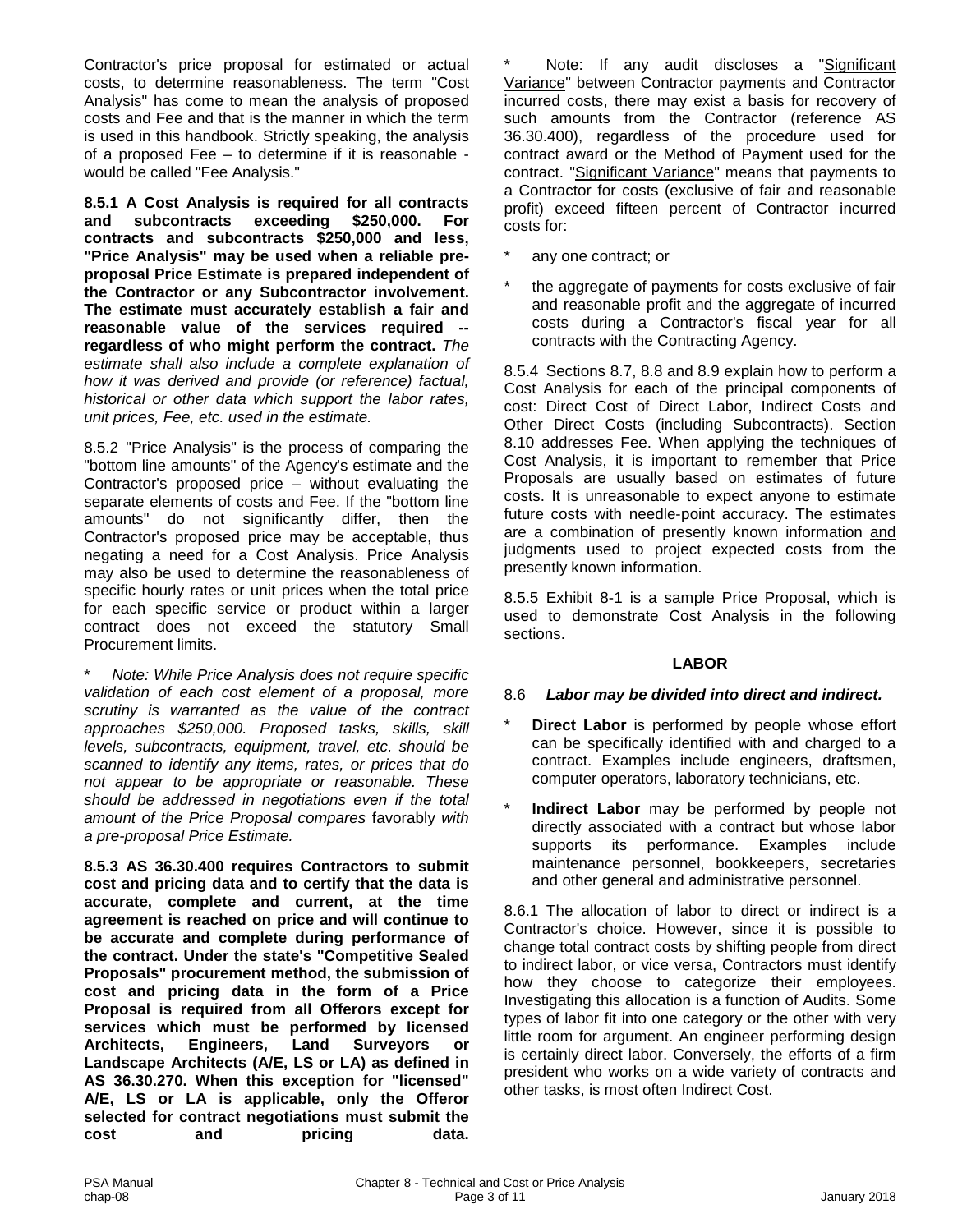Contractor's price proposal for estimated or actual costs, to determine reasonableness. The term "Cost Analysis" has come to mean the analysis of proposed costs and Fee and that is the manner in which the term is used in this handbook. Strictly speaking, the analysis of a proposed Fee – to determine if it is reasonable - would be called "Fee Analysis."

**8.5.1 A Cost Analysis is required for all contracts and subcontracts exceeding $250,000. For contracts and subcontracts $250,000 and less, "Price Analysis" may be used when a reliable pre-proposal Price Estimate is prepared independent of the Contractor or any Subcontractor involvement. The estimate must accurately establish a fair and reasonable value of the services required -- regardless of who might perform the contract.** *The estimate shall also include a complete explanation of how it was derived and provide (or reference) factual, historical or other data which support the labor rates, unit prices, Fee, etc. used in the estimate.*

8.5.2 "Price Analysis" is the process of comparing the "bottom line amounts" of the Agency's estimate and the Contractor's proposed price – without evaluating the separate elements of costs and Fee. If the "bottom line amounts" do not significantly differ, then the Contractor's proposed price may be acceptable, thus negating a need for a Cost Analysis. Price Analysis may also be used to determine the reasonableness of specific hourly rates or unit prices when the total price for each specific service or product within a larger contract does not exceed the statutory Small Procurement limits.

\* *Note: While Price Analysis does not require specific validation of each cost element of a proposal, more scrutiny is warranted as the value of the contract approaches $250,000. Proposed tasks, skills, skill levels, subcontracts, equipment, travel, etc. should be scanned to identify any items, rates, or prices that do not appear to be appropriate or reasonable. These should be addressed in negotiations even if the total amount of the Price Proposal compares* favorably *with a pre-proposal Price Estimate.*

**8.5.3 AS 36.30.400 requires Contractors to submit cost and pricing data and to certify that the data is accurate, complete and current, at the time agreement is reached on price and will continue to be accurate and complete during performance of the contract. Under the state's "Competitive Sealed Proposals" procurement method, the submission of cost and pricing data in the form of a Price Proposal is required from all Offerors except for services which must be performed by licensed Architects, Engineers, Land Surveyors or Landscape Architects (A/E, LS or LA) as defined in AS 36.30.270. When this exception for "licensed" A/E, LS or LA is applicable, only the Offeror selected for contract negotiations must submit the cost and pricing data.**

\* Note: If any audit discloses a "Significant Variance" between Contractor payments and Contractor incurred costs, there may exist a basis for recovery of such amounts from the Contractor (reference AS 36.30.400), regardless of the procedure used for contract award or the Method of Payment used for the contract. "Significant Variance" means that payments to a Contractor for costs (exclusive of fair and reasonable profit) exceed fifteen percent of Contractor incurred costs for:

- any one contract; or
- the aggregate of payments for costs exclusive of fair and reasonable profit and the aggregate of incurred costs during a Contractor's fiscal year for all contracts with the Contracting Agency.

8.5.4 Sections 8.7, 8.8 and 8.9 explain how to perform a Cost Analysis for each of the principal components of cost: Direct Cost of Direct Labor, Indirect Costs and Other Direct Costs (including Subcontracts). Section 8.10 addresses Fee. When applying the techniques of Cost Analysis, it is important to remember that Price Proposals are usually based on estimates of future costs. It is unreasonable to expect anyone to estimate future costs with needle-point accuracy. The estimates are a combination of presently known information and judgments used to project expected costs from the presently known information.

8.5.5 Exhibit 8-1 is a sample Price Proposal, which is used to demonstrate Cost Analysis in the following sections.

## LABOR

8.6 ***Labor may be divided into direct and indirect.***

- **Direct Labor** is performed by people whose effort can be specifically identified with and charged to a contract. Examples include engineers, draftsmen, computer operators, laboratory technicians, etc.
- **Indirect Labor** may be performed by people not directly associated with a contract but whose labor supports its performance. Examples include maintenance personnel, bookkeepers, secretaries and other general and administrative personnel.

8.6.1 The allocation of labor to direct or indirect is a Contractor's choice. However, since it is possible to change total contract costs by shifting people from direct to indirect labor, or vice versa, Contractors must identify how they choose to categorize their employees. Investigating this allocation is a function of Audits. Some types of labor fit into one category or the other with very little room for argument. An engineer performing design is certainly direct labor. Conversely, the efforts of a firm president who works on a wide variety of contracts and other tasks, is most often Indirect Cost.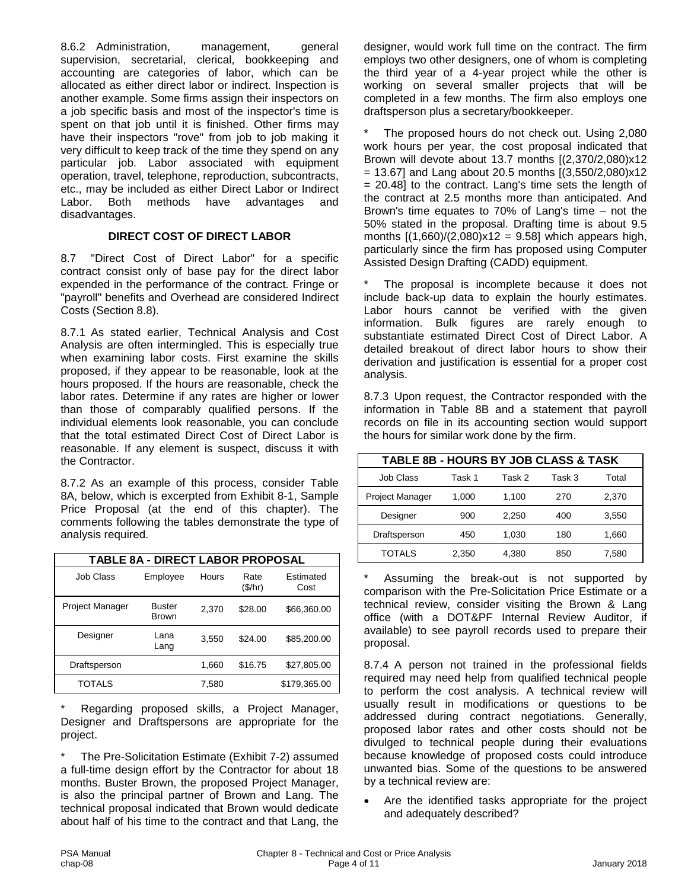8.6.2 Administration, management, general supervision, secretarial, clerical, bookkeeping and accounting are categories of labor, which can be allocated as either direct labor or indirect. Inspection is another example. Some firms assign their inspectors on a job specific basis and most of the inspector's time is spent on that job until it is finished. Other firms may have their inspectors "rove" from job to job making it very difficult to keep track of the time they spend on any particular job. Labor associated with equipment operation, travel, telephone, reproduction, subcontracts, etc., may be included as either Direct Labor or Indirect Labor. Both methods have advantages and disadvantages.

### DIRECT COST OF DIRECT LABOR

8.7 "Direct Cost of Direct Labor" for a specific contract consist only of base pay for the direct labor expended in the performance of the contract. Fringe or "payroll" benefits and Overhead are considered Indirect Costs (Section 8.8).

8.7.1 As stated earlier, Technical Analysis and Cost Analysis are often intermingled. This is especially true when examining labor costs. First examine the skills proposed, if they appear to be reasonable, look at the hours proposed. If the hours are reasonable, check the labor rates. Determine if any rates are higher or lower than those of comparably qualified persons. If the individual elements look reasonable, you can conclude that the total estimated Direct Cost of Direct Labor is reasonable. If any element is suspect, discuss it with the Contractor.

8.7.2 As an example of this process, consider Table 8A, below, which is excerpted from Exhibit 8-1, Sample Price Proposal (at the end of this chapter). The comments following the tables demonstrate the type of analysis required.

| TABLE 8A - DIRECT LABOR PROPOSAL | | | | |
|---|---|---|---|---|
| Job Class | Employee | Hours | Rate ($/hr) | Estimated Cost |
| Project Manager | Buster Brown | 2,370 | $28.00 | $66,360.00 |
| Designer | Lana Lang | 3,550 | $24.00 | $85,200.00 |
| Draftsperson | | 1,660 | $16.75 | $27,805.00 |
| TOTALS | | 7,580 | | $179,365.00 |

* Regarding proposed skills, a Project Manager, Designer and Draftspersons are appropriate for the project.

* The Pre-Solicitation Estimate (Exhibit 7-2) assumed a full-time design effort by the Contractor for about 18 months. Buster Brown, the proposed Project Manager, is also the principal partner of Brown and Lang. The technical proposal indicated that Brown would dedicate about half of his time to the contract and that Lang, the designer, would work full time on the contract. The firm employs two other designers, one of whom is completing the third year of a 4-year project while the other is working on several smaller projects that will be completed in a few months. The firm also employs one draftsperson plus a secretary/bookkeeper.

* The proposed hours do not check out. Using 2,080 work hours per year, the cost proposal indicated that Brown will devote about 13.7 months [(2,370/2,080)x12 = 13.67] and Lang about 20.5 months [(3,550/2,080)x12 = 20.48] to the contract. Lang's time sets the length of the contract at 2.5 months more than anticipated. And Brown's time equates to 70% of Lang's time – not the 50% stated in the proposal. Drafting time is about 9.5 months [(1,660)/(2,080)x12 = 9.58] which appears high, particularly since the firm has proposed using Computer Assisted Design Drafting (CADD) equipment.

* The proposal is incomplete because it does not include back-up data to explain the hourly estimates. Labor hours cannot be verified with the given information. Bulk figures are rarely enough to substantiate estimated Direct Cost of Direct Labor. A detailed breakout of direct labor hours to show their derivation and justification is essential for a proper cost analysis.

8.7.3 Upon request, the Contractor responded with the information in Table 8B and a statement that payroll records on file in its accounting section would support the hours for similar work done by the firm.

| TABLE 8B - HOURS BY JOB CLASS & TASK | | | | |
|---|---|---|---|---|
| Job Class | Task 1 | Task 2 | Task 3 | Total |
| Project Manager | 1,000 | 1,100 | 270 | 2,370 |
| Designer | 900 | 2,250 | 400 | 3,550 |
| Draftsperson | 450 | 1,030 | 180 | 1,660 |
| TOTALS | 2,350 | 4,380 | 850 | 7,580 |

* Assuming the break-out is not supported by comparison with the Pre-Solicitation Price Estimate or a technical review, consider visiting the Brown & Lang office (with a DOT&PF Internal Review Auditor, if available) to see payroll records used to prepare their proposal.

8.7.4 A person not trained in the professional fields required may need help from qualified technical people to perform the cost analysis. A technical review will usually result in modifications or questions to be addressed during contract negotiations. Generally, proposed labor rates and other costs should not be divulged to technical people during their evaluations because knowledge of proposed costs could introduce unwanted bias. Some of the questions to be answered by a technical review are:

- Are the identified tasks appropriate for the project and adequately described?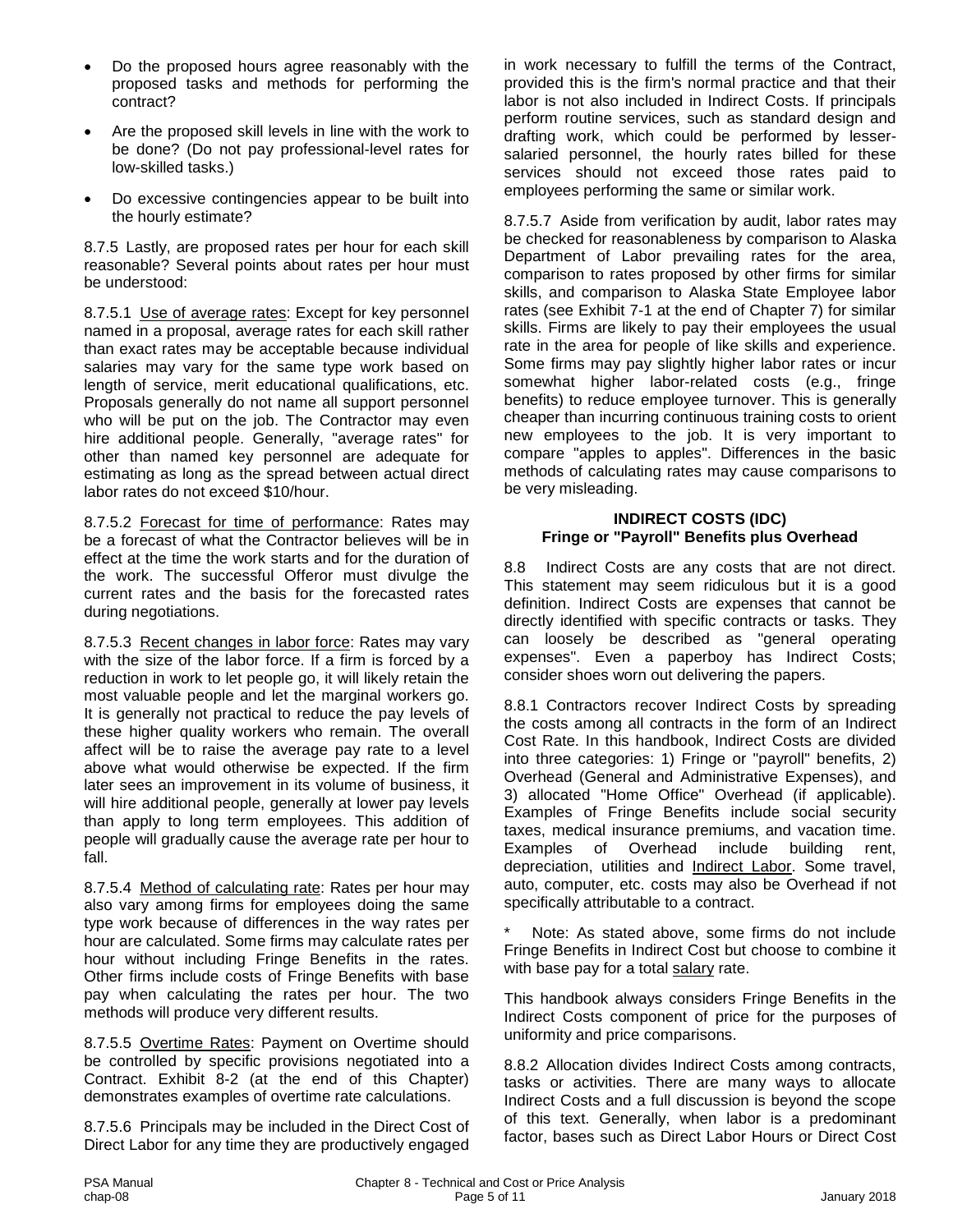- Do the proposed hours agree reasonably with the proposed tasks and methods for performing the contract?
- Are the proposed skill levels in line with the work to be done? (Do not pay professional-level rates for low-skilled tasks.)
- Do excessive contingencies appear to be built into the hourly estimate?

8.7.5 Lastly, are proposed rates per hour for each skill reasonable? Several points about rates per hour must be understood:

8.7.5.1 Use of average rates: Except for key personnel named in a proposal, average rates for each skill rather than exact rates may be acceptable because individual salaries may vary for the same type work based on length of service, merit educational qualifications, etc. Proposals generally do not name all support personnel who will be put on the job. The Contractor may even hire additional people. Generally, "average rates" for other than named key personnel are adequate for estimating as long as the spread between actual direct labor rates do not exceed $10/hour.

8.7.5.2 Forecast for time of performance: Rates may be a forecast of what the Contractor believes will be in effect at the time the work starts and for the duration of the work. The successful Offeror must divulge the current rates and the basis for the forecasted rates during negotiations.

8.7.5.3 Recent changes in labor force: Rates may vary with the size of the labor force. If a firm is forced by a reduction in work to let people go, it will likely retain the most valuable people and let the marginal workers go. It is generally not practical to reduce the pay levels of these higher quality workers who remain. The overall affect will be to raise the average pay rate to a level above what would otherwise be expected. If the firm later sees an improvement in its volume of business, it will hire additional people, generally at lower pay levels than apply to long term employees. This addition of people will gradually cause the average rate per hour to fall.

8.7.5.4 Method of calculating rate: Rates per hour may also vary among firms for employees doing the same type work because of differences in the way rates per hour are calculated. Some firms may calculate rates per hour without including Fringe Benefits in the rates. Other firms include costs of Fringe Benefits with base pay when calculating the rates per hour. The two methods will produce very different results.

8.7.5.5 Overtime Rates: Payment on Overtime should be controlled by specific provisions negotiated into a Contract. Exhibit 8-2 (at the end of this Chapter) demonstrates examples of overtime rate calculations.

8.7.5.6 Principals may be included in the Direct Cost of Direct Labor for any time they are productively engaged in work necessary to fulfill the terms of the Contract, provided this is the firm's normal practice and that their labor is not also included in Indirect Costs. If principals perform routine services, such as standard design and drafting work, which could be performed by lesser-salaried personnel, the hourly rates billed for these services should not exceed those rates paid to employees performing the same or similar work.

8.7.5.7 Aside from verification by audit, labor rates may be checked for reasonableness by comparison to Alaska Department of Labor prevailing rates for the area, comparison to rates proposed by other firms for similar skills, and comparison to Alaska State Employee labor rates (see Exhibit 7-1 at the end of Chapter 7) for similar skills. Firms are likely to pay their employees the usual rate in the area for people of like skills and experience. Some firms may pay slightly higher labor rates or incur somewhat higher labor-related costs (e.g., fringe benefits) to reduce employee turnover. This is generally cheaper than incurring continuous training costs to orient new employees to the job. It is very important to compare "apples to apples". Differences in the basic methods of calculating rates may cause comparisons to be very misleading.

## INDIRECT COSTS (IDC)
## Fringe or "Payroll" Benefits plus Overhead

8.8 Indirect Costs are any costs that are not direct. This statement may seem ridiculous but it is a good definition. Indirect Costs are expenses that cannot be directly identified with specific contracts or tasks. They can loosely be described as "general operating expenses". Even a paperboy has Indirect Costs; consider shoes worn out delivering the papers.

8.8.1 Contractors recover Indirect Costs by spreading the costs among all contracts in the form of an Indirect Cost Rate. In this handbook, Indirect Costs are divided into three categories: 1) Fringe or "payroll" benefits, 2) Overhead (General and Administrative Expenses), and 3) allocated "Home Office" Overhead (if applicable). Examples of Fringe Benefits include social security taxes, medical insurance premiums, and vacation time. Examples of Overhead include building rent, depreciation, utilities and Indirect Labor. Some travel, auto, computer, etc. costs may also be Overhead if not specifically attributable to a contract.

\* Note: As stated above, some firms do not include Fringe Benefits in Indirect Cost but choose to combine it with base pay for a total salary rate.

This handbook always considers Fringe Benefits in the Indirect Costs component of price for the purposes of uniformity and price comparisons.

8.8.2 Allocation divides Indirect Costs among contracts, tasks or activities. There are many ways to allocate Indirect Costs and a full discussion is beyond the scope of this text. Generally, when labor is a predominant factor, bases such as Direct Labor Hours or Direct Cost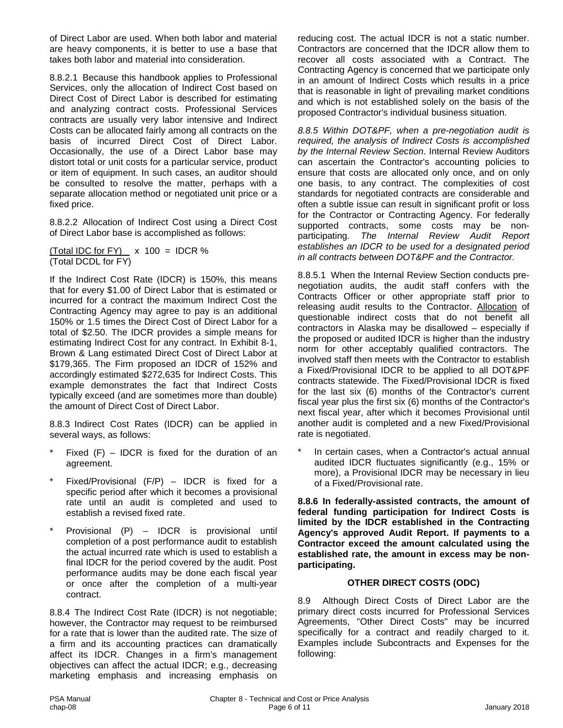of Direct Labor are used. When both labor and material are heavy components, it is better to use a base that takes both labor and material into consideration.

8.8.2.1 Because this handbook applies to Professional Services, only the allocation of Indirect Cost based on Direct Cost of Direct Labor is described for estimating and analyzing contract costs. Professional Services contracts are usually very labor intensive and Indirect Costs can be allocated fairly among all contracts on the basis of incurred Direct Cost of Direct Labor. Occasionally, the use of a Direct Labor base may distort total or unit costs for a particular service, product or item of equipment. In such cases, an auditor should be consulted to resolve the matter, perhaps with a separate allocation method or negotiated unit price or a fixed price.

8.8.2.2 Allocation of Indirect Cost using a Direct Cost of Direct Labor base is accomplished as follows:

$$\frac{\text{(Total IDC for FY)}}{\text{(Total DCDL for FY)}} \times 100 = \text{IDCR \%}$$

If the Indirect Cost Rate (IDCR) is 150%, this means that for every \$1.00 of Direct Labor that is estimated or incurred for a contract the maximum Indirect Cost the Contracting Agency may agree to pay is an additional 150% or 1.5 times the Direct Cost of Direct Labor for a total of \$2.50. The IDCR provides a simple means for estimating Indirect Cost for any contract. In Exhibit 8-1, Brown & Lang estimated Direct Cost of Direct Labor at \$179,365. The Firm proposed an IDCR of 152% and accordingly estimated \$272,635 for Indirect Costs. This example demonstrates the fact that Indirect Costs typically exceed (and are sometimes more than double) the amount of Direct Cost of Direct Labor.

8.8.3 Indirect Cost Rates (IDCR) can be applied in several ways, as follows:

* Fixed (F) – IDCR is fixed for the duration of an agreement.
* Fixed/Provisional (F/P) – IDCR is fixed for a specific period after which it becomes a provisional rate until an audit is completed and used to establish a revised fixed rate.
* Provisional (P) – IDCR is provisional until completion of a post performance audit to establish the actual incurred rate which is used to establish a final IDCR for the period covered by the audit. Post performance audits may be done each fiscal year or once after the completion of a multi-year contract.

8.8.4 The Indirect Cost Rate (IDCR) is not negotiable; however, the Contractor may request to be reimbursed for a rate that is lower than the audited rate. The size of a firm and its accounting practices can dramatically affect its IDCR. Changes in a firm's management objectives can affect the actual IDCR; e.g., decreasing marketing emphasis and increasing emphasis on reducing cost. The actual IDCR is not a static number. Contractors are concerned that the IDCR allow them to recover all costs associated with a Contract. The Contracting Agency is concerned that we participate only in an amount of Indirect Costs which results in a price that is reasonable in light of prevailing market conditions and which is not established solely on the basis of the proposed Contractor's individual business situation.

*8.8.5 Within DOT&PF, when a pre-negotiation audit is required, the analysis of Indirect Costs is accomplished by the Internal Review Section*. Internal Review Auditors can ascertain the Contractor's accounting policies to ensure that costs are allocated only once, and on only one basis, to any contract. The complexities of cost standards for negotiated contracts are considerable and often a subtle issue can result in significant profit or loss for the Contractor or Contracting Agency. For federally supported contracts, some costs may be non-participating. *The Internal Review Audit Report establishes an IDCR to be used for a designated period in all contracts between DOT&PF and the Contractor.*

8.8.5.1 When the Internal Review Section conducts pre-negotiation audits, the audit staff confers with the Contracts Officer or other appropriate staff prior to releasing audit results to the Contractor. <u>Allocation</u> of questionable indirect costs that do not benefit all contractors in Alaska may be disallowed – especially if the proposed or audited IDCR is higher than the industry norm for other acceptably qualified contractors. The involved staff then meets with the Contractor to establish a Fixed/Provisional IDCR to be applied to all DOT&PF contracts statewide. The Fixed/Provisional IDCR is fixed for the last six (6) months of the Contractor's current fiscal year plus the first six (6) months of the Contractor's next fiscal year, after which it becomes Provisional until another audit is completed and a new Fixed/Provisional rate is negotiated.

* In certain cases, when a Contractor's actual annual audited IDCR fluctuates significantly (e.g., 15% or more), a Provisional IDCR may be necessary in lieu of a Fixed/Provisional rate.

**8.8.6 In federally-assisted contracts, the amount of federal funding participation for Indirect Costs is limited by the IDCR established in the Contracting Agency's approved Audit Report. If payments to a Contractor exceed the amount calculated using the established rate, the amount in excess may be non-participating.**

### OTHER DIRECT COSTS (ODC)

8.9 Although Direct Costs of Direct Labor are the primary direct costs incurred for Professional Services Agreements, "Other Direct Costs" may be incurred specifically for a contract and readily charged to it. Examples include Subcontracts and Expenses for the following: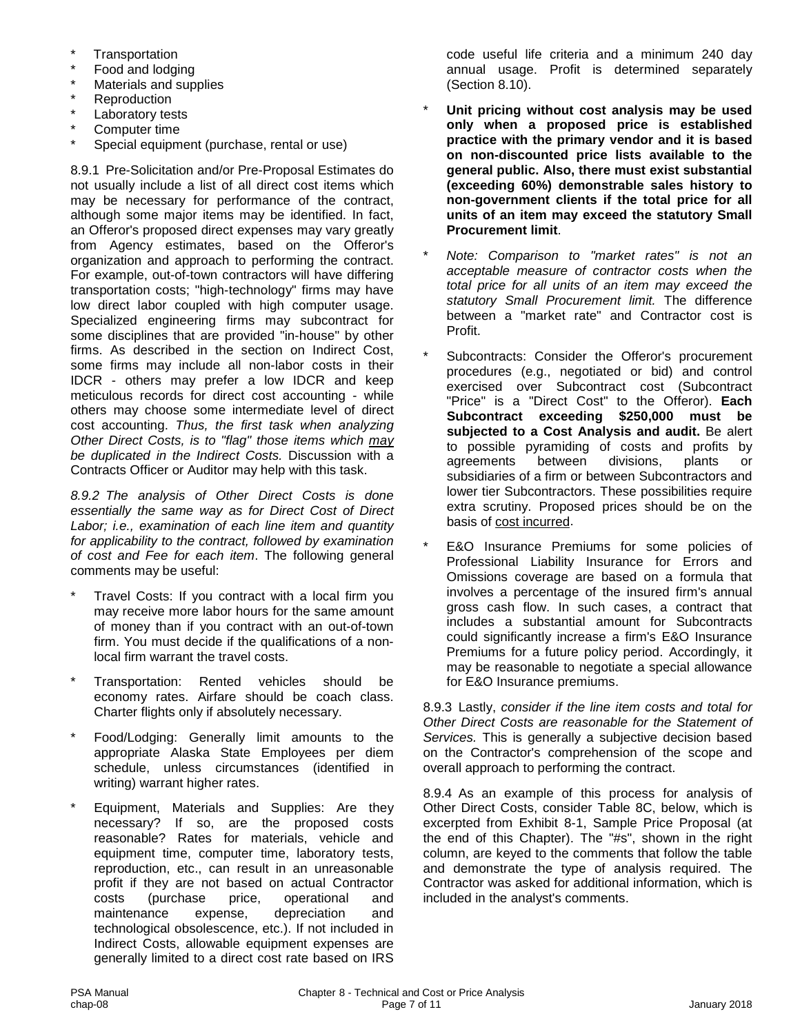* Transportation
* Food and lodging
* Materials and supplies
* Reproduction
* Laboratory tests
* Computer time
* Special equipment (purchase, rental or use)

8.9.1 Pre-Solicitation and/or Pre-Proposal Estimates do not usually include a list of all direct cost items which may be necessary for performance of the contract, although some major items may be identified. In fact, an Offeror's proposed direct expenses may vary greatly from Agency estimates, based on the Offeror's organization and approach to performing the contract. For example, out-of-town contractors will have differing transportation costs; "high-technology" firms may have low direct labor coupled with high computer usage. Specialized engineering firms may subcontract for some disciplines that are provided "in-house" by other firms. As described in the section on Indirect Cost, some firms may include all non-labor costs in their IDCR - others may prefer a low IDCR and keep meticulous records for direct cost accounting - while others may choose some intermediate level of direct cost accounting. *Thus, the first task when analyzing Other Direct Costs, is to "flag" those items which may be duplicated in the Indirect Costs.* Discussion with a Contracts Officer or Auditor may help with this task.

*8.9.2 The analysis of Other Direct Costs is done essentially the same way as for Direct Cost of Direct Labor; i.e., examination of each line item and quantity for applicability to the contract, followed by examination of cost and Fee for each item*. The following general comments may be useful:

* Travel Costs: If you contract with a local firm you may receive more labor hours for the same amount of money than if you contract with an out-of-town firm. You must decide if the qualifications of a non-local firm warrant the travel costs.

* Transportation: Rented vehicles should be economy rates. Airfare should be coach class. Charter flights only if absolutely necessary.

* Food/Lodging: Generally limit amounts to the appropriate Alaska State Employees per diem schedule, unless circumstances (identified in writing) warrant higher rates.

* Equipment, Materials and Supplies: Are they necessary? If so, are the proposed costs reasonable? Rates for materials, vehicle and equipment time, computer time, laboratory tests, reproduction, etc., can result in an unreasonable profit if they are not based on actual Contractor costs (purchase price, operational and maintenance expense, depreciation and technological obsolescence, etc.). If not included in Indirect Costs, allowable equipment expenses are generally limited to a direct cost rate based on IRS code useful life criteria and a minimum 240 day annual usage. Profit is determined separately (Section 8.10).

* **Unit pricing without cost analysis may be used only when a proposed price is established practice with the primary vendor and it is based on non-discounted price lists available to the general public. Also, there must exist substantial (exceeding 60%) demonstrable sales history to non-government clients if the total price for all units of an item may exceed the statutory Small Procurement limit**.

* *Note: Comparison to "market rates" is not an acceptable measure of contractor costs when the total price for all units of an item may exceed the statutory Small Procurement limit.* The difference between a "market rate" and Contractor cost is Profit.

* Subcontracts: Consider the Offeror's procurement procedures (e.g., negotiated or bid) and control exercised over Subcontract cost (Subcontract "Price" is a "Direct Cost" to the Offeror). **Each Subcontract exceeding $250,000 must be subjected to a Cost Analysis and audit.** Be alert to possible pyramiding of costs and profits by agreements between divisions, plants or subsidiaries of a firm or between Subcontractors and lower tier Subcontractors. These possibilities require extra scrutiny. Proposed prices should be on the basis of cost incurred.

* E&O Insurance Premiums for some policies of Professional Liability Insurance for Errors and Omissions coverage are based on a formula that involves a percentage of the insured firm's annual gross cash flow. In such cases, a contract that includes a substantial amount for Subcontracts could significantly increase a firm's E&O Insurance Premiums for a future policy period. Accordingly, it may be reasonable to negotiate a special allowance for E&O Insurance premiums.

8.9.3 Lastly, *consider if the line item costs and total for Other Direct Costs are reasonable for the Statement of Services.* This is generally a subjective decision based on the Contractor's comprehension of the scope and overall approach to performing the contract.

8.9.4 As an example of this process for analysis of Other Direct Costs, consider Table 8C, below, which is excerpted from Exhibit 8-1, Sample Price Proposal (at the end of this Chapter). The "#s", shown in the right column, are keyed to the comments that follow the table and demonstrate the type of analysis required. The Contractor was asked for additional information, which is included in the analyst's comments.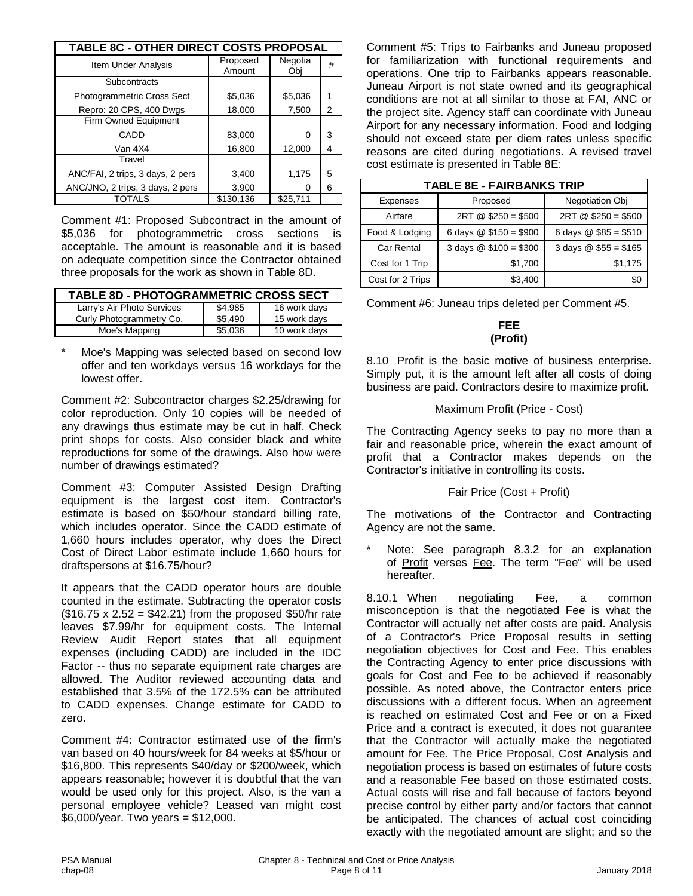| TABLE 8C - OTHER DIRECT COSTS PROPOSAL | | | |
|---|---|---|---|
| Item Under Analysis | Proposed Amount | Negotia Obj | # |
| Subcontracts | | | |
| Photogrammetric Cross Sect | \$5,036 | \$5,036 | 1 |
| Repro: 20 CPS, 400 Dwgs | 18,000 | 7,500 | 2 |
| Firm Owned Equipment | | | |
| CADD | 83,000 | 0 | 3 |
| Van 4X4 | 16,800 | 12,000 | 4 |
| Travel | | | |
| ANC/FAI, 2 trips, 3 days, 2 pers | 3,400 | 1,175 | 5 |
| ANC/JNO, 2 trips, 3 days, 2 pers | 3,900 | 0 | 6 |
| TOTALS | \$130,136 | \$25,711 | |

Comment #1: Proposed Subcontract in the amount of \$5,036 for photogrammetric cross sections is acceptable. The amount is reasonable and it is based on adequate competition since the Contractor obtained three proposals for the work as shown in Table 8D.

| TABLE 8D - PHOTOGRAMMETRIC CROSS SECT | | |
|---|---|---|
| Larry's Air Photo Services | \$4,985 | 16 work days |
| Curly Photogrammetry Co. | \$5,490 | 15 work days |
| Moe's Mapping | \$5,036 | 10 work days |

\* Moe's Mapping was selected based on second low offer and ten workdays versus 16 workdays for the lowest offer.

Comment #2: Subcontractor charges \$2.25/drawing for color reproduction. Only 10 copies will be needed of any drawings thus estimate may be cut in half. Check print shops for costs. Also consider black and white reproductions for some of the drawings. Also how were number of drawings estimated?

Comment #3: Computer Assisted Design Drafting equipment is the largest cost item. Contractor's estimate is based on \$50/hour standard billing rate, which includes operator. Since the CADD estimate of 1,660 hours includes operator, why does the Direct Cost of Direct Labor estimate include 1,660 hours for draftspersons at \$16.75/hour?

It appears that the CADD operator hours are double counted in the estimate. Subtracting the operator costs (\$16.75 x 2.52 = \$42.21) from the proposed \$50/hr rate leaves \$7.99/hr for equipment costs. The Internal Review Audit Report states that all equipment expenses (including CADD) are included in the IDC Factor -- thus no separate equipment rate charges are allowed. The Auditor reviewed accounting data and established that 3.5% of the 172.5% can be attributed to CADD expenses. Change estimate for CADD to zero.

Comment #4: Contractor estimated use of the firm's van based on 40 hours/week for 84 weeks at \$5/hour or \$16,800. This represents \$40/day or \$200/week, which appears reasonable; however it is doubtful that the van would be used only for this project. Also, is the van a personal employee vehicle? Leased van might cost \$6,000/year. Two years = \$12,000.

Comment #5: Trips to Fairbanks and Juneau proposed for familiarization with functional requirements and operations. One trip to Fairbanks appears reasonable. Juneau Airport is not state owned and its geographical conditions are not at all similar to those at FAI, ANC or the project site. Agency staff can coordinate with Juneau Airport for any necessary information. Food and lodging should not exceed state per diem rates unless specific reasons are cited during negotiations. A revised travel cost estimate is presented in Table 8E:

| TABLE 8E - FAIRBANKS TRIP | | |
|---|---|---|
| Expenses | Proposed | Negotiation Obj |
| Airfare | 2RT @ \$250 = \$500 | 2RT @ \$250 = \$500 |
| Food & Lodging | 6 days @ \$150 = \$900 | 6 days @ \$85 = \$510 |
| Car Rental | 3 days @ \$100 = \$300 | 3 days @ \$55 = \$165 |
| Cost for 1 Trip | \$1,700 | \$1,175 |
| Cost for 2 Trips | \$3,400 | \$0 |

Comment #6: Juneau trips deleted per Comment #5.

## FEE
## (Profit)

8.10 Profit is the basic motive of business enterprise. Simply put, it is the amount left after all costs of doing business are paid. Contractors desire to maximize profit.

Maximum Profit (Price - Cost)

The Contracting Agency seeks to pay no more than a fair and reasonable price, wherein the exact amount of profit that a Contractor makes depends on the Contractor's initiative in controlling its costs.

Fair Price (Cost + Profit)

The motivations of the Contractor and Contracting Agency are not the same.

\* Note: See paragraph 8.3.2 for an explanation of Profit verses Fee. The term "Fee" will be used hereafter.

8.10.1 When negotiating Fee, a common misconception is that the negotiated Fee is what the Contractor will actually net after costs are paid. Analysis of a Contractor's Price Proposal results in setting negotiation objectives for Cost and Fee. This enables the Contracting Agency to enter price discussions with goals for Cost and Fee to be achieved if reasonably possible. As noted above, the Contractor enters price discussions with a different focus. When an agreement is reached on estimated Cost and Fee or on a Fixed Price and a contract is executed, it does not guarantee that the Contractor will actually make the negotiated amount for Fee. The Price Proposal, Cost Analysis and negotiation process is based on estimates of future costs and a reasonable Fee based on those estimated costs. Actual costs will rise and fall because of factors beyond precise control by either party and/or factors that cannot be anticipated. The chances of actual cost coinciding exactly with the negotiated amount are slight; and so the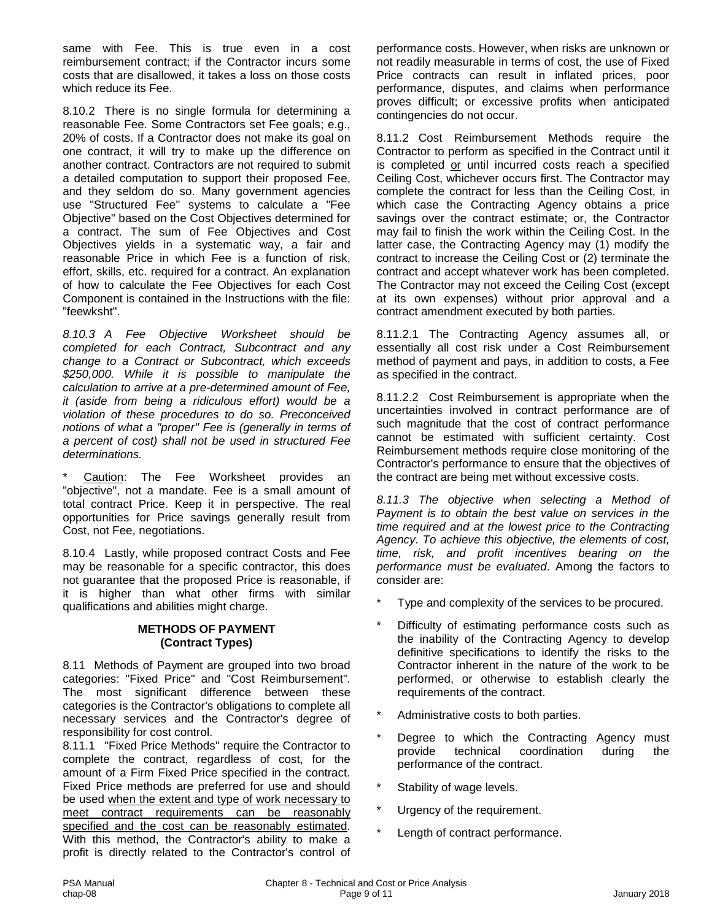same with Fee. This is true even in a cost reimbursement contract; if the Contractor incurs some costs that are disallowed, it takes a loss on those costs which reduce its Fee.

8.10.2 There is no single formula for determining a reasonable Fee. Some Contractors set Fee goals; e.g., 20% of costs. If a Contractor does not make its goal on one contract, it will try to make up the difference on another contract. Contractors are not required to submit a detailed computation to support their proposed Fee, and they seldom do so. Many government agencies use "Structured Fee" systems to calculate a "Fee Objective" based on the Cost Objectives determined for a contract. The sum of Fee Objectives and Cost Objectives yields in a systematic way, a fair and reasonable Price in which Fee is a function of risk, effort, skills, etc. required for a contract. An explanation of how to calculate the Fee Objectives for each Cost Component is contained in the Instructions with the file: "feewksht".

*8.10.3 A Fee Objective Worksheet should be completed for each Contract, Subcontract and any change to a Contract or Subcontract, which exceeds $250,000. While it is possible to manipulate the calculation to arrive at a pre-determined amount of Fee, it (aside from being a ridiculous effort) would be a violation of these procedures to do so. Preconceived notions of what a "proper" Fee is (generally in terms of a percent of cost) shall not be used in structured Fee determinations.*

\* Caution: The Fee Worksheet provides an "objective", not a mandate. Fee is a small amount of total contract Price. Keep it in perspective. The real opportunities for Price savings generally result from Cost, not Fee, negotiations.

8.10.4 Lastly, while proposed contract Costs and Fee may be reasonable for a specific contractor, this does not guarantee that the proposed Price is reasonable, if it is higher than what other firms with similar qualifications and abilities might charge.

## METHODS OF PAYMENT (Contract Types)

8.11 Methods of Payment are grouped into two broad categories: "Fixed Price" and "Cost Reimbursement". The most significant difference between these categories is the Contractor's obligations to complete all necessary services and the Contractor's degree of responsibility for cost control.

8.11.1 "Fixed Price Methods" require the Contractor to complete the contract, regardless of cost, for the amount of a Firm Fixed Price specified in the contract. Fixed Price methods are preferred for use and should be used <u>when the extent and type of work necessary to meet contract requirements can be reasonably specified and the cost can be reasonably estimated</u>. With this method, the Contractor's ability to make a profit is directly related to the Contractor's control of performance costs. However, when risks are unknown or not readily measurable in terms of cost, the use of Fixed Price contracts can result in inflated prices, poor performance, disputes, and claims when performance proves difficult; or excessive profits when anticipated contingencies do not occur.

8.11.2 Cost Reimbursement Methods require the Contractor to perform as specified in the Contract until it is completed <u>or</u> until incurred costs reach a specified Ceiling Cost, whichever occurs first. The Contractor may complete the contract for less than the Ceiling Cost, in which case the Contracting Agency obtains a price savings over the contract estimate; or, the Contractor may fail to finish the work within the Ceiling Cost. In the latter case, the Contracting Agency may (1) modify the contract to increase the Ceiling Cost or (2) terminate the contract and accept whatever work has been completed. The Contractor may not exceed the Ceiling Cost (except at its own expenses) without prior approval and a contract amendment executed by both parties.

8.11.2.1 The Contracting Agency assumes all, or essentially all cost risk under a Cost Reimbursement method of payment and pays, in addition to costs, a Fee as specified in the contract.

8.11.2.2 Cost Reimbursement is appropriate when the uncertainties involved in contract performance are of such magnitude that the cost of contract performance cannot be estimated with sufficient certainty. Cost Reimbursement methods require close monitoring of the Contractor's performance to ensure that the objectives of the contract are being met without excessive costs.

*8.11.3 The objective when selecting a Method of Payment is to obtain the best value on services in the time required and at the lowest price to the Contracting Agency. To achieve this objective, the elements of cost, time, risk, and profit incentives bearing on the performance must be evaluated*. Among the factors to consider are:

- Type and complexity of the services to be procured.
- Difficulty of estimating performance costs such as the inability of the Contracting Agency to develop definitive specifications to identify the risks to the Contractor inherent in the nature of the work to be performed, or otherwise to establish clearly the requirements of the contract.
- Administrative costs to both parties.
- Degree to which the Contracting Agency must provide technical coordination during the performance of the contract.
- Stability of wage levels.
- Urgency of the requirement.
- Length of contract performance.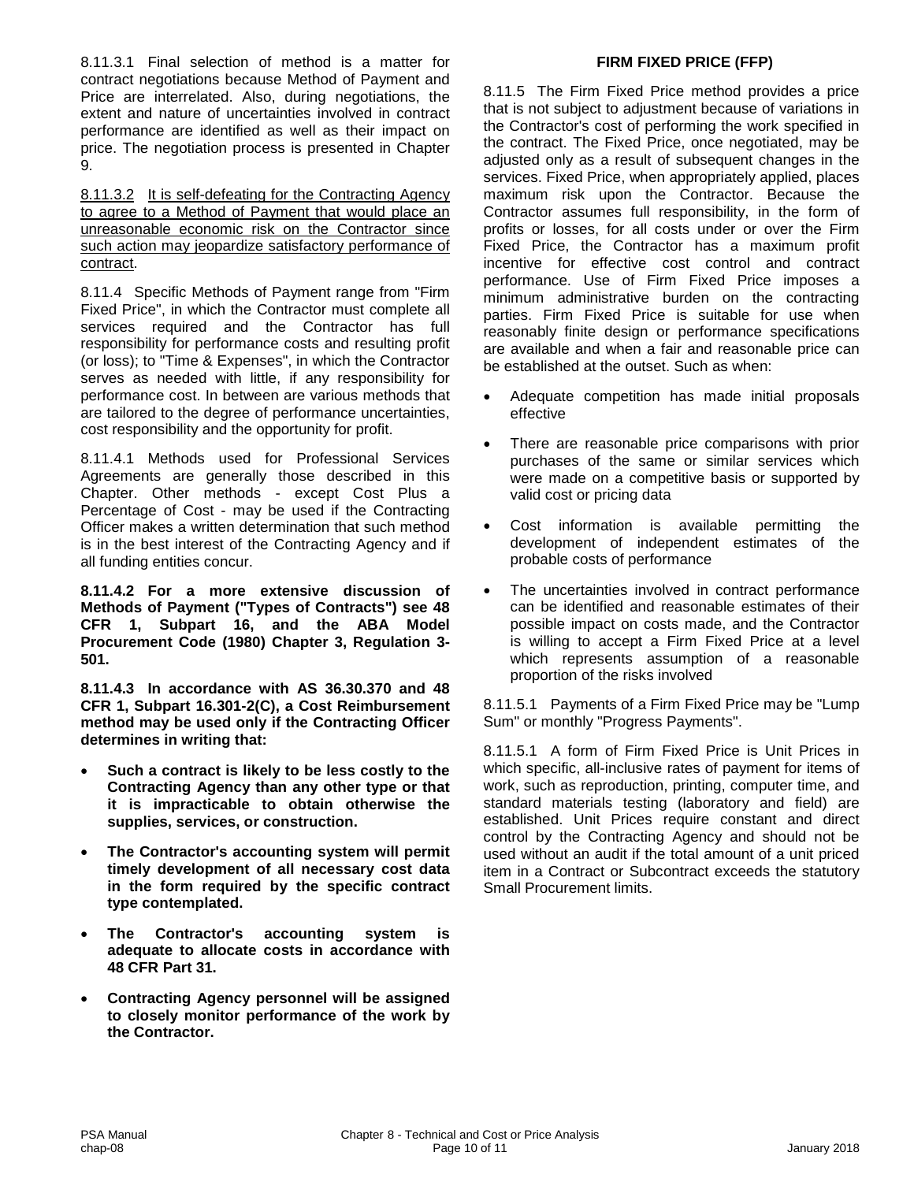8.11.3.1 Final selection of method is a matter for contract negotiations because Method of Payment and Price are interrelated. Also, during negotiations, the extent and nature of uncertainties involved in contract performance are identified as well as their impact on price. The negotiation process is presented in Chapter 9.

8.11.3.2 It is self-defeating for the Contracting Agency to agree to a Method of Payment that would place an unreasonable economic risk on the Contractor since such action may jeopardize satisfactory performance of contract.

8.11.4 Specific Methods of Payment range from "Firm Fixed Price", in which the Contractor must complete all services required and the Contractor has full responsibility for performance costs and resulting profit (or loss); to "Time & Expenses", in which the Contractor serves as needed with little, if any responsibility for performance cost. In between are various methods that are tailored to the degree of performance uncertainties, cost responsibility and the opportunity for profit.

8.11.4.1 Methods used for Professional Services Agreements are generally those described in this Chapter. Other methods - except Cost Plus a Percentage of Cost - may be used if the Contracting Officer makes a written determination that such method is in the best interest of the Contracting Agency and if all funding entities concur.

**8.11.4.2 For a more extensive discussion of Methods of Payment ("Types of Contracts") see 48 CFR 1, Subpart 16, and the ABA Model Procurement Code (1980) Chapter 3, Regulation 3-501.**

**8.11.4.3 In accordance with AS 36.30.370 and 48 CFR 1, Subpart 16.301-2(C), a Cost Reimbursement method may be used only if the Contracting Officer determines in writing that:**

- **Such a contract is likely to be less costly to the Contracting Agency than any other type or that it is impracticable to obtain otherwise the supplies, services, or construction.**
- **The Contractor's accounting system will permit timely development of all necessary cost data in the form required by the specific contract type contemplated.**
- **The Contractor's accounting system is adequate to allocate costs in accordance with 48 CFR Part 31.**
- **Contracting Agency personnel will be assigned to closely monitor performance of the work by the Contractor.**

## FIRM FIXED PRICE (FFP)

8.11.5 The Firm Fixed Price method provides a price that is not subject to adjustment because of variations in the Contractor's cost of performing the work specified in the contract. The Fixed Price, once negotiated, may be adjusted only as a result of subsequent changes in the services. Fixed Price, when appropriately applied, places maximum risk upon the Contractor. Because the Contractor assumes full responsibility, in the form of profits or losses, for all costs under or over the Firm Fixed Price, the Contractor has a maximum profit incentive for effective cost control and contract performance. Use of Firm Fixed Price imposes a minimum administrative burden on the contracting parties. Firm Fixed Price is suitable for use when reasonably finite design or performance specifications are available and when a fair and reasonable price can be established at the outset. Such as when:

- Adequate competition has made initial proposals effective
- There are reasonable price comparisons with prior purchases of the same or similar services which were made on a competitive basis or supported by valid cost or pricing data
- Cost information is available permitting the development of independent estimates of the probable costs of performance
- The uncertainties involved in contract performance can be identified and reasonable estimates of their possible impact on costs made, and the Contractor is willing to accept a Firm Fixed Price at a level which represents assumption of a reasonable proportion of the risks involved

8.11.5.1 Payments of a Firm Fixed Price may be "Lump Sum" or monthly "Progress Payments".

8.11.5.1 A form of Firm Fixed Price is Unit Prices in which specific, all-inclusive rates of payment for items of work, such as reproduction, printing, computer time, and standard materials testing (laboratory and field) are established. Unit Prices require constant and direct control by the Contracting Agency and should not be used without an audit if the total amount of a unit priced item in a Contract or Subcontract exceeds the statutory Small Procurement limits.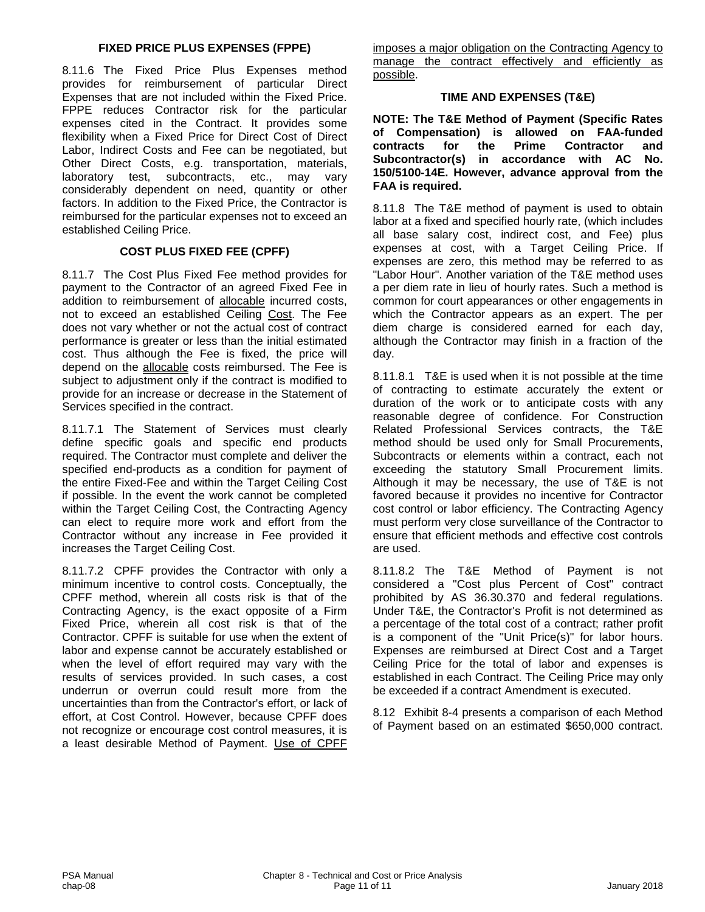### FIXED PRICE PLUS EXPENSES (FPPE)

8.11.6 The Fixed Price Plus Expenses method provides for reimbursement of particular Direct Expenses that are not included within the Fixed Price. FPPE reduces Contractor risk for the particular expenses cited in the Contract. It provides some flexibility when a Fixed Price for Direct Cost of Direct Labor, Indirect Costs and Fee can be negotiated, but Other Direct Costs, e.g. transportation, materials, laboratory test, subcontracts, etc., may vary considerably dependent on need, quantity or other factors. In addition to the Fixed Price, the Contractor is reimbursed for the particular expenses not to exceed an established Ceiling Price.

### COST PLUS FIXED FEE (CPFF)

8.11.7 The Cost Plus Fixed Fee method provides for payment to the Contractor of an agreed Fixed Fee in addition to reimbursement of allocable incurred costs, not to exceed an established Ceiling Cost. The Fee does not vary whether or not the actual cost of contract performance is greater or less than the initial estimated cost. Thus although the Fee is fixed, the price will depend on the allocable costs reimbursed. The Fee is subject to adjustment only if the contract is modified to provide for an increase or decrease in the Statement of Services specified in the contract.

8.11.7.1 The Statement of Services must clearly define specific goals and specific end products required. The Contractor must complete and deliver the specified end-products as a condition for payment of the entire Fixed-Fee and within the Target Ceiling Cost if possible. In the event the work cannot be completed within the Target Ceiling Cost, the Contracting Agency can elect to require more work and effort from the Contractor without any increase in Fee provided it increases the Target Ceiling Cost.

8.11.7.2 CPFF provides the Contractor with only a minimum incentive to control costs. Conceptually, the CPFF method, wherein all costs risk is that of the Contracting Agency, is the exact opposite of a Firm Fixed Price, wherein all cost risk is that of the Contractor. CPFF is suitable for use when the extent of labor and expense cannot be accurately established or when the level of effort required may vary with the results of services provided. In such cases, a cost underrun or overrun could result more from the uncertainties than from the Contractor's effort, or lack of effort, at Cost Control. However, because CPFF does not recognize or encourage cost control measures, it is a least desirable Method of Payment. Use of CPFF imposes a major obligation on the Contracting Agency to manage the contract effectively and efficiently as possible.

### TIME AND EXPENSES (T&E)

**NOTE: The T&E Method of Payment (Specific Rates of Compensation) is allowed on FAA-funded contracts for the Prime Contractor and Subcontractor(s) in accordance with AC No. 150/5100-14E. However, advance approval from the FAA is required.**

8.11.8 The T&E method of payment is used to obtain labor at a fixed and specified hourly rate, (which includes all base salary cost, indirect cost, and Fee) plus expenses at cost, with a Target Ceiling Price. If expenses are zero, this method may be referred to as "Labor Hour". Another variation of the T&E method uses a per diem rate in lieu of hourly rates. Such a method is common for court appearances or other engagements in which the Contractor appears as an expert. The per diem charge is considered earned for each day, although the Contractor may finish in a fraction of the day.

8.11.8.1 T&E is used when it is not possible at the time of contracting to estimate accurately the extent or duration of the work or to anticipate costs with any reasonable degree of confidence. For Construction Related Professional Services contracts, the T&E method should be used only for Small Procurements, Subcontracts or elements within a contract, each not exceeding the statutory Small Procurement limits. Although it may be necessary, the use of T&E is not favored because it provides no incentive for Contractor cost control or labor efficiency. The Contracting Agency must perform very close surveillance of the Contractor to ensure that efficient methods and effective cost controls are used.

8.11.8.2 The T&E Method of Payment is not considered a "Cost plus Percent of Cost" contract prohibited by AS 36.30.370 and federal regulations. Under T&E, the Contractor's Profit is not determined as a percentage of the total cost of a contract; rather profit is a component of the "Unit Price(s)" for labor hours. Expenses are reimbursed at Direct Cost and a Target Ceiling Price for the total of labor and expenses is established in each Contract. The Ceiling Price may only be exceeded if a contract Amendment is executed.

8.12 Exhibit 8-4 presents a comparison of each Method of Payment based on an estimated $650,000 contract.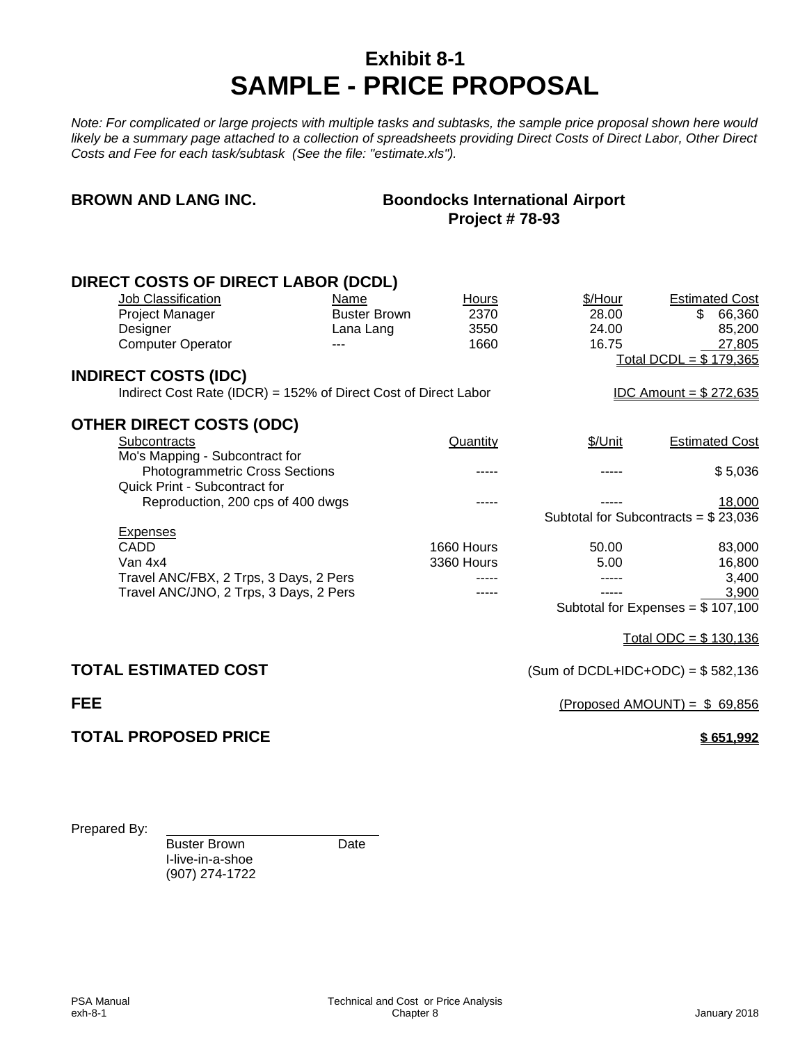# Exhibit 8-1
# SAMPLE - PRICE PROPOSAL

*Note: For complicated or large projects with multiple tasks and subtasks, the sample price proposal shown here would likely be a summary page attached to a collection of spreadsheets providing Direct Costs of Direct Labor, Other Direct Costs and Fee for each task/subtask (See the file: "estimate.xls").*

**BROWN AND LANG INC.**

**Boondocks International Airport**
**Project # 78-93**

## DIRECT COSTS OF DIRECT LABOR (DCDL)

| Job Classification | Name | Hours | $/Hour | Estimated Cost |
|---|---|---|---|---|
| Project Manager | Buster Brown | 2370 | 28.00 | $ 66,360 |
| Designer | Lana Lang | 3550 | 24.00 | 85,200 |
| Computer Operator | --- | 1660 | 16.75 | 27,805 |
| | | | | Total DCDL = $ 179,365 |

## INDIRECT COSTS (IDC)

Indirect Cost Rate (IDCR) = 152% of Direct Cost of Direct Labor — IDC Amount = $ 272,635

## OTHER DIRECT COSTS (ODC)

| Subcontracts | Quantity | $/Unit | Estimated Cost |
|---|---|---|---|
| Mo's Mapping - Subcontract for Photogrammetric Cross Sections | ----- | ----- | $ 5,036 |
| Quick Print - Subcontract for Reproduction, 200 cps of 400 dwgs | ----- | ----- | 18,000 |
| | | | Subtotal for Subcontracts = $ 23,036 |
| **Expenses** | | | |
| CADD | 1660 Hours | 50.00 | 83,000 |
| Van 4x4 | 3360 Hours | 5.00 | 16,800 |
| Travel ANC/FBX, 2 Trps, 3 Days, 2 Pers | ----- | ----- | 3,400 |
| Travel ANC/JNO, 2 Trps, 3 Days, 2 Pers | ----- | ----- | 3,900 |
| | | | Subtotal for Expenses = $ 107,100 |
| | | | Total ODC = $ 130,136 |

## TOTAL ESTIMATED COST

(Sum of DCDL+IDC+ODC) = $ 582,136

## FEE

(Proposed AMOUNT) = $ 69,856

## TOTAL PROPOSED PRICE

**$ 651,992**

Prepared By: ______________________________

Buster Brown     Date
I-live-in-a-shoe
(907) 274-1722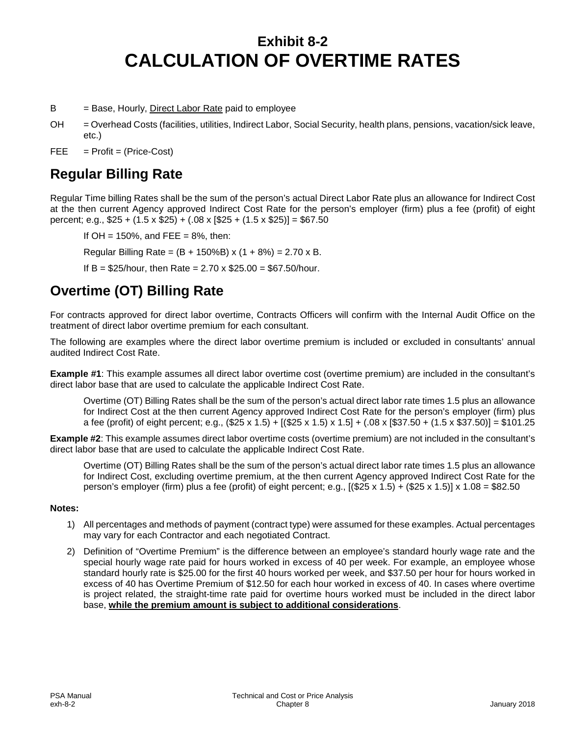# Exhibit 8-2
# CALCULATION OF OVERTIME RATES

B = Base, Hourly, <u>Direct Labor Rate</u> paid to employee

OH = Overhead Costs (facilities, utilities, Indirect Labor, Social Security, health plans, pensions, vacation/sick leave, etc.)

FEE = Profit = (Price-Cost)

## Regular Billing Rate

Regular Time billing Rates shall be the sum of the person's actual Direct Labor Rate plus an allowance for Indirect Cost at the then current Agency approved Indirect Cost Rate for the person's employer (firm) plus a fee (profit) of eight percent; e.g., $25 + (1.5 x $25) + (.08 x [$25 + (1.5 x $25)] = $67.50

> If OH = 150%, and FEE = 8%, then:
>
> Regular Billing Rate = (B + 150%B) x (1 + 8%) = 2.70 x B.
>
> If B = $25/hour, then Rate = 2.70 x $25.00 = $67.50/hour.

## Overtime (OT) Billing Rate

For contracts approved for direct labor overtime, Contracts Officers will confirm with the Internal Audit Office on the treatment of direct labor overtime premium for each consultant.

The following are examples where the direct labor overtime premium is included or excluded in consultants' annual audited Indirect Cost Rate.

**Example #1**: This example assumes all direct labor overtime cost (overtime premium) are included in the consultant's direct labor base that are used to calculate the applicable Indirect Cost Rate.

> Overtime (OT) Billing Rates shall be the sum of the person's actual direct labor rate times 1.5 plus an allowance for Indirect Cost at the then current Agency approved Indirect Cost Rate for the person's employer (firm) plus a fee (profit) of eight percent; e.g., ($25 x 1.5) + [($25 x 1.5) x 1.5] + (.08 x [$37.50 + (1.5 x $37.50)] = $101.25

**Example #2**: This example assumes direct labor overtime costs (overtime premium) are not included in the consultant's direct labor base that are used to calculate the applicable Indirect Cost Rate.

> Overtime (OT) Billing Rates shall be the sum of the person's actual direct labor rate times 1.5 plus an allowance for Indirect Cost, excluding overtime premium, at the then current Agency approved Indirect Cost Rate for the person's employer (firm) plus a fee (profit) of eight percent; e.g., [($25 x 1.5) + ($25 x 1.5)] x 1.08 = $82.50

**Notes:**

1) All percentages and methods of payment (contract type) were assumed for these examples. Actual percentages may vary for each Contractor and each negotiated Contract.
2) Definition of "Overtime Premium" is the difference between an employee's standard hourly wage rate and the special hourly wage rate paid for hours worked in excess of 40 per week. For example, an employee whose standard hourly rate is $25.00 for the first 40 hours worked per week, and $37.50 per hour for hours worked in excess of 40 has Overtime Premium of $12.50 for each hour worked in excess of 40. In cases where overtime is project related, the straight-time rate paid for overtime hours worked must be included in the direct labor base, **<u>while the premium amount is subject to additional considerations</u>**.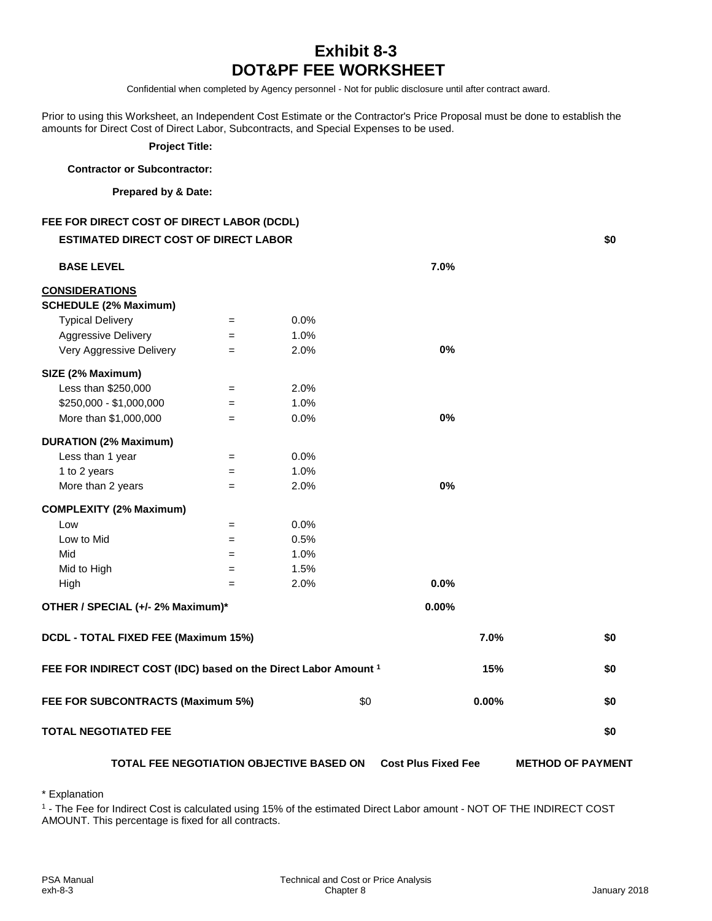# Exhibit 8-3
# DOT&PF FEE WORKSHEET

Confidential when completed by Agency personnel - Not for public disclosure until after contract award.

Prior to using this Worksheet, an Independent Cost Estimate or the Contractor's Price Proposal must be done to establish the amounts for Direct Cost of Direct Labor, Subcontracts, and Special Expenses to be used.

**Project Title:**

**Contractor or Subcontractor:**

**Prepared by & Date:**

| | | | | | |
|---|---|---|---|---|---|
| **FEE FOR DIRECT COST OF DIRECT LABOR (DCDL)** | | | | | |
| **ESTIMATED DIRECT COST OF DIRECT LABOR** | | | | | **$0** |
| **BASE LEVEL** | | | **7.0%** | | |
| **CONSIDERATIONS** | | | | | |
| **SCHEDULE (2% Maximum)** | | | | | |
| Typical Delivery | = | 0.0% | | | |
| Aggressive Delivery | = | 1.0% | | | |
| Very Aggressive Delivery | = | 2.0% | **0%** | | |
| **SIZE (2% Maximum)** | | | | | |
| Less than $250,000 | = | 2.0% | | | |
| $250,000 - $1,000,000 | = | 1.0% | | | |
| More than $1,000,000 | = | 0.0% | **0%** | | |
| **DURATION (2% Maximum)** | | | | | |
| Less than 1 year | = | 0.0% | | | |
| 1 to 2 years | = | 1.0% | | | |
| More than 2 years | = | 2.0% | **0%** | | |
| **COMPLEXITY (2% Maximum)** | | | | | |
| Low | = | 0.0% | | | |
| Low to Mid | = | 0.5% | | | |
| Mid | = | 1.0% | | | |
| Mid to High | = | 1.5% | | | |
| High | = | 2.0% | **0.0%** | | |
| **OTHER / SPECIAL (+/- 2% Maximum)*** | | | **0.00%** | | |
| **DCDL - TOTAL FIXED FEE (Maximum 15%)** | | | | **7.0%** | **$0** |
| **FEE FOR INDIRECT COST (IDC) based on the Direct Labor Amount [1]** | | | | **15%** | **$0** |
| **FEE FOR SUBCONTRACTS (Maximum 5%)** | | $0 | | **0.00%** | **$0** |
| **TOTAL NEGOTIATED FEE** | | | | | **$0** |

**TOTAL FEE NEGOTIATION OBJECTIVE BASED ON** **Cost Plus Fixed Fee** **METHOD OF PAYMENT**

\* Explanation

[1] - The Fee for Indirect Cost is calculated using 15% of the estimated Direct Labor amount - NOT OF THE INDIRECT COST AMOUNT. This percentage is fixed for all contracts.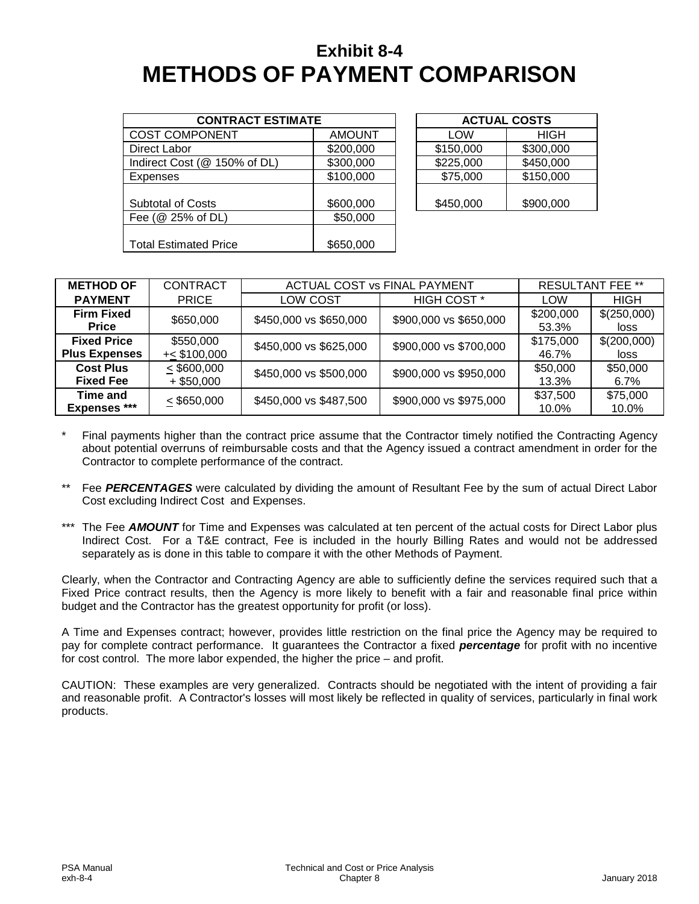# Exhibit 8-4
# METHODS OF PAYMENT COMPARISON

| CONTRACT ESTIMATE | |
|---|---|
| COST COMPONENT | AMOUNT |
| Direct Labor | \$200,000 |
| Indirect Cost (@ 150% of DL) | \$300,000 |
| Expenses | \$100,000 |
| Subtotal of Costs | \$600,000 |
| Fee (@ 25% of DL) | \$50,000 |
| Total Estimated Price | \$650,000 |

| ACTUAL COSTS | |
|---|---|
| LOW | HIGH |
| \$150,000 | \$300,000 |
| \$225,000 | \$450,000 |
| \$75,000 | \$150,000 |
| \$450,000 | \$900,000 |

| METHOD OF PAYMENT | CONTRACT PRICE | ACTUAL COST vs FINAL PAYMENT | | RESULTANT FEE ** | |
|---|---|---|---|---|---|
| | | LOW COST | HIGH COST * | LOW | HIGH |
| **Firm Fixed Price** | \$650,000 | \$450,000 vs \$650,000 | \$900,000 vs \$650,000 | \$200,000 53.3% | \$(250,000) loss |
| **Fixed Price Plus Expenses** | \$550,000 +≤ \$100,000 | \$450,000 vs \$625,000 | \$900,000 vs \$700,000 | \$175,000 46.7% | \$(200,000) loss |
| **Cost Plus Fixed Fee** | ≤ \$600,000 + \$50,000 | \$450,000 vs \$500,000 | \$900,000 vs \$950,000 | \$50,000 13.3% | \$50,000 6.7% |
| **Time and Expenses** *** | ≤ \$650,000 | \$450,000 vs \$487,500 | \$900,000 vs \$975,000 | \$37,500 10.0% | \$75,000 10.0% |

\* Final payments higher than the contract price assume that the Contractor timely notified the Contracting Agency about potential overruns of reimbursable costs and that the Agency issued a contract amendment in order for the Contractor to complete performance of the contract.

\*\* Fee ***PERCENTAGES*** were calculated by dividing the amount of Resultant Fee by the sum of actual Direct Labor Cost excluding Indirect Cost and Expenses.

\*\*\* The Fee ***AMOUNT*** for Time and Expenses was calculated at ten percent of the actual costs for Direct Labor plus Indirect Cost. For a T&E contract, Fee is included in the hourly Billing Rates and would not be addressed separately as is done in this table to compare it with the other Methods of Payment.

Clearly, when the Contractor and Contracting Agency are able to sufficiently define the services required such that a Fixed Price contract results, then the Agency is more likely to benefit with a fair and reasonable final price within budget and the Contractor has the greatest opportunity for profit (or loss).

A Time and Expenses contract; however, provides little restriction on the final price the Agency may be required to pay for complete contract performance. It guarantees the Contractor a fixed ***percentage*** for profit with no incentive for cost control. The more labor expended, the higher the price – and profit.

CAUTION: These examples are very generalized. Contracts should be negotiated with the intent of providing a fair and reasonable profit. A Contractor's losses will most likely be reflected in quality of services, particularly in final work products.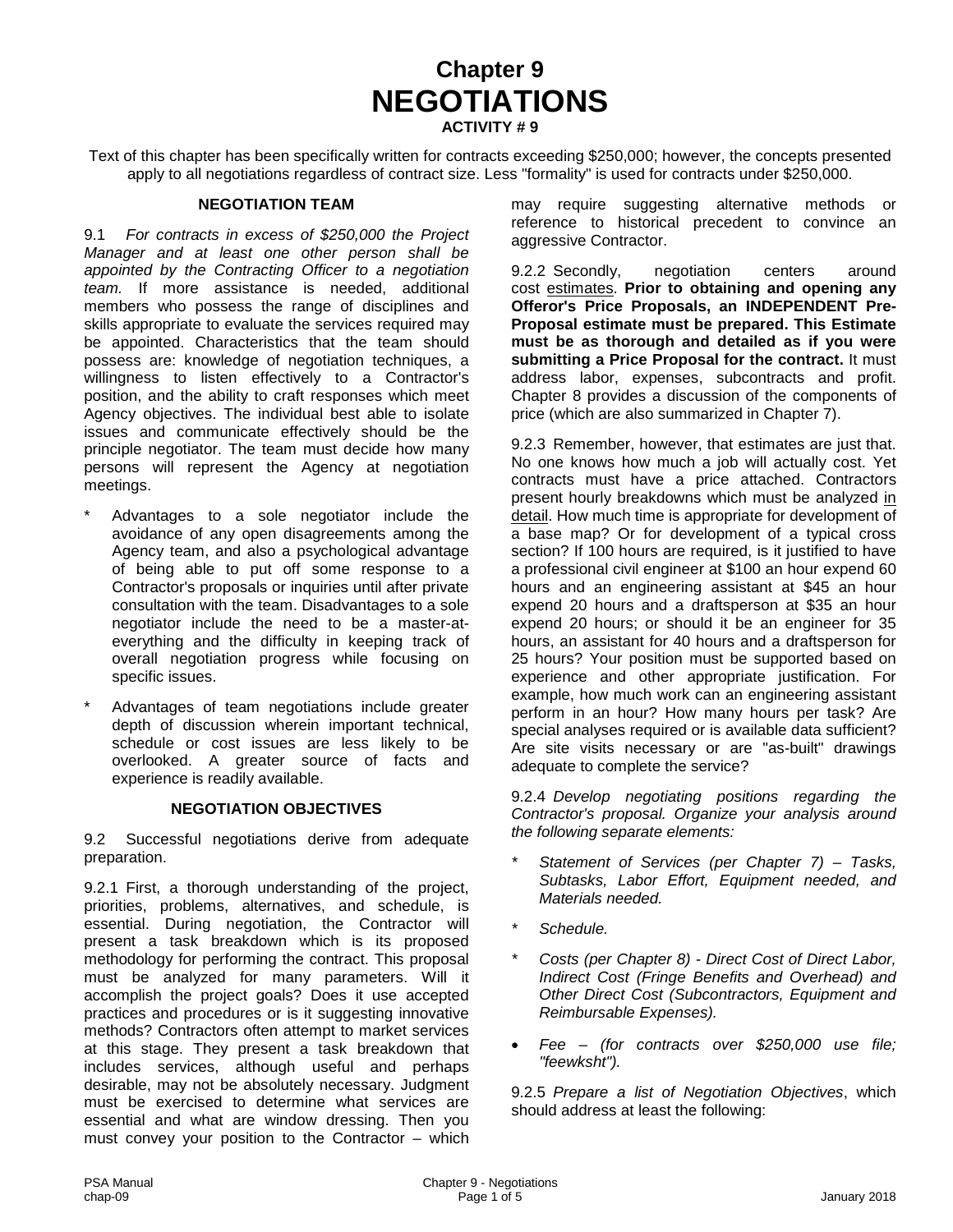# Chapter 9
# NEGOTIATIONS

**ACTIVITY # 9**

Text of this chapter has been specifically written for contracts exceeding $250,000; however, the concepts presented apply to all negotiations regardless of contract size. Less "formality" is used for contracts under $250,000.

### NEGOTIATION TEAM

9.1 *For contracts in excess of $250,000 the Project Manager and at least one other person shall be appointed by the Contracting Officer to a negotiation team.* If more assistance is needed, additional members who possess the range of disciplines and skills appropriate to evaluate the services required may be appointed. Characteristics that the team should possess are: knowledge of negotiation techniques, a willingness to listen effectively to a Contractor's position, and the ability to craft responses which meet Agency objectives. The individual best able to isolate issues and communicate effectively should be the principle negotiator. The team must decide how many persons will represent the Agency at negotiation meetings.

* Advantages to a sole negotiator include the avoidance of any open disagreements among the Agency team, and also a psychological advantage of being able to put off some response to a Contractor's proposals or inquiries until after private consultation with the team. Disadvantages to a sole negotiator include the need to be a master-at-everything and the difficulty in keeping track of overall negotiation progress while focusing on specific issues.

* Advantages of team negotiations include greater depth of discussion wherein important technical, schedule or cost issues are less likely to be overlooked. A greater source of facts and experience is readily available.

### NEGOTIATION OBJECTIVES

9.2 Successful negotiations derive from adequate preparation.

9.2.1 First, a thorough understanding of the project, priorities, problems, alternatives, and schedule, is essential. During negotiation, the Contractor will present a task breakdown which is its proposed methodology for performing the contract. This proposal must be analyzed for many parameters. Will it accomplish the project goals? Does it use accepted practices and procedures or is it suggesting innovative methods? Contractors often attempt to market services at this stage. They present a task breakdown that includes services, although useful and perhaps desirable, may not be absolutely necessary. Judgment must be exercised to determine what services are essential and what are window dressing. Then you must convey your position to the Contractor – which may require suggesting alternative methods or reference to historical precedent to convince an aggressive Contractor.

9.2.2 Secondly, negotiation centers around cost <u>estimates</u>. **Prior to obtaining and opening any Offeror's Price Proposals, an INDEPENDENT Pre-Proposal estimate must be prepared. This Estimate must be as thorough and detailed as if you were submitting a Price Proposal for the contract.** It must address labor, expenses, subcontracts and profit. Chapter 8 provides a discussion of the components of price (which are also summarized in Chapter 7).

9.2.3 Remember, however, that estimates are just that. No one knows how much a job will actually cost. Yet contracts must have a price attached. Contractors present hourly breakdowns which must be analyzed <u>in detail</u>. How much time is appropriate for development of a base map? Or for development of a typical cross section? If 100 hours are required, is it justified to have a professional civil engineer at $100 an hour expend 60 hours and an engineering assistant at $45 an hour expend 20 hours and a draftsperson at $35 an hour expend 20 hours; or should it be an engineer for 35 hours, an assistant for 40 hours and a draftsperson for 25 hours? Your position must be supported based on experience and other appropriate justification. For example, how much work can an engineering assistant perform in an hour? How many hours per task? Are special analyses required or is available data sufficient? Are site visits necessary or are "as-built" drawings adequate to complete the service?

9.2.4 *Develop negotiating positions regarding the Contractor's proposal. Organize your analysis around the following separate elements:*

* *Statement of Services (per Chapter 7) – Tasks, Subtasks, Labor Effort, Equipment needed, and Materials needed.*
* *Schedule.*
* *Costs (per Chapter 8) - Direct Cost of Direct Labor, Indirect Cost (Fringe Benefits and Overhead) and Other Direct Cost (Subcontractors, Equipment and Reimbursable Expenses).*
* *Fee – (for contracts over $250,000 use file; "feewksht").*

9.2.5 *Prepare a list of Negotiation Objectives*, which should address at least the following: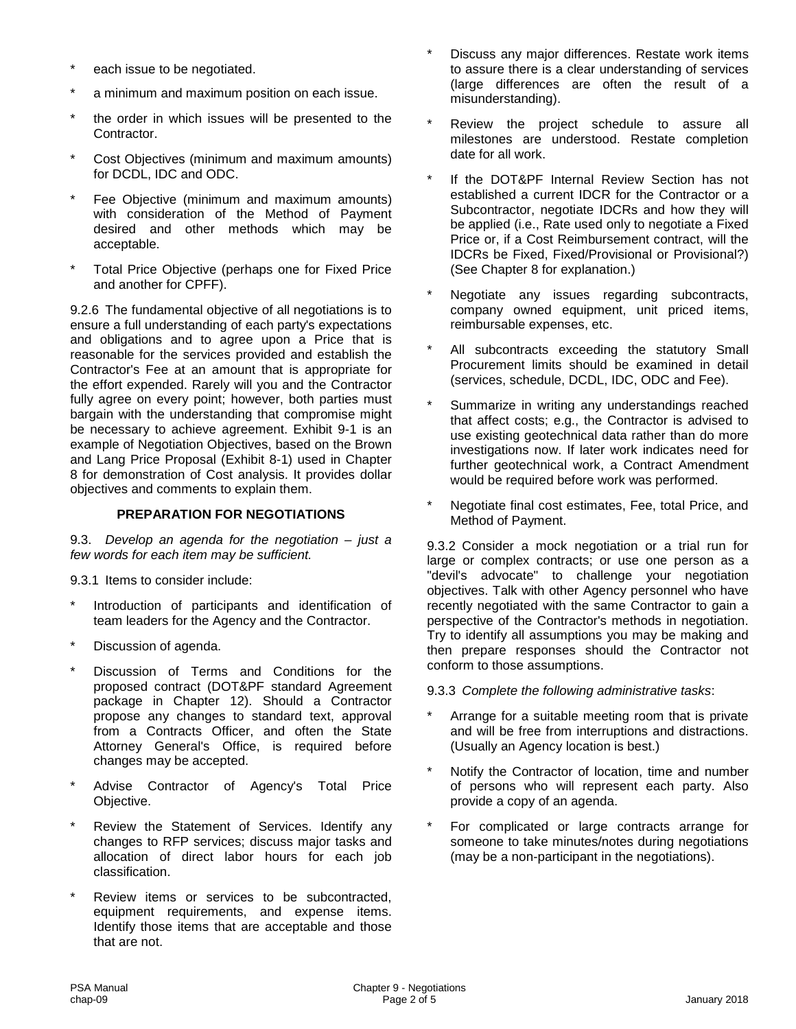- each issue to be negotiated.
- a minimum and maximum position on each issue.
- the order in which issues will be presented to the Contractor.
- Cost Objectives (minimum and maximum amounts) for DCDL, IDC and ODC.
- Fee Objective (minimum and maximum amounts) with consideration of the Method of Payment desired and other methods which may be acceptable.
- Total Price Objective (perhaps one for Fixed Price and another for CPFF).

9.2.6 The fundamental objective of all negotiations is to ensure a full understanding of each party's expectations and obligations and to agree upon a Price that is reasonable for the services provided and establish the Contractor's Fee at an amount that is appropriate for the effort expended. Rarely will you and the Contractor fully agree on every point; however, both parties must bargain with the understanding that compromise might be necessary to achieve agreement. Exhibit 9-1 is an example of Negotiation Objectives, based on the Brown and Lang Price Proposal (Exhibit 8-1) used in Chapter 8 for demonstration of Cost analysis. It provides dollar objectives and comments to explain them.

## PREPARATION FOR NEGOTIATIONS

9.3. *Develop an agenda for the negotiation – just a few words for each item may be sufficient.*

9.3.1 Items to consider include:

- Introduction of participants and identification of team leaders for the Agency and the Contractor.
- Discussion of agenda.
- Discussion of Terms and Conditions for the proposed contract (DOT&PF standard Agreement package in Chapter 12). Should a Contractor propose any changes to standard text, approval from a Contracts Officer, and often the State Attorney General's Office, is required before changes may be accepted.
- Advise Contractor of Agency's Total Price Objective.
- Review the Statement of Services. Identify any changes to RFP services; discuss major tasks and allocation of direct labor hours for each job classification.
- Review items or services to be subcontracted, equipment requirements, and expense items. Identify those items that are acceptable and those that are not.
- Discuss any major differences. Restate work items to assure there is a clear understanding of services (large differences are often the result of a misunderstanding).
- Review the project schedule to assure all milestones are understood. Restate completion date for all work.
- If the DOT&PF Internal Review Section has not established a current IDCR for the Contractor or a Subcontractor, negotiate IDCRs and how they will be applied (i.e., Rate used only to negotiate a Fixed Price or, if a Cost Reimbursement contract, will the IDCRs be Fixed, Fixed/Provisional or Provisional?) (See Chapter 8 for explanation.)
- Negotiate any issues regarding subcontracts, company owned equipment, unit priced items, reimbursable expenses, etc.
- All subcontracts exceeding the statutory Small Procurement limits should be examined in detail (services, schedule, DCDL, IDC, ODC and Fee).
- Summarize in writing any understandings reached that affect costs; e.g., the Contractor is advised to use existing geotechnical data rather than do more investigations now. If later work indicates need for further geotechnical work, a Contract Amendment would be required before work was performed.
- Negotiate final cost estimates, Fee, total Price, and Method of Payment.

9.3.2 Consider a mock negotiation or a trial run for large or complex contracts; or use one person as a "devil's advocate" to challenge your negotiation objectives. Talk with other Agency personnel who have recently negotiated with the same Contractor to gain a perspective of the Contractor's methods in negotiation. Try to identify all assumptions you may be making and then prepare responses should the Contractor not conform to those assumptions.

9.3.3 *Complete the following administrative tasks*:

- Arrange for a suitable meeting room that is private and will be free from interruptions and distractions. (Usually an Agency location is best.)
- Notify the Contractor of location, time and number of persons who will represent each party. Also provide a copy of an agenda.
- For complicated or large contracts arrange for someone to take minutes/notes during negotiations (may be a non-participant in the negotiations).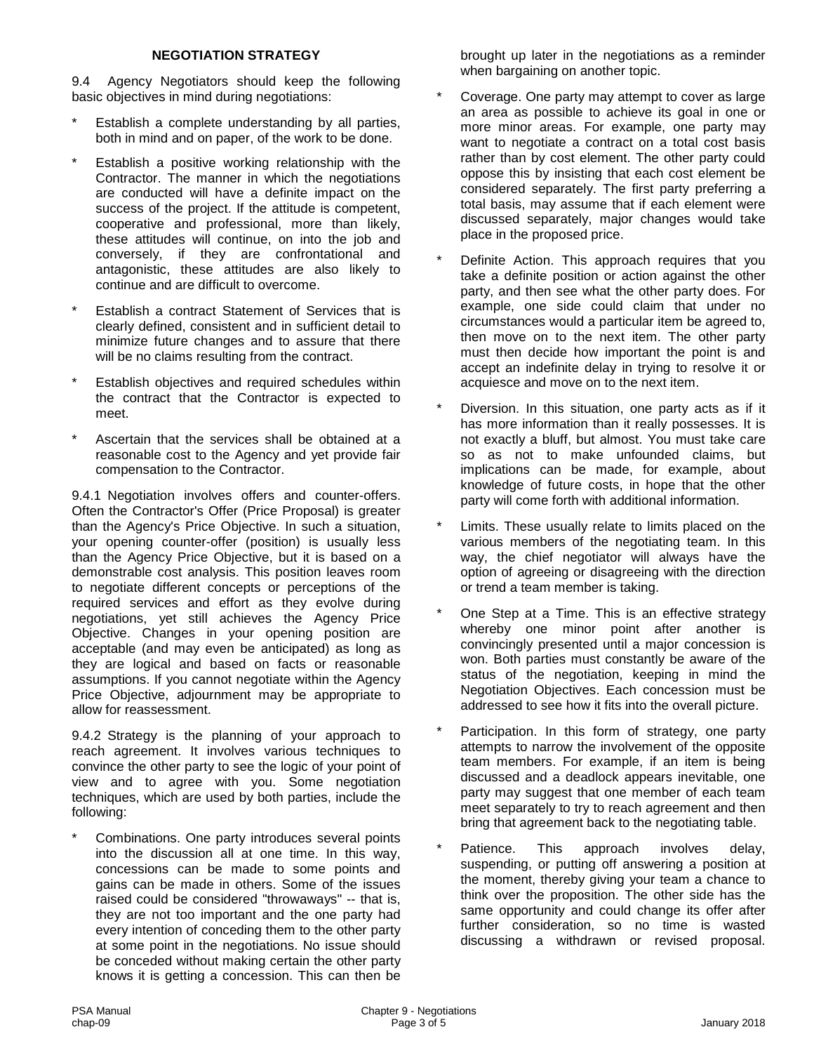### NEGOTIATION STRATEGY

9.4 Agency Negotiators should keep the following basic objectives in mind during negotiations:

* Establish a complete understanding by all parties, both in mind and on paper, of the work to be done.
* Establish a positive working relationship with the Contractor. The manner in which the negotiations are conducted will have a definite impact on the success of the project. If the attitude is competent, cooperative and professional, more than likely, these attitudes will continue, on into the job and conversely, if they are confrontational and antagonistic, these attitudes are also likely to continue and are difficult to overcome.
* Establish a contract Statement of Services that is clearly defined, consistent and in sufficient detail to minimize future changes and to assure that there will be no claims resulting from the contract.
* Establish objectives and required schedules within the contract that the Contractor is expected to meet.
* Ascertain that the services shall be obtained at a reasonable cost to the Agency and yet provide fair compensation to the Contractor.

9.4.1 Negotiation involves offers and counter-offers. Often the Contractor's Offer (Price Proposal) is greater than the Agency's Price Objective. In such a situation, your opening counter-offer (position) is usually less than the Agency Price Objective, but it is based on a demonstrable cost analysis. This position leaves room to negotiate different concepts or perceptions of the required services and effort as they evolve during negotiations, yet still achieves the Agency Price Objective. Changes in your opening position are acceptable (and may even be anticipated) as long as they are logical and based on facts or reasonable assumptions. If you cannot negotiate within the Agency Price Objective, adjournment may be appropriate to allow for reassessment.

9.4.2 Strategy is the planning of your approach to reach agreement. It involves various techniques to convince the other party to see the logic of your point of view and to agree with you. Some negotiation techniques, which are used by both parties, include the following:

* Combinations. One party introduces several points into the discussion all at one time. In this way, concessions can be made to some points and gains can be made in others. Some of the issues raised could be considered "throwaways" -- that is, they are not too important and the one party had every intention of conceding them to the other party at some point in the negotiations. No issue should be conceded without making certain the other party knows it is getting a concession. This can then be brought up later in the negotiations as a reminder when bargaining on another topic.
* Coverage. One party may attempt to cover as large an area as possible to achieve its goal in one or more minor areas. For example, one party may want to negotiate a contract on a total cost basis rather than by cost element. The other party could oppose this by insisting that each cost element be considered separately. The first party preferring a total basis, may assume that if each element were discussed separately, major changes would take place in the proposed price.
* Definite Action. This approach requires that you take a definite position or action against the other party, and then see what the other party does. For example, one side could claim that under no circumstances would a particular item be agreed to, then move on to the next item. The other party must then decide how important the point is and accept an indefinite delay in trying to resolve it or acquiesce and move on to the next item.
* Diversion. In this situation, one party acts as if it has more information than it really possesses. It is not exactly a bluff, but almost. You must take care so as not to make unfounded claims, but implications can be made, for example, about knowledge of future costs, in hope that the other party will come forth with additional information.
* Limits. These usually relate to limits placed on the various members of the negotiating team. In this way, the chief negotiator will always have the option of agreeing or disagreeing with the direction or trend a team member is taking.
* One Step at a Time. This is an effective strategy whereby one minor point after another is convincingly presented until a major concession is won. Both parties must constantly be aware of the status of the negotiation, keeping in mind the Negotiation Objectives. Each concession must be addressed to see how it fits into the overall picture.
* Participation. In this form of strategy, one party attempts to narrow the involvement of the opposite team members. For example, if an item is being discussed and a deadlock appears inevitable, one party may suggest that one member of each team meet separately to try to reach agreement and then bring that agreement back to the negotiating table.
* Patience. This approach involves delay, suspending, or putting off answering a position at the moment, thereby giving your team a chance to think over the proposition. The other side has the same opportunity and could change its offer after further consideration, so no time is wasted discussing a withdrawn or revised proposal.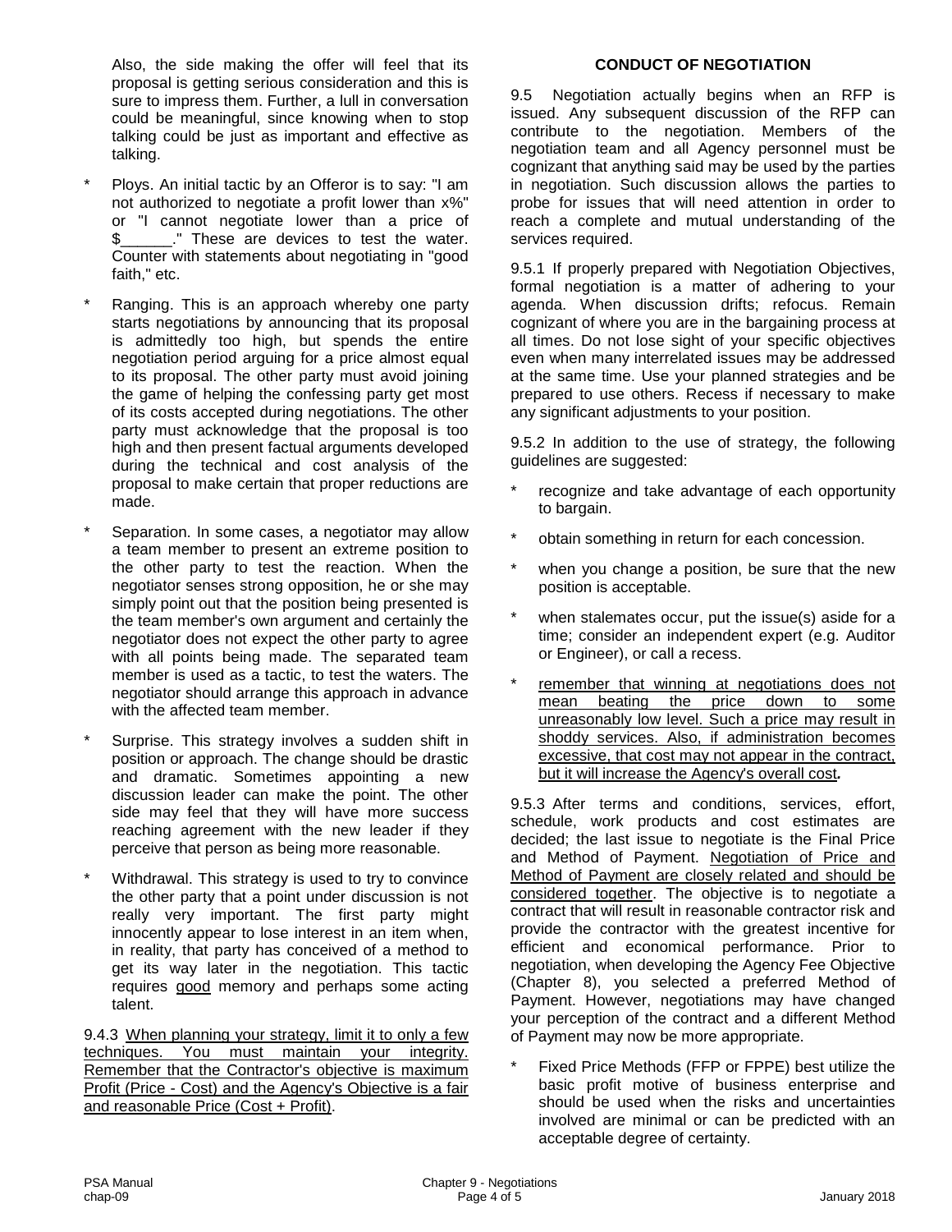Also, the side making the offer will feel that its proposal is getting serious consideration and this is sure to impress them. Further, a lull in conversation could be meaningful, since knowing when to stop talking could be just as important and effective as talking.

* Ploys. An initial tactic by an Offeror is to say: "I am not authorized to negotiate a profit lower than x%" or "I cannot negotiate lower than a price of $______." These are devices to test the water. Counter with statements about negotiating in "good faith," etc.

* Ranging. This is an approach whereby one party starts negotiations by announcing that its proposal is admittedly too high, but spends the entire negotiation period arguing for a price almost equal to its proposal. The other party must avoid joining the game of helping the confessing party get most of its costs accepted during negotiations. The other party must acknowledge that the proposal is too high and then present factual arguments developed during the technical and cost analysis of the proposal to make certain that proper reductions are made.

* Separation. In some cases, a negotiator may allow a team member to present an extreme position to the other party to test the reaction. When the negotiator senses strong opposition, he or she may simply point out that the position being presented is the team member's own argument and certainly the negotiator does not expect the other party to agree with all points being made. The separated team member is used as a tactic, to test the waters. The negotiator should arrange this approach in advance with the affected team member.

* Surprise. This strategy involves a sudden shift in position or approach. The change should be drastic and dramatic. Sometimes appointing a new discussion leader can make the point. The other side may feel that they will have more success reaching agreement with the new leader if they perceive that person as being more reasonable.

* Withdrawal. This strategy is used to try to convince the other party that a point under discussion is not really very important. The first party might innocently appear to lose interest in an item when, in reality, that party has conceived of a method to get its way later in the negotiation. This tactic requires good memory and perhaps some acting talent.

9.4.3 When planning your strategy, limit it to only a few techniques. You must maintain your integrity. Remember that the Contractor's objective is maximum Profit (Price - Cost) and the Agency's Objective is a fair and reasonable Price (Cost + Profit).

## CONDUCT OF NEGOTIATION

9.5 Negotiation actually begins when an RFP is issued. Any subsequent discussion of the RFP can contribute to the negotiation. Members of the negotiation team and all Agency personnel must be cognizant that anything said may be used by the parties in negotiation. Such discussion allows the parties to probe for issues that will need attention in order to reach a complete and mutual understanding of the services required.

9.5.1 If properly prepared with Negotiation Objectives, formal negotiation is a matter of adhering to your agenda. When discussion drifts; refocus. Remain cognizant of where you are in the bargaining process at all times. Do not lose sight of your specific objectives even when many interrelated issues may be addressed at the same time. Use your planned strategies and be prepared to use others. Recess if necessary to make any significant adjustments to your position.

9.5.2 In addition to the use of strategy, the following guidelines are suggested:

* recognize and take advantage of each opportunity to bargain.

* obtain something in return for each concession.

* when you change a position, be sure that the new position is acceptable.

* when stalemates occur, put the issue(s) aside for a time; consider an independent expert (e.g. Auditor or Engineer), or call a recess.

* remember that winning at negotiations does not mean beating the price down to some unreasonably low level. Such a price may result in shoddy services. Also, if administration becomes excessive, that cost may not appear in the contract, but it will increase the Agency's overall cost**.**

9.5.3 After terms and conditions, services, effort, schedule, work products and cost estimates are decided; the last issue to negotiate is the Final Price and Method of Payment. Negotiation of Price and Method of Payment are closely related and should be considered together. The objective is to negotiate a contract that will result in reasonable contractor risk and provide the contractor with the greatest incentive for efficient and economical performance. Prior to negotiation, when developing the Agency Fee Objective (Chapter 8), you selected a preferred Method of Payment. However, negotiations may have changed your perception of the contract and a different Method of Payment may now be more appropriate.

* Fixed Price Methods (FFP or FPPE) best utilize the basic profit motive of business enterprise and should be used when the risks and uncertainties involved are minimal or can be predicted with an acceptable degree of certainty.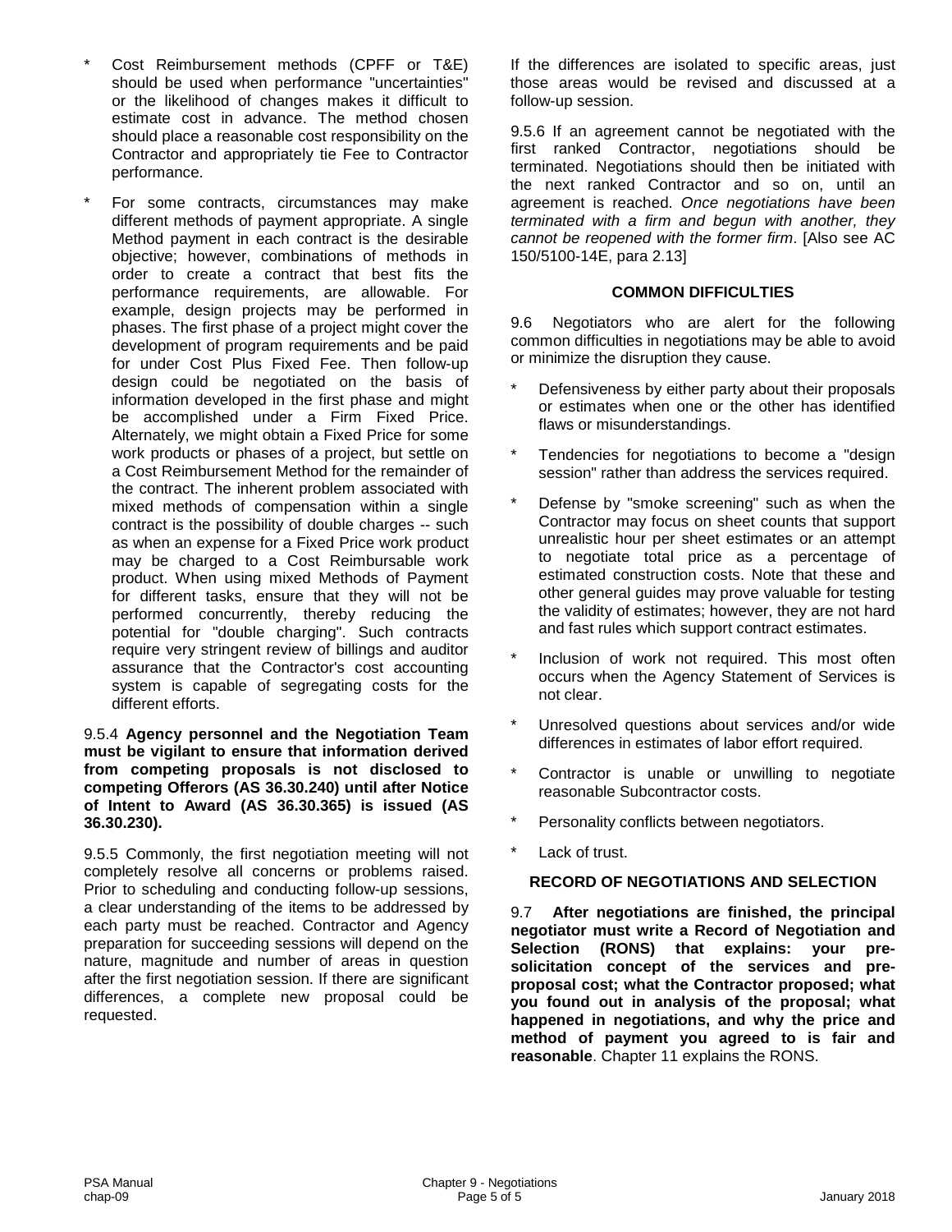* Cost Reimbursement methods (CPFF or T&E) should be used when performance "uncertainties" or the likelihood of changes makes it difficult to estimate cost in advance. The method chosen should place a reasonable cost responsibility on the Contractor and appropriately tie Fee to Contractor performance.

* For some contracts, circumstances may make different methods of payment appropriate. A single Method payment in each contract is the desirable objective; however, combinations of methods in order to create a contract that best fits the performance requirements, are allowable. For example, design projects may be performed in phases. The first phase of a project might cover the development of program requirements and be paid for under Cost Plus Fixed Fee. Then follow-up design could be negotiated on the basis of information developed in the first phase and might be accomplished under a Firm Fixed Price. Alternately, we might obtain a Fixed Price for some work products or phases of a project, but settle on a Cost Reimbursement Method for the remainder of the contract. The inherent problem associated with mixed methods of compensation within a single contract is the possibility of double charges -- such as when an expense for a Fixed Price work product may be charged to a Cost Reimbursable work product. When using mixed Methods of Payment for different tasks, ensure that they will not be performed concurrently, thereby reducing the potential for "double charging". Such contracts require very stringent review of billings and auditor assurance that the Contractor's cost accounting system is capable of segregating costs for the different efforts.

9.5.4 **Agency personnel and the Negotiation Team must be vigilant to ensure that information derived from competing proposals is not disclosed to competing Offerors (AS 36.30.240) until after Notice of Intent to Award (AS 36.30.365) is issued (AS 36.30.230).**

9.5.5 Commonly, the first negotiation meeting will not completely resolve all concerns or problems raised. Prior to scheduling and conducting follow-up sessions, a clear understanding of the items to be addressed by each party must be reached. Contractor and Agency preparation for succeeding sessions will depend on the nature, magnitude and number of areas in question after the first negotiation session. If there are significant differences, a complete new proposal could be requested. If the differences are isolated to specific areas, just those areas would be revised and discussed at a follow-up session.

9.5.6 If an agreement cannot be negotiated with the first ranked Contractor, negotiations should be terminated. Negotiations should then be initiated with the next ranked Contractor and so on, until an agreement is reached. *Once negotiations have been terminated with a firm and begun with another, they cannot be reopened with the former firm*. [Also see AC 150/5100-14E, para 2.13]

## COMMON DIFFICULTIES

9.6 Negotiators who are alert for the following common difficulties in negotiations may be able to avoid or minimize the disruption they cause.

* Defensiveness by either party about their proposals or estimates when one or the other has identified flaws or misunderstandings.

* Tendencies for negotiations to become a "design session" rather than address the services required.

* Defense by "smoke screening" such as when the Contractor may focus on sheet counts that support unrealistic hour per sheet estimates or an attempt to negotiate total price as a percentage of estimated construction costs. Note that these and other general guides may prove valuable for testing the validity of estimates; however, they are not hard and fast rules which support contract estimates.

* Inclusion of work not required. This most often occurs when the Agency Statement of Services is not clear.

* Unresolved questions about services and/or wide differences in estimates of labor effort required.

* Contractor is unable or unwilling to negotiate reasonable Subcontractor costs.

* Personality conflicts between negotiators.

* Lack of trust.

## RECORD OF NEGOTIATIONS AND SELECTION

9.7 **After negotiations are finished, the principal negotiator must write a Record of Negotiation and Selection (RONS) that explains: your pre-solicitation concept of the services and pre-proposal cost; what the Contractor proposed; what you found out in analysis of the proposal; what happened in negotiations, and why the price and method of payment you agreed to is fair and reasonable**. Chapter 11 explains the RONS.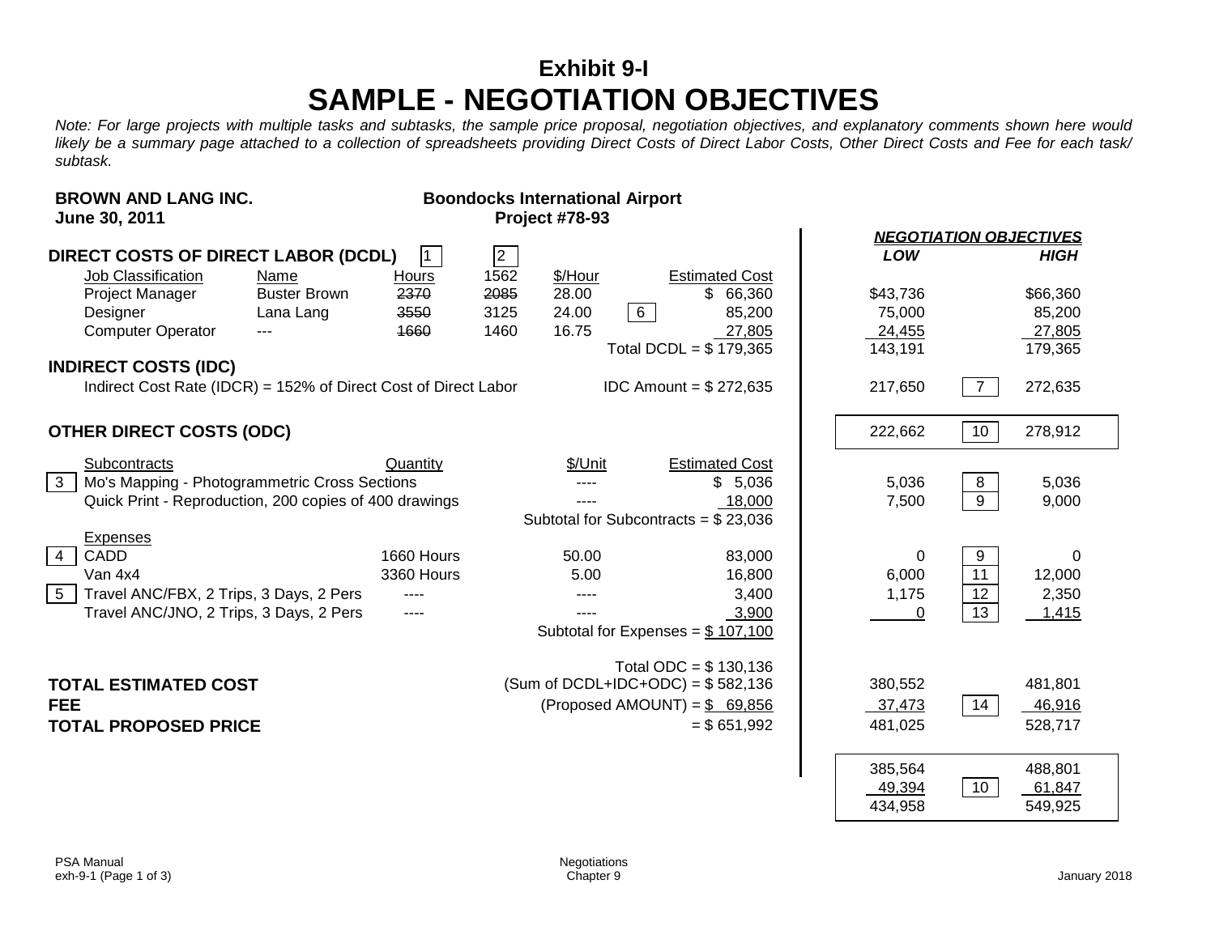# Exhibit 9-I

# SAMPLE - NEGOTIATION OBJECTIVES

*Note: For large projects with multiple tasks and subtasks, the sample price proposal, negotiation objectives, and explanatory comments shown here would likely be a summary page attached to a collection of spreadsheets providing Direct Costs of Direct Labor Costs, Other Direct Costs and Fee for each task/ subtask.*

**BROWN AND LANG INC.**
**June 30, 2011**

**Boondocks International Airport**
**Project #78-93**

| | | | | | | | NEGOTIATION OBJECTIVES LOW | | NEGOTIATION OBJECTIVES HIGH |
|---|---|---|---|---|---|---|---|---|---|
| **DIRECT COSTS OF DIRECT LABOR (DCDL)** | | [1] | [2] | | | | | | |
| Job Classification | Name | Hours | | $/Hour | | Estimated Cost | | | |
| Project Manager | Buster Brown | ~~2370~~ | ~~2085~~ 1562 | 28.00 | | $ 66,360 | $43,736 | | $66,360 |
| Designer | Lana Lang | ~~3550~~ | 3125 | 24.00 | [6] | 85,200 | 75,000 | | 85,200 |
| Computer Operator | --- | ~~1660~~ | 1460 | 16.75 | | 27,805 | 24,455 | | 27,805 |
| | | | | | | Total DCDL = $ 179,365 | 143,191 | | 179,365 |
| **INDIRECT COSTS (IDC)** | | | | | | | | | |
| Indirect Cost Rate (IDCR) = 152% of Direct Cost of Direct Labor | | | | | | IDC Amount = $ 272,635 | 217,650 | [7] | 272,635 |
| **OTHER DIRECT COSTS (ODC)** | | | | | | | 222,662 | [10] | 278,912 |
| Subcontracts | | Quantity | | $/Unit | | Estimated Cost | | | |
| [3] Mo's Mapping - Photogrammetric Cross Sections | | | | ---- | | $ 5,036 | 5,036 | [8] | 5,036 |
| Quick Print - Reproduction, 200 copies of 400 drawings | | | | ---- | | 18,000 | 7,500 | [9] | 9,000 |
| | | | | | | Subtotal for Subcontracts = $ 23,036 | | | |
| Expenses | | | | | | | | | |
| [4] CADD | | 1660 Hours | | 50.00 | | 83,000 | 0 | [9] | 0 |
| Van 4x4 | | 3360 Hours | | 5.00 | | 16,800 | 6,000 | [11] | 12,000 |
| [5] Travel ANC/FBX, 2 Trips, 3 Days, 2 Pers | | ---- | | ---- | | 3,400 | 1,175 | [12] | 2,350 |
| Travel ANC/JNO, 2 Trips, 3 Days, 2 Pers | | ---- | | ---- | | 3,900 | 0 | [13] | 1,415 |
| | | | | | | Subtotal for Expenses = $ 107,100 | | | |
| | | | | | | Total ODC = $ 130,136 | | | |
| **TOTAL ESTIMATED COST** | | | | | | (Sum of DCDL+IDC+ODC) = $ 582,136 | 380,552 | | 481,801 |
| **FEE** | | | | | | (Proposed AMOUNT) = $ 69,856 | 37,473 | [14] | 46,916 |
| **TOTAL PROPOSED PRICE** | | | | | | = $ 651,992 | 481,025 | | 528,717 |
| | | | | | | | 385,564 | | 488,801 |
| | | | | | | | 49,394 | [10] | 61,847 |
| | | | | | | | 434,958 | | 549,925 |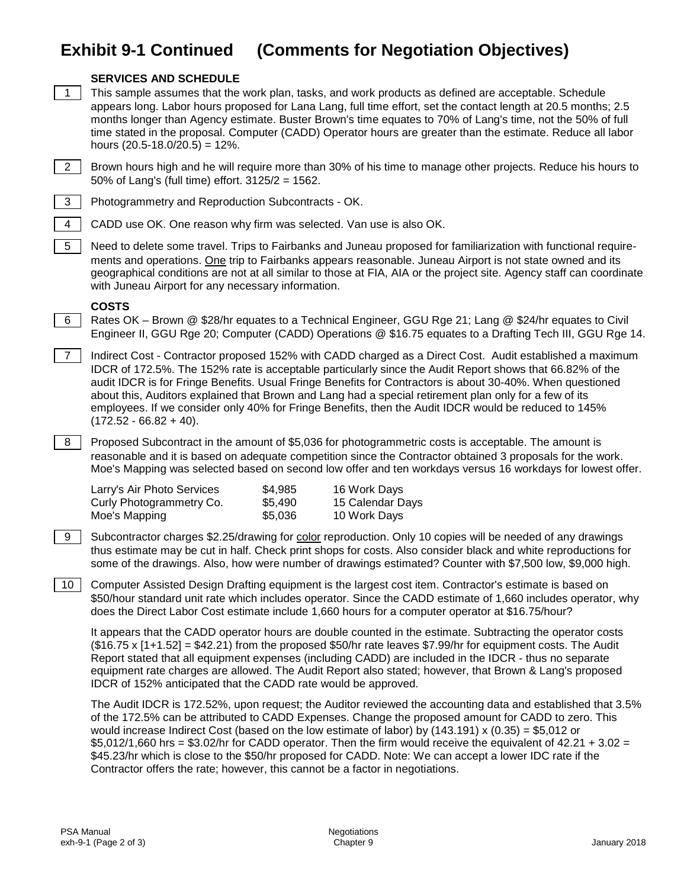# Exhibit 9-1 Continued (Comments for Negotiation Objectives)

### SERVICES AND SCHEDULE

1 This sample assumes that the work plan, tasks, and work products as defined are acceptable. Schedule appears long. Labor hours proposed for Lana Lang, full time effort, set the contact length at 20.5 months; 2.5 months longer than Agency estimate. Buster Brown's time equates to 70% of Lang's time, not the 50% of full time stated in the proposal. Computer (CADD) Operator hours are greater than the estimate. Reduce all labor hours (20.5-18.0/20.5) = 12%.

2 Brown hours high and he will require more than 30% of his time to manage other projects. Reduce his hours to 50% of Lang's (full time) effort. 3125/2 = 1562.

3 Photogrammetry and Reproduction Subcontracts - OK.

4 CADD use OK. One reason why firm was selected. Van use is also OK.

5 Need to delete some travel. Trips to Fairbanks and Juneau proposed for familiarization with functional requirements and operations. One trip to Fairbanks appears reasonable. Juneau Airport is not state owned and its geographical conditions are not at all similar to those at FIA, AIA or the project site. Agency staff can coordinate with Juneau Airport for any necessary information.

### COSTS

6 Rates OK – Brown @ $28/hr equates to a Technical Engineer, GGU Rge 21; Lang @ $24/hr equates to Civil Engineer II, GGU Rge 20; Computer (CADD) Operations @ $16.75 equates to a Drafting Tech III, GGU Rge 14.

7 Indirect Cost - Contractor proposed 152% with CADD charged as a Direct Cost. Audit established a maximum IDCR of 172.5%. The 152% rate is acceptable particularly since the Audit Report shows that 66.82% of the audit IDCR is for Fringe Benefits. Usual Fringe Benefits for Contractors is about 30-40%. When questioned about this, Auditors explained that Brown and Lang had a special retirement plan only for a few of its employees. If we consider only 40% for Fringe Benefits, then the Audit IDCR would be reduced to 145% (172.52 - 66.82 + 40).

8 Proposed Subcontract in the amount of $5,036 for photogrammetric costs is acceptable. The amount is reasonable and it is based on adequate competition since the Contractor obtained 3 proposals for the work. Moe's Mapping was selected based on second low offer and ten workdays versus 16 workdays for lowest offer.

| | | |
|---|---|---|
| Larry's Air Photo Services | $4,985 | 16 Work Days |
| Curly Photogrammetry Co. | $5,490 | 15 Calendar Days |
| Moe's Mapping | $5,036 | 10 Work Days |

9 Subcontractor charges $2.25/drawing for color reproduction. Only 10 copies will be needed of any drawings thus estimate may be cut in half. Check print shops for costs. Also consider black and white reproductions for some of the drawings. Also, how were number of drawings estimated? Counter with $7,500 low, $9,000 high.

10 Computer Assisted Design Drafting equipment is the largest cost item. Contractor's estimate is based on $50/hour standard unit rate which includes operator. Since the CADD estimate of 1,660 includes operator, why does the Direct Labor Cost estimate include 1,660 hours for a computer operator at $16.75/hour?

It appears that the CADD operator hours are double counted in the estimate. Subtracting the operator costs ($16.75 x [1+1.52] = $42.21) from the proposed $50/hr rate leaves $7.99/hr for equipment costs. The Audit Report stated that all equipment expenses (including CADD) are included in the IDCR - thus no separate equipment rate charges are allowed. The Audit Report also stated; however, that Brown & Lang's proposed IDCR of 152% anticipated that the CADD rate would be approved.

The Audit IDCR is 172.52%, upon request; the Auditor reviewed the accounting data and established that 3.5% of the 172.5% can be attributed to CADD Expenses. Change the proposed amount for CADD to zero. This would increase Indirect Cost (based on the low estimate of labor) by (143.191) x (0.35) = $5,012 or $5,012/1,660 hrs = $3.02/hr for CADD operator. Then the firm would receive the equivalent of 42.21 + 3.02 = $45.23/hr which is close to the $50/hr proposed for CADD. Note: We can accept a lower IDC rate if the Contractor offers the rate; however, this cannot be a factor in negotiations.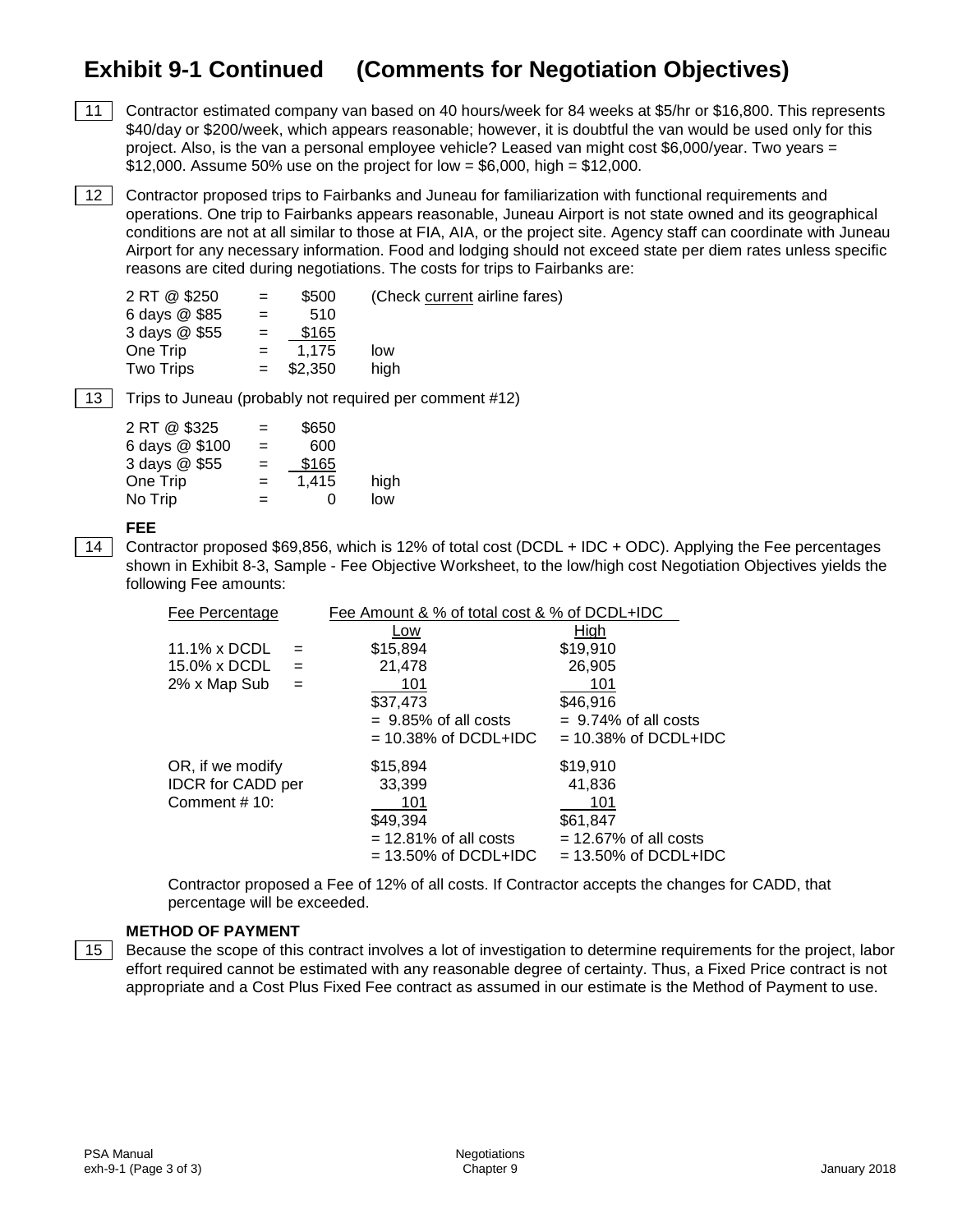# Exhibit 9-1 Continued (Comments for Negotiation Objectives)

**11** Contractor estimated company van based on 40 hours/week for 84 weeks at $5/hr or $16,800. This represents $40/day or $200/week, which appears reasonable; however, it is doubtful the van would be used only for this project. Also, is the van a personal employee vehicle? Leased van might cost $6,000/year. Two years = $12,000. Assume 50% use on the project for low = $6,000, high = $12,000.

**12** Contractor proposed trips to Fairbanks and Juneau for familiarization with functional requirements and operations. One trip to Fairbanks appears reasonable, Juneau Airport is not state owned and its geographical conditions are not at all similar to those at FIA, AIA, or the project site. Agency staff can coordinate with Juneau Airport for any necessary information. Food and lodging should not exceed state per diem rates unless specific reasons are cited during negotiations. The costs for trips to Fairbanks are:

| | | | |
|---|---|---|---|
| 2 RT @ $250 | = | $500 | (Check current airline fares) |
| 6 days @ $85 | = | 510 | |
| 3 days @ $55 | = | $165 | |
| One Trip | = | 1,175 | low |
| Two Trips | = | $2,350 | high |

**13** Trips to Juneau (probably not required per comment #12)

| | | | |
|---|---|---|---|
| 2 RT @ $325 | = | $650 | |
| 6 days @ $100 | = | 600 | |
| 3 days @ $55 | = | $165 | |
| One Trip | = | 1,415 | high |
| No Trip | = | 0 | low |

**FEE**

**14** Contractor proposed $69,856, which is 12% of total cost (DCDL + IDC + ODC). Applying the Fee percentages shown in Exhibit 8-3, Sample - Fee Objective Worksheet, to the low/high cost Negotiation Objectives yields the following Fee amounts:

| Fee Percentage | | Fee Amount & % of total cost & % of DCDL+IDC | |
|---|---|---|---|
| | | Low | High |
| 11.1% x DCDL | = | $15,894 | $19,910 |
| 15.0% x DCDL | = | 21,478 | 26,905 |
| 2% x Map Sub | = | 101 | 101 |
| | | $37,473 | $46,916 |
| | | = 9.85% of all costs | = 9.74% of all costs |
| | | = 10.38% of DCDL+IDC | = 10.38% of DCDL+IDC |
| OR, if we modify | | $15,894 | $19,910 |
| IDCR for CADD per | | 33,399 | 41,836 |
| Comment # 10: | | 101 | 101 |
| | | $49,394 | $61,847 |
| | | = 12.81% of all costs | = 12.67% of all costs |
| | | = 13.50% of DCDL+IDC | = 13.50% of DCDL+IDC |

Contractor proposed a Fee of 12% of all costs. If Contractor accepts the changes for CADD, that percentage will be exceeded.

**METHOD OF PAYMENT**

**15** Because the scope of this contract involves a lot of investigation to determine requirements for the project, labor effort required cannot be estimated with any reasonable degree of certainty. Thus, a Fixed Price contract is not appropriate and a Cost Plus Fixed Fee contract as assumed in our estimate is the Method of Payment to use.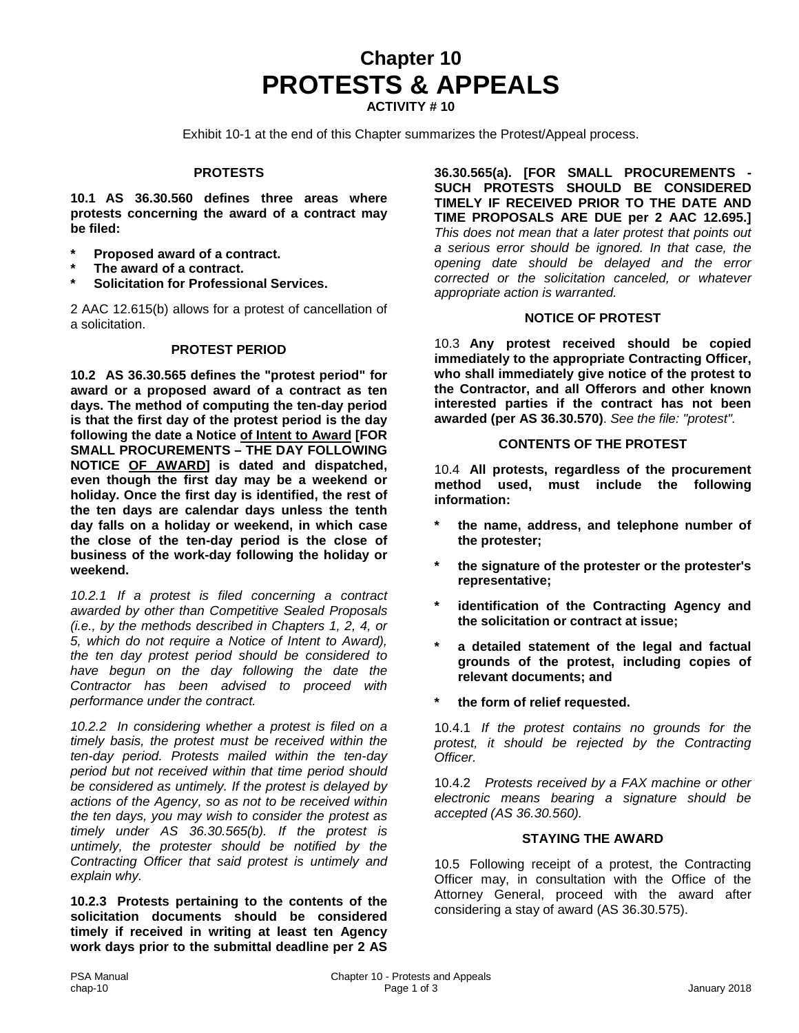# Chapter 10
# PROTESTS & APPEALS

**ACTIVITY # 10**

Exhibit 10-1 at the end of this Chapter summarizes the Protest/Appeal process.

## PROTESTS

**10.1 AS 36.30.560 defines three areas where protests concerning the award of a contract may be filed:**

- **Proposed award of a contract.**
- **The award of a contract.**
- **Solicitation for Professional Services.**

2 AAC 12.615(b) allows for a protest of cancellation of a solicitation.

## PROTEST PERIOD

**10.2 AS 36.30.565 defines the "protest period" for award or a proposed award of a contract as ten days. The method of computing the ten-day period is that the first day of the protest period is the day following the date a Notice <u>of Intent to Award</u> [FOR SMALL PROCUREMENTS – THE DAY FOLLOWING NOTICE <u>OF AWARD</u>] is dated and dispatched, even though the first day may be a weekend or holiday. Once the first day is identified, the rest of the ten days are calendar days unless the tenth day falls on a holiday or weekend, in which case the close of the ten-day period is the close of business of the work-day following the holiday or weekend.**

*10.2.1 If a protest is filed concerning a contract awarded by other than Competitive Sealed Proposals (i.e., by the methods described in Chapters 1, 2, 4, or 5, which do not require a Notice of Intent to Award), the ten day protest period should be considered to have begun on the day following the date the Contractor has been advised to proceed with performance under the contract.*

*10.2.2 In considering whether a protest is filed on a timely basis, the protest must be received within the ten-day period. Protests mailed within the ten-day period but not received within that time period should be considered as untimely. If the protest is delayed by actions of the Agency, so as not to be received within the ten days, you may wish to consider the protest as timely under AS 36.30.565(b). If the protest is untimely, the protester should be notified by the Contracting Officer that said protest is untimely and explain why.*

**10.2.3 Protests pertaining to the contents of the solicitation documents should be considered timely if received in writing at least ten Agency work days prior to the submittal deadline per 2 AS 36.30.565(a). [FOR SMALL PROCUREMENTS - SUCH PROTESTS SHOULD BE CONSIDERED TIMELY IF RECEIVED PRIOR TO THE DATE AND TIME PROPOSALS ARE DUE per 2 AAC 12.695.]** *This does not mean that a later protest that points out a serious error should be ignored. In that case, the opening date should be delayed and the error corrected or the solicitation canceled, or whatever appropriate action is warranted.*

## NOTICE OF PROTEST

10.3 **Any protest received should be copied immediately to the appropriate Contracting Officer, who shall immediately give notice of the protest to the Contractor, and all Offerors and other known interested parties if the contract has not been awarded (per AS 36.30.570)**. *See the file: "protest".*

## CONTENTS OF THE PROTEST

10.4 **All protests, regardless of the procurement method used, must include the following information:**

- **the name, address, and telephone number of the protester;**
- **the signature of the protester or the protester's representative;**
- **identification of the Contracting Agency and the solicitation or contract at issue;**
- **a detailed statement of the legal and factual grounds of the protest, including copies of relevant documents; and**
- **the form of relief requested.**

10.4.1 *If the protest contains no grounds for the protest, it should be rejected by the Contracting Officer.*

10.4.2 *Protests received by a FAX machine or other electronic means bearing a signature should be accepted (AS 36.30.560).*

## STAYING THE AWARD

10.5 Following receipt of a protest, the Contracting Officer may, in consultation with the Office of the Attorney General, proceed with the award after considering a stay of award (AS 36.30.575).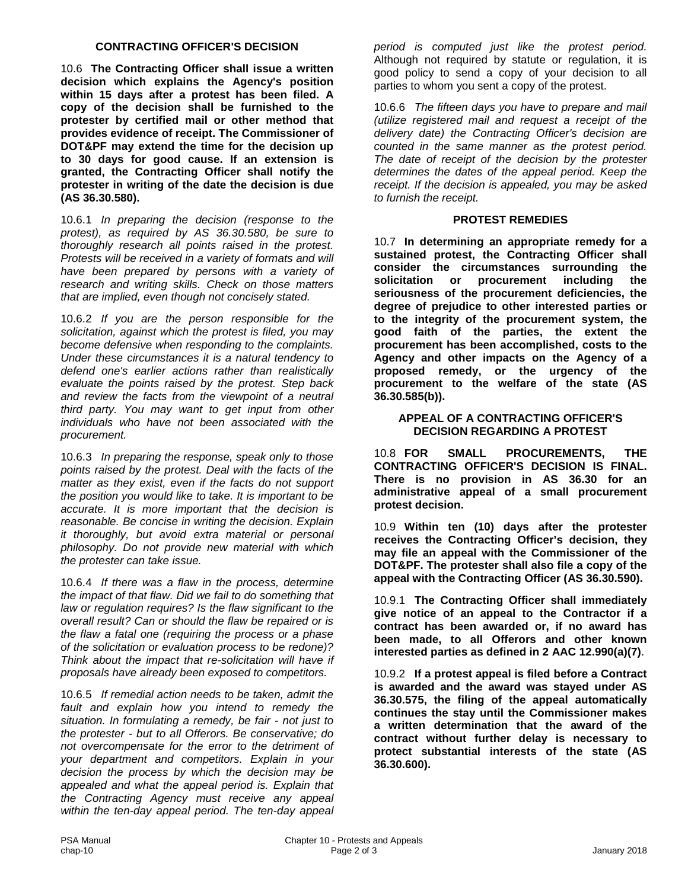## CONTRACTING OFFICER'S DECISION

10.6 **The Contracting Officer shall issue a written decision which explains the Agency's position within 15 days after a protest has been filed. A copy of the decision shall be furnished to the protester by certified mail or other method that provides evidence of receipt. The Commissioner of DOT&PF may extend the time for the decision up to 30 days for good cause. If an extension is granted, the Contracting Officer shall notify the protester in writing of the date the decision is due (AS 36.30.580).**

10.6.1 *In preparing the decision (response to the protest), as required by AS 36.30.580, be sure to thoroughly research all points raised in the protest. Protests will be received in a variety of formats and will have been prepared by persons with a variety of research and writing skills. Check on those matters that are implied, even though not concisely stated.*

10.6.2 *If you are the person responsible for the solicitation, against which the protest is filed, you may become defensive when responding to the complaints. Under these circumstances it is a natural tendency to defend one's earlier actions rather than realistically evaluate the points raised by the protest. Step back and review the facts from the viewpoint of a neutral third party. You may want to get input from other individuals who have not been associated with the procurement.*

10.6.3 *In preparing the response, speak only to those points raised by the protest. Deal with the facts of the matter as they exist, even if the facts do not support the position you would like to take. It is important to be accurate. It is more important that the decision is reasonable. Be concise in writing the decision. Explain it thoroughly, but avoid extra material or personal philosophy. Do not provide new material with which the protester can take issue.*

10.6.4 *If there was a flaw in the process, determine the impact of that flaw. Did we fail to do something that law or regulation requires? Is the flaw significant to the overall result? Can or should the flaw be repaired or is the flaw a fatal one (requiring the process or a phase of the solicitation or evaluation process to be redone)? Think about the impact that re-solicitation will have if proposals have already been exposed to competitors.*

10.6.5 *If remedial action needs to be taken, admit the fault and explain how you intend to remedy the situation. In formulating a remedy, be fair - not just to the protester - but to all Offerors. Be conservative; do not overcompensate for the error to the detriment of your department and competitors. Explain in your decision the process by which the decision may be appealed and what the appeal period is. Explain that the Contracting Agency must receive any appeal within the ten-day appeal period. The ten-day appeal period is computed just like the protest period.* Although not required by statute or regulation, it is good policy to send a copy of your decision to all parties to whom you sent a copy of the protest.

10.6.6 *The fifteen days you have to prepare and mail (utilize registered mail and request a receipt of the delivery date) the Contracting Officer's decision are counted in the same manner as the protest period. The date of receipt of the decision by the protester determines the dates of the appeal period. Keep the receipt. If the decision is appealed, you may be asked to furnish the receipt.*

## PROTEST REMEDIES

10.7 **In determining an appropriate remedy for a sustained protest, the Contracting Officer shall consider the circumstances surrounding the solicitation or procurement including the seriousness of the procurement deficiencies, the degree of prejudice to other interested parties or to the integrity of the procurement system, the good faith of the parties, the extent the procurement has been accomplished, costs to the Agency and other impacts on the Agency of a proposed remedy, or the urgency of the procurement to the welfare of the state (AS 36.30.585(b)).**

## APPEAL OF A CONTRACTING OFFICER'S DECISION REGARDING A PROTEST

10.8 **FOR SMALL PROCUREMENTS, THE CONTRACTING OFFICER'S DECISION IS FINAL. There is no provision in AS 36.30 for an administrative appeal of a small procurement protest decision.**

10.9 **Within ten (10) days after the protester receives the Contracting Officer's decision, they may file an appeal with the Commissioner of the DOT&PF. The protester shall also file a copy of the appeal with the Contracting Officer (AS 36.30.590).**

10.9.1 **The Contracting Officer shall immediately give notice of an appeal to the Contractor if a contract has been awarded or, if no award has been made, to all Offerors and other known interested parties as defined in 2 AAC 12.990(a)(7)**.

10.9.2 **If a protest appeal is filed before a Contract is awarded and the award was stayed under AS 36.30.575, the filing of the appeal automatically continues the stay until the Commissioner makes a written determination that the award of the contract without further delay is necessary to protect substantial interests of the state (AS 36.30.600).**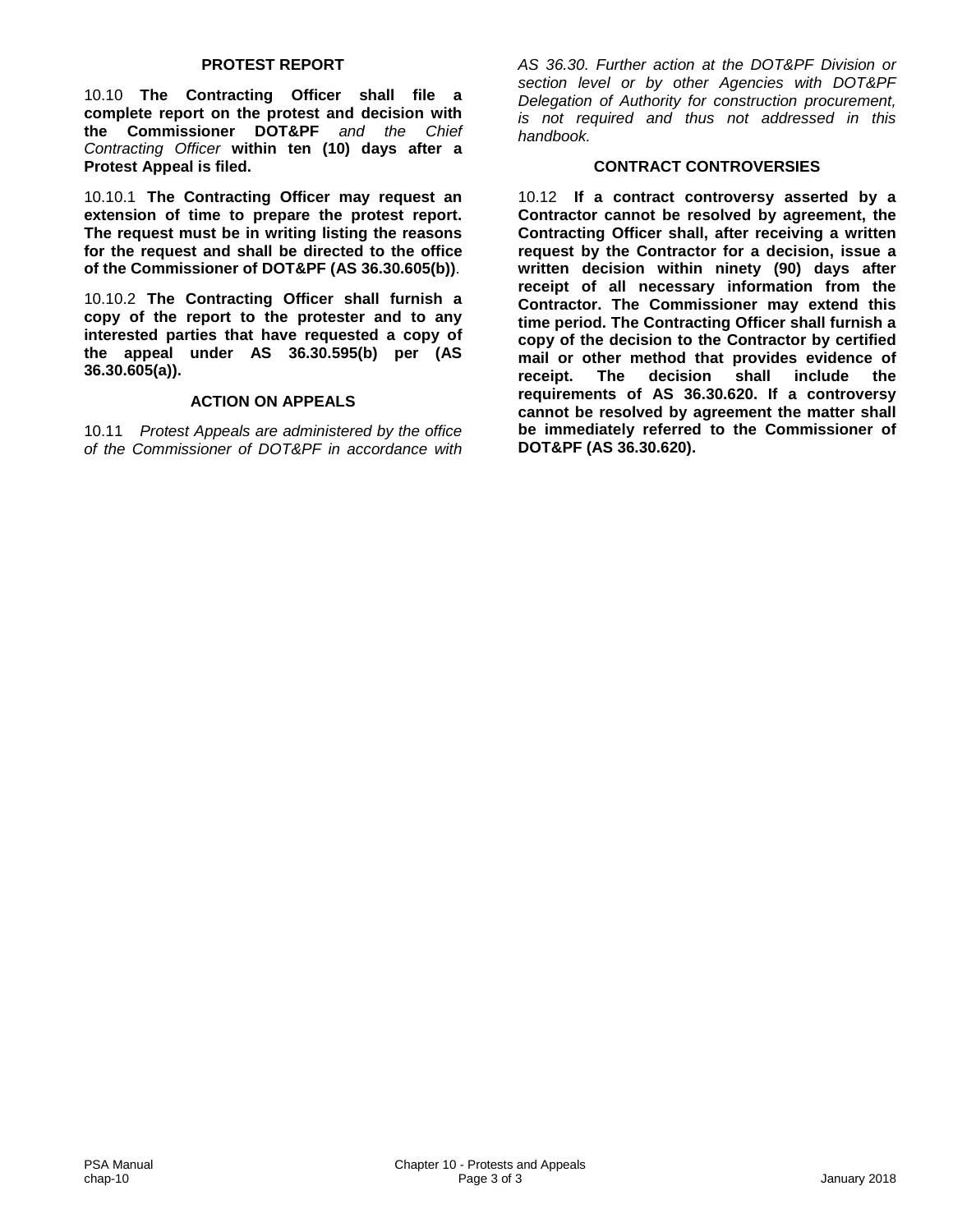### PROTEST REPORT

10.10 **The Contracting Officer shall file a complete report on the protest and decision with the Commissioner DOT&PF** *and the Chief Contracting Officer* **within ten (10) days after a Protest Appeal is filed.**

10.10.1 **The Contracting Officer may request an extension of time to prepare the protest report. The request must be in writing listing the reasons for the request and shall be directed to the office of the Commissioner of DOT&PF (AS 36.30.605(b))**.

10.10.2 **The Contracting Officer shall furnish a copy of the report to the protester and to any interested parties that have requested a copy of the appeal under AS 36.30.595(b) per (AS 36.30.605(a)).**

### ACTION ON APPEALS

10.11 *Protest Appeals are administered by the office of the Commissioner of DOT&PF in accordance with AS 36.30. Further action at the DOT&PF Division or section level or by other Agencies with DOT&PF Delegation of Authority for construction procurement, is not required and thus not addressed in this handbook.*

### CONTRACT CONTROVERSIES

10.12 **If a contract controversy asserted by a Contractor cannot be resolved by agreement, the Contracting Officer shall, after receiving a written request by the Contractor for a decision, issue a written decision within ninety (90) days after receipt of all necessary information from the Contractor. The Commissioner may extend this time period. The Contracting Officer shall furnish a copy of the decision to the Contractor by certified mail or other method that provides evidence of receipt. The decision shall include the requirements of AS 36.30.620. If a controversy cannot be resolved by agreement the matter shall be immediately referred to the Commissioner of DOT&PF (AS 36.30.620).**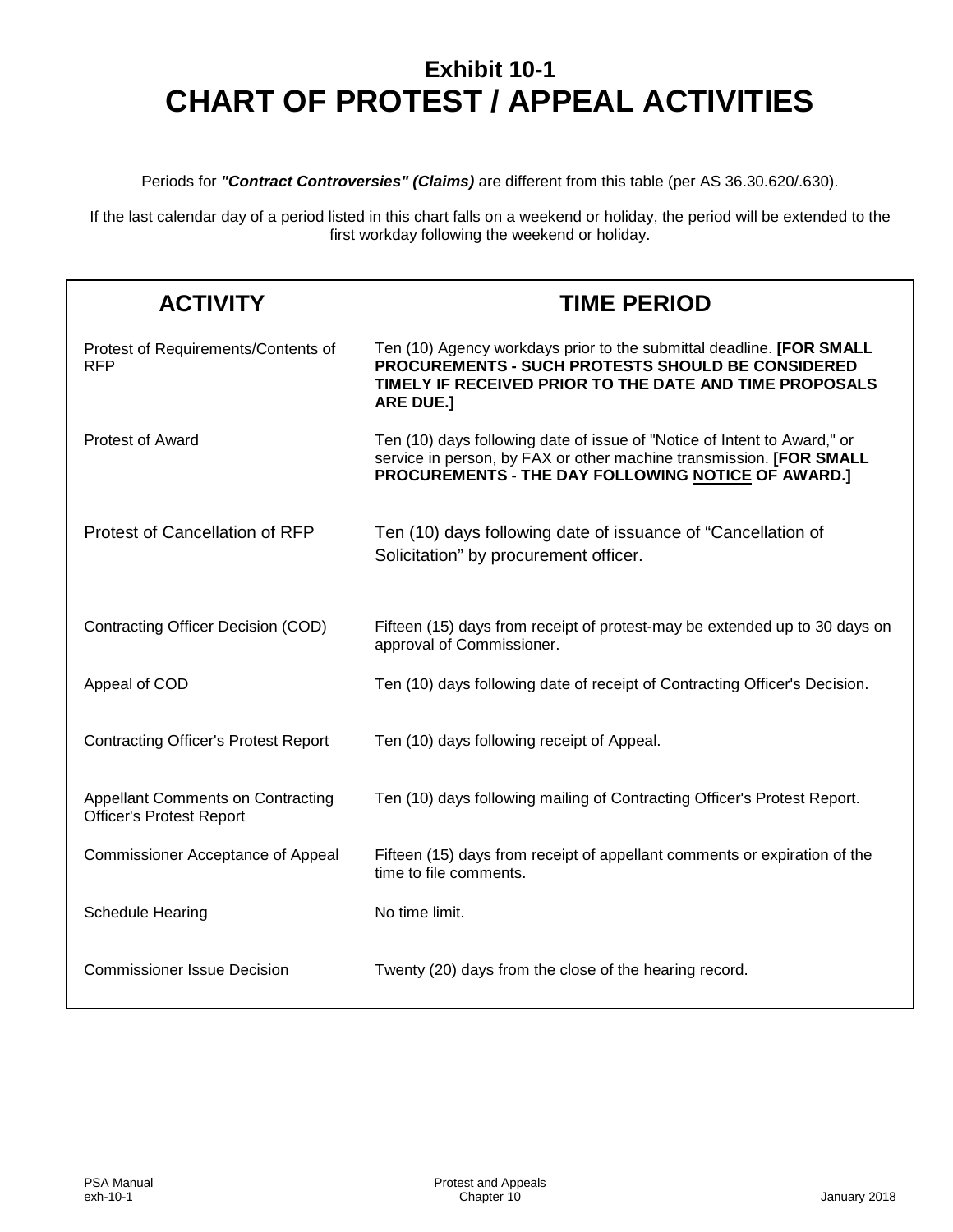# Exhibit 10-1
# CHART OF PROTEST / APPEAL ACTIVITIES

Periods for ***"Contract Controversies" (Claims)*** are different from this table (per AS 36.30.620/.630).

If the last calendar day of a period listed in this chart falls on a weekend or holiday, the period will be extended to the first workday following the weekend or holiday.

| ACTIVITY | TIME PERIOD |
|---|---|
| Protest of Requirements/Contents of RFP | Ten (10) Agency workdays prior to the submittal deadline. **[FOR SMALL PROCUREMENTS - SUCH PROTESTS SHOULD BE CONSIDERED TIMELY IF RECEIVED PRIOR TO THE DATE AND TIME PROPOSALS ARE DUE.]** |
| Protest of Award | Ten (10) days following date of issue of "Notice of <u>Intent</u> to Award," or service in person, by FAX or other machine transmission. **[FOR SMALL PROCUREMENTS - THE DAY FOLLOWING <u>NOTICE</u> OF AWARD.]** |
| Protest of Cancellation of RFP | Ten (10) days following date of issuance of "Cancellation of Solicitation" by procurement officer. |
| Contracting Officer Decision (COD) | Fifteen (15) days from receipt of protest-may be extended up to 30 days on approval of Commissioner. |
| Appeal of COD | Ten (10) days following date of receipt of Contracting Officer's Decision. |
| Contracting Officer's Protest Report | Ten (10) days following receipt of Appeal. |
| Appellant Comments on Contracting Officer's Protest Report | Ten (10) days following mailing of Contracting Officer's Protest Report. |
| Commissioner Acceptance of Appeal | Fifteen (15) days from receipt of appellant comments or expiration of the time to file comments. |
| Schedule Hearing | No time limit. |
| Commissioner Issue Decision | Twenty (20) days from the close of the hearing record. |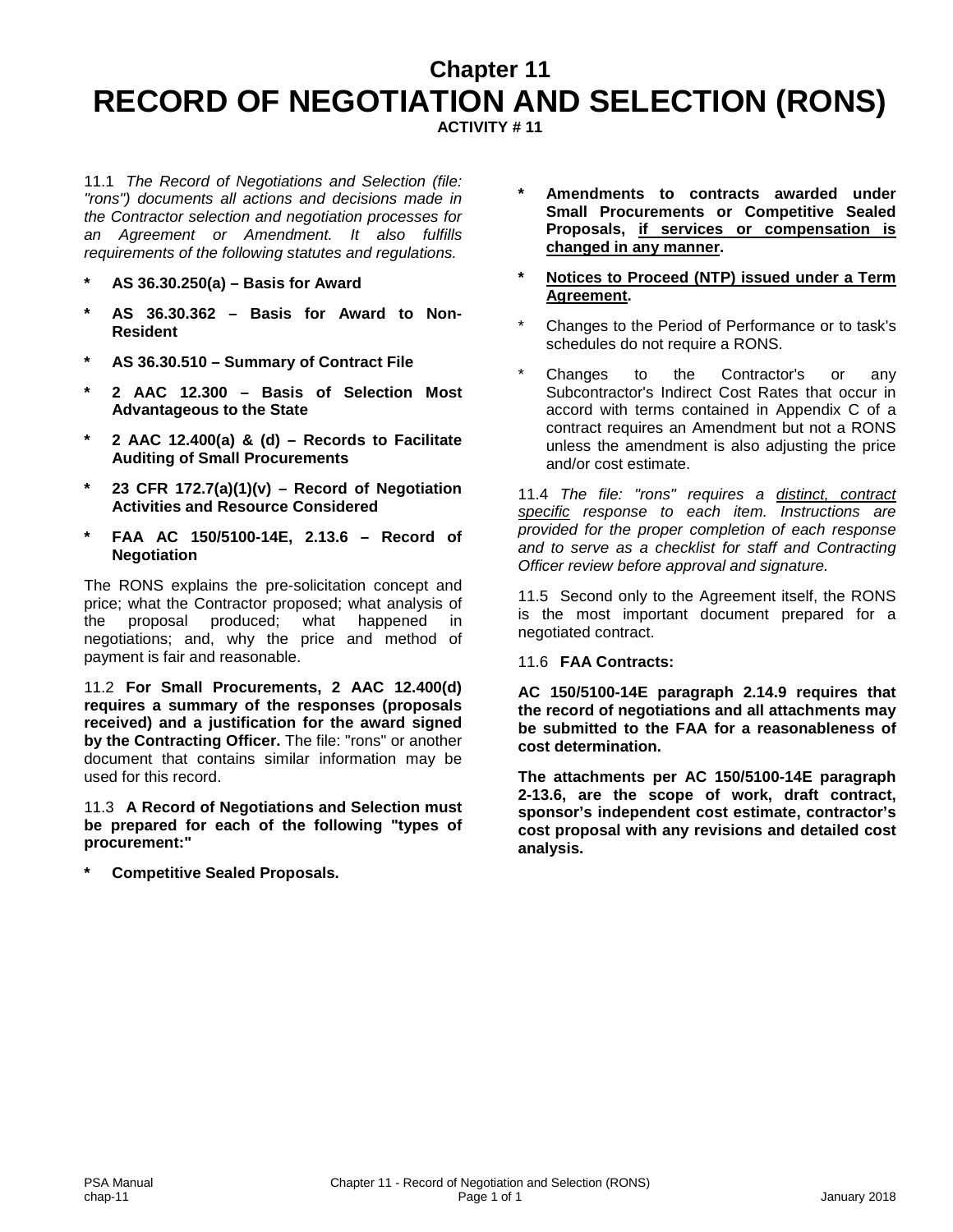# Chapter 11
# RECORD OF NEGOTIATION AND SELECTION (RONS)

**ACTIVITY # 11**

11.1 *The Record of Negotiations and Selection (file: "rons") documents all actions and decisions made in the Contractor selection and negotiation processes for an Agreement or Amendment. It also fulfills requirements of the following statutes and regulations.*

- **AS 36.30.250(a) – Basis for Award**
- **AS 36.30.362 – Basis for Award to Non-Resident**
- **AS 36.30.510 – Summary of Contract File**
- **2 AAC 12.300 – Basis of Selection Most Advantageous to the State**
- **2 AAC 12.400(a) & (d) – Records to Facilitate Auditing of Small Procurements**
- **23 CFR 172.7(a)(1)(v) – Record of Negotiation Activities and Resource Considered**
- **FAA AC 150/5100-14E, 2.13.6 – Record of Negotiation**

The RONS explains the pre-solicitation concept and price; what the Contractor proposed; what analysis of the proposal produced; what happened in negotiations; and, why the price and method of payment is fair and reasonable.

11.2 **For Small Procurements, 2 AAC 12.400(d) requires a summary of the responses (proposals received) and a justification for the award signed by the Contracting Officer.** The file: "rons" or another document that contains similar information may be used for this record.

11.3 **A Record of Negotiations and Selection must be prepared for each of the following "types of procurement:"**

- **Competitive Sealed Proposals.**
- **Amendments to contracts awarded under Small Procurements or Competitive Sealed Proposals, <u>if services or compensation is changed in any manner</u>.**
- **<u>Notices to Proceed (NTP) issued under a Term Agreement</u>.**
- Changes to the Period of Performance or to task's schedules do not require a RONS.
- Changes to the Contractor's or any Subcontractor's Indirect Cost Rates that occur in accord with terms contained in Appendix C of a contract requires an Amendment but not a RONS unless the amendment is also adjusting the price and/or cost estimate.

11.4 *The file: "rons" requires a <u>distinct, contract specific</u> response to each item. Instructions are provided for the proper completion of each response and to serve as a checklist for staff and Contracting Officer review before approval and signature.*

11.5 Second only to the Agreement itself, the RONS is the most important document prepared for a negotiated contract.

11.6 **FAA Contracts:**

**AC 150/5100-14E paragraph 2.14.9 requires that the record of negotiations and all attachments may be submitted to the FAA for a reasonableness of cost determination.**

**The attachments per AC 150/5100-14E paragraph 2-13.6, are the scope of work, draft contract, sponsor's independent cost estimate, contractor's cost proposal with any revisions and detailed cost analysis.**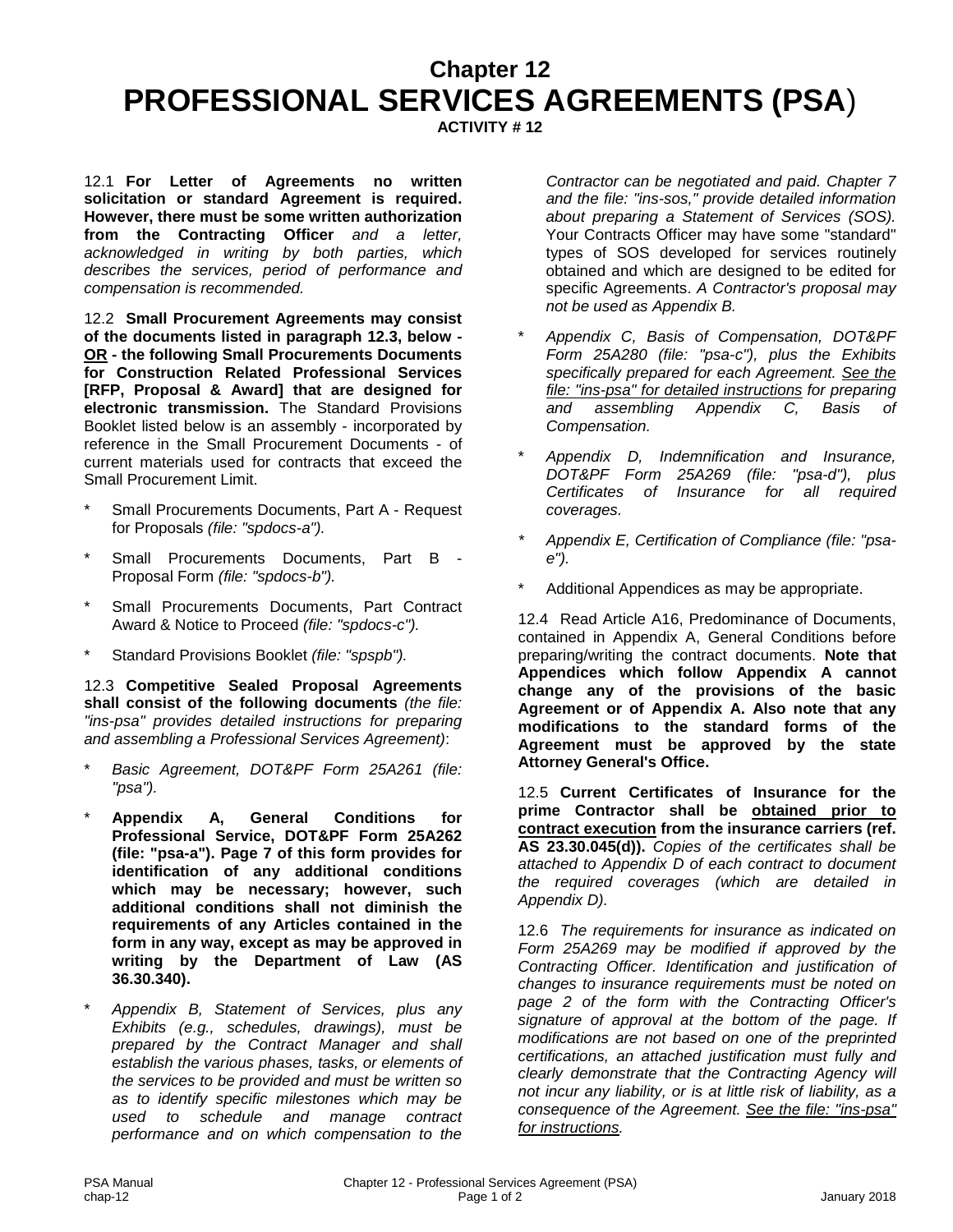# Chapter 12
# PROFESSIONAL SERVICES AGREEMENTS (PSA)

**ACTIVITY # 12**

12.1 **For Letter of Agreements no written solicitation or standard Agreement is required. However, there must be some written authorization from the Contracting Officer** *and a letter, acknowledged in writing by both parties, which describes the services, period of performance and compensation is recommended.*

12.2 **Small Procurement Agreements may consist of the documents listed in paragraph 12.3, below - OR - the following Small Procurements Documents for Construction Related Professional Services [RFP, Proposal & Award] that are designed for electronic transmission.** The Standard Provisions Booklet listed below is an assembly - incorporated by reference in the Small Procurement Documents - of current materials used for contracts that exceed the Small Procurement Limit.

* Small Procurements Documents, Part A - Request for Proposals *(file: "spdocs-a").*
* Small Procurements Documents, Part B - Proposal Form *(file: "spdocs-b").*
* Small Procurements Documents, Part Contract Award & Notice to Proceed *(file: "spdocs-c").*
* Standard Provisions Booklet *(file: "spspb").*

12.3 **Competitive Sealed Proposal Agreements shall consist of the following documents** *(the file: "ins-psa" provides detailed instructions for preparing and assembling a Professional Services Agreement)*:

* *Basic Agreement, DOT&PF Form 25A261 (file: "psa").*
* **Appendix A, General Conditions for Professional Service, DOT&PF Form 25A262 (file: "psa-a"). Page 7 of this form provides for identification of any additional conditions which may be necessary; however, such additional conditions shall not diminish the requirements of any Articles contained in the form in any way, except as may be approved in writing by the Department of Law (AS 36.30.340).**
* *Appendix B, Statement of Services, plus any Exhibits (e.g., schedules, drawings), must be prepared by the Contract Manager and shall establish the various phases, tasks, or elements of the services to be provided and must be written so as to identify specific milestones which may be used to schedule and manage contract performance and on which compensation to the Contractor can be negotiated and paid. Chapter 7 and the file: "ins-sos," provide detailed information about preparing a Statement of Services (SOS).* Your Contracts Officer may have some "standard" types of SOS developed for services routinely obtained and which are designed to be edited for specific Agreements. *A Contractor's proposal may not be used as Appendix B.*
* *Appendix C, Basis of Compensation, DOT&PF Form 25A280 (file: "psa-c"), plus the Exhibits specifically prepared for each Agreement. See the file: "ins-psa" for detailed instructions for preparing and assembling Appendix C, Basis of Compensation.*
* *Appendix D, Indemnification and Insurance, DOT&PF Form 25A269 (file: "psa-d"), plus Certificates of Insurance for all required coverages.*
* *Appendix E, Certification of Compliance (file: "psa-e").*
* Additional Appendices as may be appropriate.

12.4 Read Article A16, Predominance of Documents, contained in Appendix A, General Conditions before preparing/writing the contract documents. **Note that Appendices which follow Appendix A cannot change any of the provisions of the basic Agreement or of Appendix A. Also note that any modifications to the standard forms of the Agreement must be approved by the state Attorney General's Office.**

12.5 **Current Certificates of Insurance for the prime Contractor shall be obtained prior to contract execution from the insurance carriers (ref. AS 23.30.045(d)).** *Copies of the certificates shall be attached to Appendix D of each contract to document the required coverages (which are detailed in Appendix D).*

12.6 *The requirements for insurance as indicated on Form 25A269 may be modified if approved by the Contracting Officer. Identification and justification of changes to insurance requirements must be noted on page 2 of the form with the Contracting Officer's signature of approval at the bottom of the page. If modifications are not based on one of the preprinted certifications, an attached justification must fully and clearly demonstrate that the Contracting Agency will not incur any liability, or is at little risk of liability, as a consequence of the Agreement. See the file: "ins-psa" for instructions.*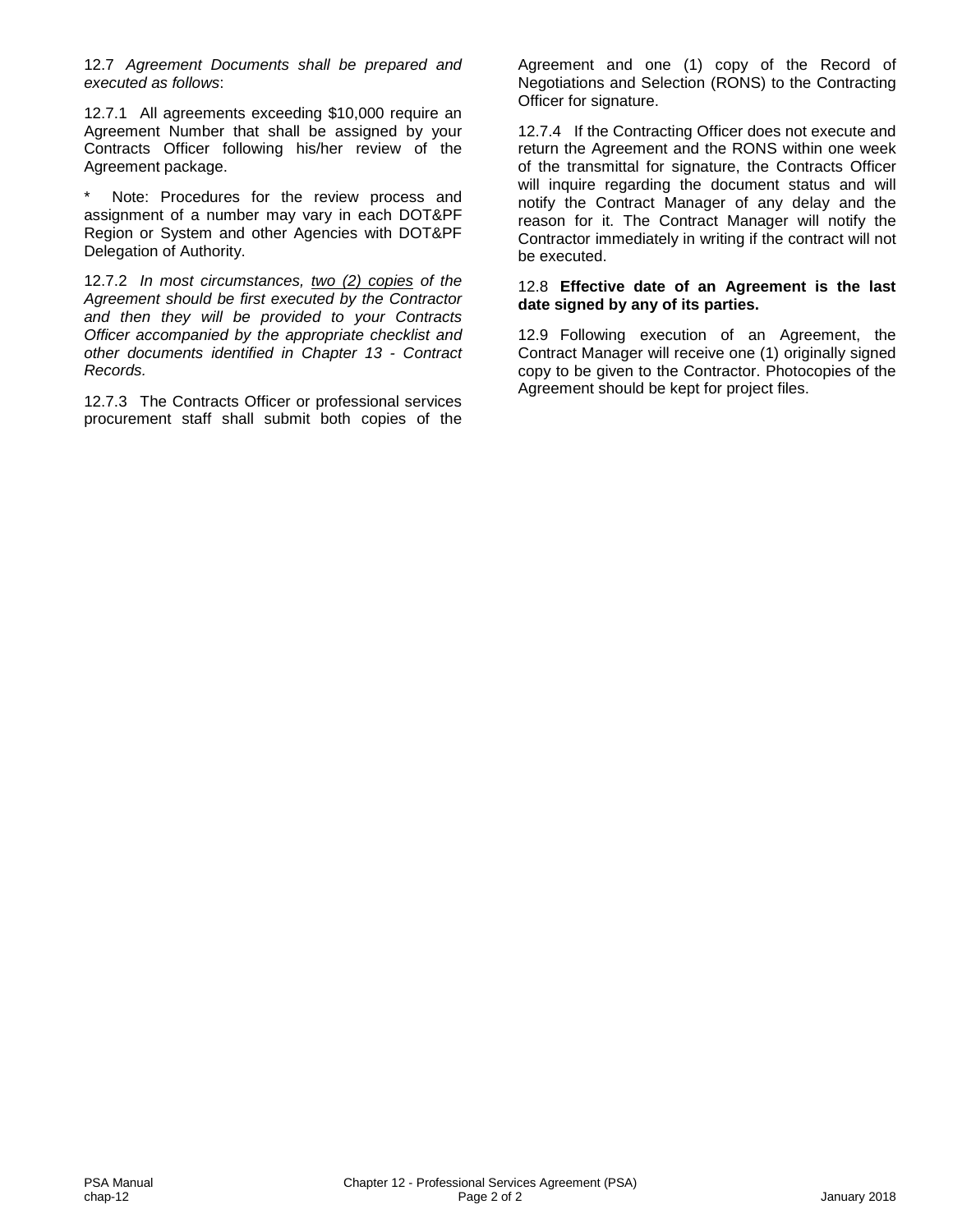12.7 *Agreement Documents shall be prepared and executed as follows*:

12.7.1 All agreements exceeding $10,000 require an Agreement Number that shall be assigned by your Contracts Officer following his/her review of the Agreement package.

* Note: Procedures for the review process and assignment of a number may vary in each DOT&PF Region or System and other Agencies with DOT&PF Delegation of Authority.

12.7.2 *In most circumstances, <u>two (2) copies</u> of the Agreement should be first executed by the Contractor and then they will be provided to your Contracts Officer accompanied by the appropriate checklist and other documents identified in Chapter 13 - Contract Records.*

12.7.3 The Contracts Officer or professional services procurement staff shall submit both copies of the Agreement and one (1) copy of the Record of Negotiations and Selection (RONS) to the Contracting Officer for signature.

12.7.4 If the Contracting Officer does not execute and return the Agreement and the RONS within one week of the transmittal for signature, the Contracts Officer will inquire regarding the document status and will notify the Contract Manager of any delay and the reason for it. The Contract Manager will notify the Contractor immediately in writing if the contract will not be executed.

12.8 **Effective date of an Agreement is the last date signed by any of its parties.**

12.9 Following execution of an Agreement, the Contract Manager will receive one (1) originally signed copy to be given to the Contractor. Photocopies of the Agreement should be kept for project files.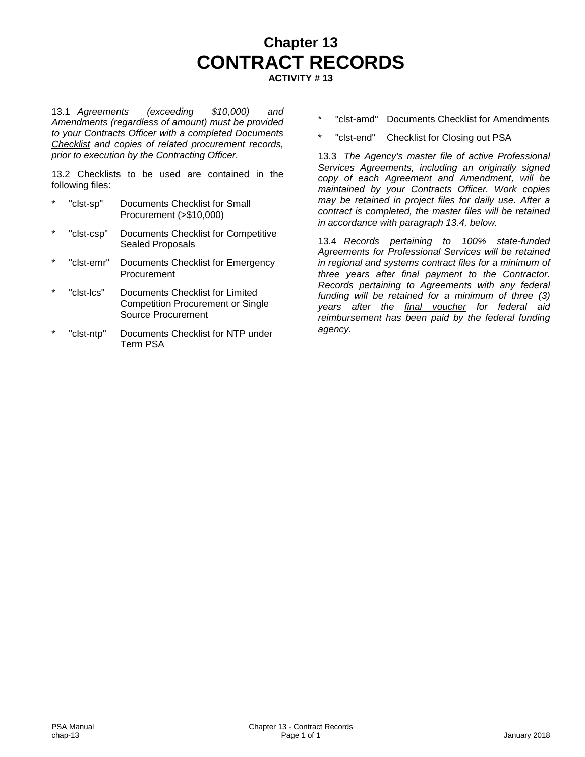# Chapter 13
# CONTRACT RECORDS

**ACTIVITY # 13**

13.1 *Agreements (exceeding $10,000) and Amendments (regardless of amount) must be provided to your Contracts Officer with a <u>completed Documents Checklist</u> and copies of related procurement records, prior to execution by the Contracting Officer.*

13.2 Checklists to be used are contained in the following files:

- "clst-sp" Documents Checklist for Small Procurement (>$10,000)
- "clst-csp" Documents Checklist for Competitive Sealed Proposals
- "clst-emr" Documents Checklist for Emergency Procurement
- "clst-lcs" Documents Checklist for Limited Competition Procurement or Single Source Procurement
- "clst-ntp" Documents Checklist for NTP under Term PSA
- "clst-amd" Documents Checklist for Amendments
- "clst-end" Checklist for Closing out PSA

13.3 *The Agency's master file of active Professional Services Agreements, including an originally signed copy of each Agreement and Amendment, will be maintained by your Contracts Officer. Work copies may be retained in project files for daily use. After a contract is completed, the master files will be retained in accordance with paragraph 13.4, below.*

13.4 *Records pertaining to 100% state-funded Agreements for Professional Services will be retained in regional and systems contract files for a minimum of three years after final payment to the Contractor. Records pertaining to Agreements with any federal funding will be retained for a minimum of three (3) years after the <u>final voucher</u> for federal aid reimbursement has been paid by the federal funding agency.*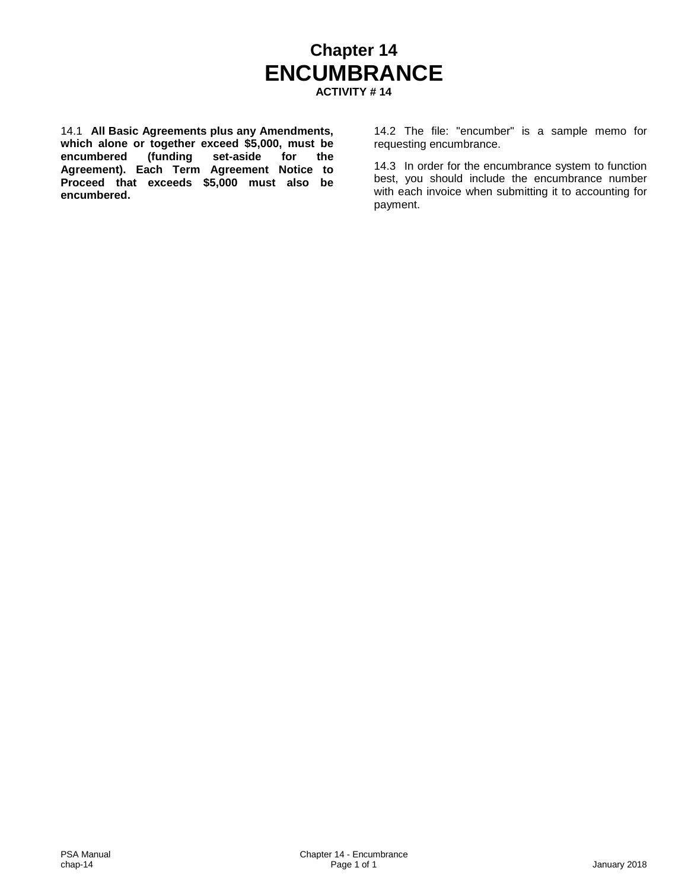# Chapter 14
# ENCUMBRANCE
**ACTIVITY # 14**

14.1 **All Basic Agreements plus any Amendments, which alone or together exceed $5,000, must be encumbered (funding set-aside for the Agreement). Each Term Agreement Notice to Proceed that exceeds $5,000 must also be encumbered.**

14.2 The file: "encumber" is a sample memo for requesting encumbrance.

14.3 In order for the encumbrance system to function best, you should include the encumbrance number with each invoice when submitting it to accounting for payment.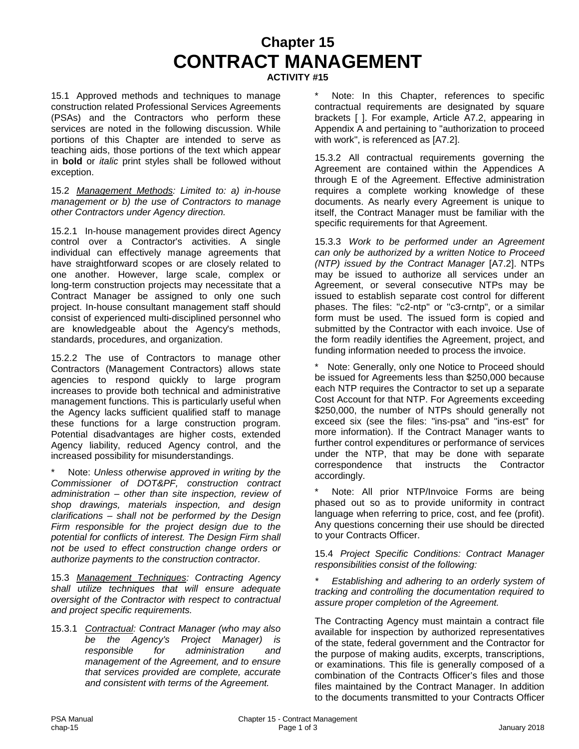# Chapter 15
# CONTRACT MANAGEMENT
**ACTIVITY #15**

15.1 Approved methods and techniques to manage construction related Professional Services Agreements (PSAs) and the Contractors who perform these services are noted in the following discussion. While portions of this Chapter are intended to serve as teaching aids, those portions of the text which appear in **bold** or *italic* print styles shall be followed without exception.

15.2 *<u>Management Methods</u>: Limited to: a) in-house management or b) the use of Contractors to manage other Contractors under Agency direction.*

15.2.1 In-house management provides direct Agency control over a Contractor's activities. A single individual can effectively manage agreements that have straightforward scopes or are closely related to one another. However, large scale, complex or long-term construction projects may necessitate that a Contract Manager be assigned to only one such project. In-house consultant management staff should consist of experienced multi-disciplined personnel who are knowledgeable about the Agency's methods, standards, procedures, and organization.

15.2.2 The use of Contractors to manage other Contractors (Management Contractors) allows state agencies to respond quickly to large program increases to provide both technical and administrative management functions. This is particularly useful when the Agency lacks sufficient qualified staff to manage these functions for a large construction program. Potential disadvantages are higher costs, extended Agency liability, reduced Agency control, and the increased possibility for misunderstandings.

\* Note: *Unless otherwise approved in writing by the Commissioner of DOT&PF, construction contract administration – other than site inspection, review of shop drawings, materials inspection, and design clarifications – shall not be performed by the Design Firm responsible for the project design due to the potential for conflicts of interest. The Design Firm shall not be used to effect construction change orders or authorize payments to the construction contractor.*

15.3 *<u>Management Techniques</u>: Contracting Agency shall utilize techniques that will ensure adequate oversight of the Contractor with respect to contractual and project specific requirements.*

15.3.1 *<u>Contractual</u>: Contract Manager (who may also be the Agency's Project Manager) is responsible for administration and management of the Agreement, and to ensure that services provided are complete, accurate and consistent with terms of the Agreement.*

\* Note: In this Chapter, references to specific contractual requirements are designated by square brackets [ ]. For example, Article A7.2, appearing in Appendix A and pertaining to "authorization to proceed with work", is referenced as [A7.2].

15.3.2 All contractual requirements governing the Agreement are contained within the Appendices A through E of the Agreement. Effective administration requires a complete working knowledge of these documents. As nearly every Agreement is unique to itself, the Contract Manager must be familiar with the specific requirements for that Agreement.

15.3.3 *Work to be performed under an Agreement can only be authorized by a written Notice to Proceed (NTP) issued by the Contract Manager* [A7.2]. NTPs may be issued to authorize all services under an Agreement, or several consecutive NTPs may be issued to establish separate cost control for different phases. The files: "c2-ntp" or "c3-crntp", or a similar form must be used. The issued form is copied and submitted by the Contractor with each invoice. Use of the form readily identifies the Agreement, project, and funding information needed to process the invoice.

\* Note: Generally, only one Notice to Proceed should be issued for Agreements less than $250,000 because each NTP requires the Contractor to set up a separate Cost Account for that NTP. For Agreements exceeding $250,000, the number of NTPs should generally not exceed six (see the files: "ins-psa" and "ins-est" for more information). If the Contract Manager wants to further control expenditures or performance of services under the NTP, that may be done with separate correspondence that instructs the Contractor accordingly.

\* Note: All prior NTP/Invoice Forms are being phased out so as to provide uniformity in contract language when referring to price, cost, and fee (profit). Any questions concerning their use should be directed to your Contracts Officer.

15.4 *Project Specific Conditions: Contract Manager responsibilities consist of the following:*

\* *Establishing and adhering to an orderly system of tracking and controlling the documentation required to assure proper completion of the Agreement.*

The Contracting Agency must maintain a contract file available for inspection by authorized representatives of the state, federal government and the Contractor for the purpose of making audits, excerpts, transcriptions, or examinations. This file is generally composed of a combination of the Contracts Officer's files and those files maintained by the Contract Manager. In addition to the documents transmitted to your Contracts Officer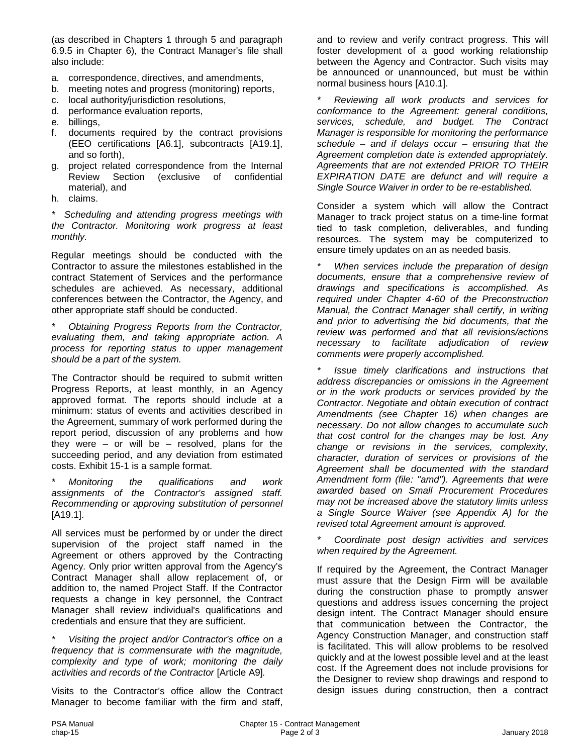(as described in Chapters 1 through 5 and paragraph 6.9.5 in Chapter 6), the Contract Manager's file shall also include:

a. correspondence, directives, and amendments,
b. meeting notes and progress (monitoring) reports,
c. local authority/jurisdiction resolutions,
d. performance evaluation reports,
e. billings,
f. documents required by the contract provisions (EEO certifications [A6.1], subcontracts [A19.1], and so forth),
g. project related correspondence from the Internal Review Section (exclusive of confidential material), and
h. claims.

*\* Scheduling and attending progress meetings with the Contractor. Monitoring work progress at least monthly.*

Regular meetings should be conducted with the Contractor to assure the milestones established in the contract Statement of Services and the performance schedules are achieved. As necessary, additional conferences between the Contractor, the Agency, and other appropriate staff should be conducted.

*\* Obtaining Progress Reports from the Contractor, evaluating them, and taking appropriate action. A process for reporting status to upper management should be a part of the system.*

The Contractor should be required to submit written Progress Reports, at least monthly, in an Agency approved format. The reports should include at a minimum: status of events and activities described in the Agreement, summary of work performed during the report period, discussion of any problems and how they were – or will be – resolved, plans for the succeeding period, and any deviation from estimated costs. Exhibit 15-1 is a sample format.

*\* Monitoring the qualifications and work assignments of the Contractor's assigned staff. Recommending or approving substitution of personnel* [A19.1].

All services must be performed by or under the direct supervision of the project staff named in the Agreement or others approved by the Contracting Agency. Only prior written approval from the Agency's Contract Manager shall allow replacement of, or addition to, the named Project Staff. If the Contractor requests a change in key personnel, the Contract Manager shall review individual's qualifications and credentials and ensure that they are sufficient.

*\* Visiting the project and/or Contractor's office on a frequency that is commensurate with the magnitude, complexity and type of work; monitoring the daily activities and records of the Contractor* [Article A9].

Visits to the Contractor's office allow the Contract Manager to become familiar with the firm and staff, and to review and verify contract progress. This will foster development of a good working relationship between the Agency and Contractor. Such visits may be announced or unannounced, but must be within normal business hours [A10.1].

*\* Reviewing all work products and services for conformance to the Agreement: general conditions, services, schedule, and budget. The Contract Manager is responsible for monitoring the performance schedule – and if delays occur – ensuring that the Agreement completion date is extended appropriately. Agreements that are not extended PRIOR TO THEIR EXPIRATION DATE are defunct and will require a Single Source Waiver in order to be re-established.*

Consider a system which will allow the Contract Manager to track project status on a time-line format tied to task completion, deliverables, and funding resources. The system may be computerized to ensure timely updates on an as needed basis.

*\* When services include the preparation of design documents, ensure that a comprehensive review of drawings and specifications is accomplished. As required under Chapter 4-60 of the Preconstruction Manual, the Contract Manager shall certify, in writing and prior to advertising the bid documents, that the review was performed and that all revisions/actions necessary to facilitate adjudication of review comments were properly accomplished.*

*\* Issue timely clarifications and instructions that address discrepancies or omissions in the Agreement or in the work products or services provided by the Contractor. Negotiate and obtain execution of contract Amendments (see Chapter 16) when changes are necessary. Do not allow changes to accumulate such that cost control for the changes may be lost. Any change or revisions in the services, complexity, character, duration of services or provisions of the Agreement shall be documented with the standard Amendment form (file: "amd"). Agreements that were awarded based on Small Procurement Procedures may not be increased above the statutory limits unless a Single Source Waiver (see Appendix A) for the revised total Agreement amount is approved.*

*\* Coordinate post design activities and services when required by the Agreement.*

If required by the Agreement, the Contract Manager must assure that the Design Firm will be available during the construction phase to promptly answer questions and address issues concerning the project design intent. The Contract Manager should ensure that communication between the Contractor, the Agency Construction Manager, and construction staff is facilitated. This will allow problems to be resolved quickly and at the lowest possible level and at the least cost. If the Agreement does not include provisions for the Designer to review shop drawings and respond to design issues during construction, then a contract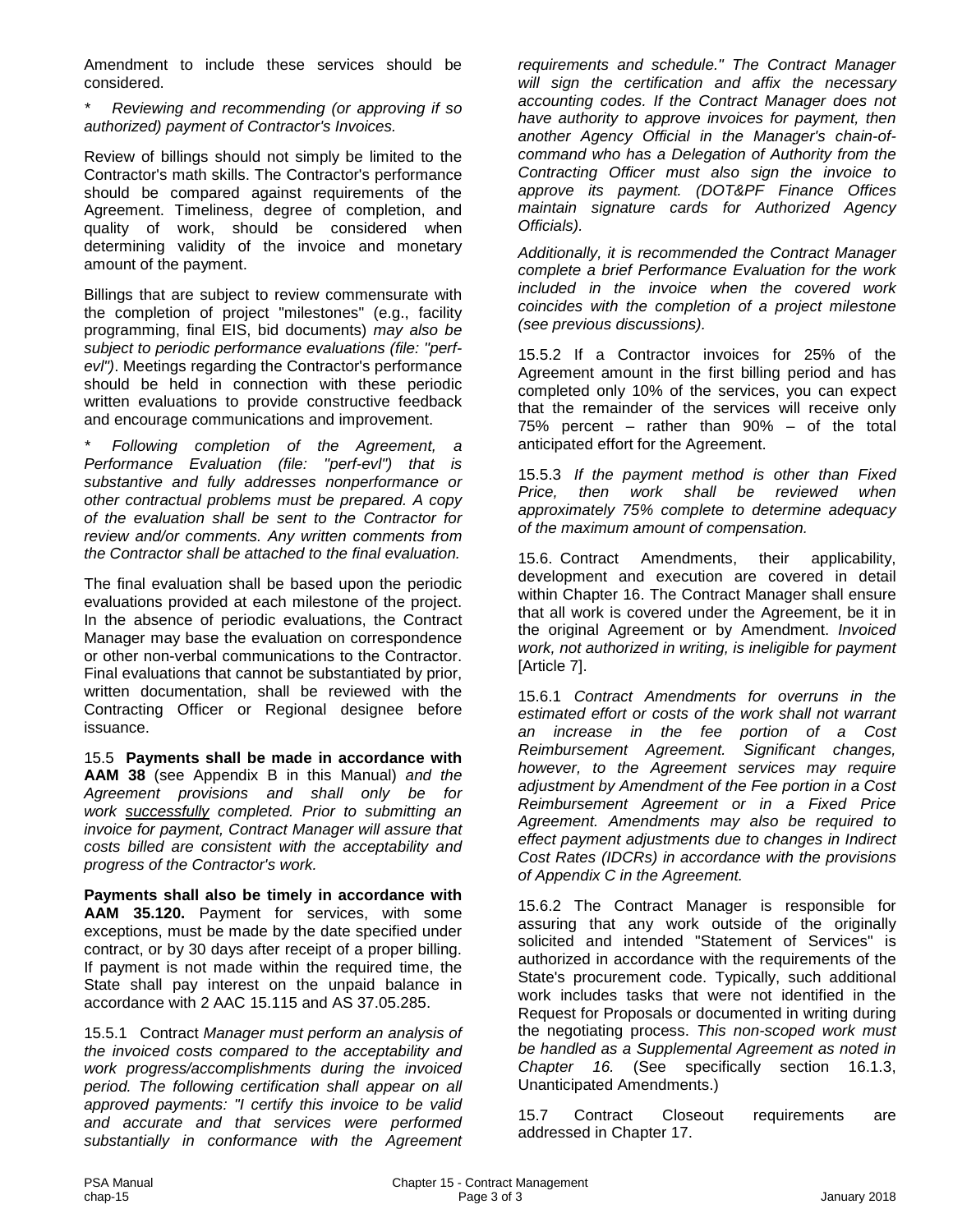Amendment to include these services should be considered.

* *Reviewing and recommending (or approving if so authorized) payment of Contractor's Invoices.*

Review of billings should not simply be limited to the Contractor's math skills. The Contractor's performance should be compared against requirements of the Agreement. Timeliness, degree of completion, and quality of work, should be considered when determining validity of the invoice and monetary amount of the payment.

Billings that are subject to review commensurate with the completion of project "milestones" (e.g., facility programming, final EIS, bid documents) *may also be subject to periodic performance evaluations (file: "perf-evl")*. Meetings regarding the Contractor's performance should be held in connection with these periodic written evaluations to provide constructive feedback and encourage communications and improvement.

* *Following completion of the Agreement, a Performance Evaluation (file: "perf-evl") that is substantive and fully addresses nonperformance or other contractual problems must be prepared. A copy of the evaluation shall be sent to the Contractor for review and/or comments. Any written comments from the Contractor shall be attached to the final evaluation.*

The final evaluation shall be based upon the periodic evaluations provided at each milestone of the project. In the absence of periodic evaluations, the Contract Manager may base the evaluation on correspondence or other non-verbal communications to the Contractor. Final evaluations that cannot be substantiated by prior, written documentation, shall be reviewed with the Contracting Officer or Regional designee before issuance.

15.5 **Payments shall be made in accordance with AAM 38** (see Appendix B in this Manual) *and the Agreement provisions and shall only be for work <u>successfully</u> completed. Prior to submitting an invoice for payment, Contract Manager will assure that costs billed are consistent with the acceptability and progress of the Contractor's work.*

**Payments shall also be timely in accordance with AAM 35.120.** Payment for services, with some exceptions, must be made by the date specified under contract, or by 30 days after receipt of a proper billing. If payment is not made within the required time, the State shall pay interest on the unpaid balance in accordance with 2 AAC 15.115 and AS 37.05.285.

15.5.1 Contract *Manager must perform an analysis of the invoiced costs compared to the acceptability and work progress/accomplishments during the invoiced period. The following certification shall appear on all approved payments: "I certify this invoice to be valid and accurate and that services were performed substantially in conformance with the Agreement requirements and schedule." The Contract Manager will sign the certification and affix the necessary accounting codes. If the Contract Manager does not have authority to approve invoices for payment, then another Agency Official in the Manager's chain-of-command who has a Delegation of Authority from the Contracting Officer must also sign the invoice to approve its payment. (DOT&PF Finance Offices maintain signature cards for Authorized Agency Officials).*

*Additionally, it is recommended the Contract Manager complete a brief Performance Evaluation for the work included in the invoice when the covered work coincides with the completion of a project milestone (see previous discussions).*

15.5.2 If a Contractor invoices for 25% of the Agreement amount in the first billing period and has completed only 10% of the services, you can expect that the remainder of the services will receive only 75% percent – rather than 90% – of the total anticipated effort for the Agreement.

15.5.3 *If the payment method is other than Fixed Price, then work shall be reviewed when approximately 75% complete to determine adequacy of the maximum amount of compensation.*

15.6. Contract Amendments, their applicability, development and execution are covered in detail within Chapter 16. The Contract Manager shall ensure that all work is covered under the Agreement, be it in the original Agreement or by Amendment. *Invoiced work, not authorized in writing, is ineligible for payment* [Article 7].

15.6.1 *Contract Amendments for overruns in the estimated effort or costs of the work shall not warrant an increase in the fee portion of a Cost Reimbursement Agreement. Significant changes, however, to the Agreement services may require adjustment by Amendment of the Fee portion in a Cost Reimbursement Agreement or in a Fixed Price Agreement. Amendments may also be required to effect payment adjustments due to changes in Indirect Cost Rates (IDCRs) in accordance with the provisions of Appendix C in the Agreement.*

15.6.2 The Contract Manager is responsible for assuring that any work outside of the originally solicited and intended "Statement of Services" is authorized in accordance with the requirements of the State's procurement code. Typically, such additional work includes tasks that were not identified in the Request for Proposals or documented in writing during the negotiating process. *This non-scoped work must be handled as a Supplemental Agreement as noted in Chapter 16.* (See specifically section 16.1.3, Unanticipated Amendments.)

15.7 Contract Closeout requirements are addressed in Chapter 17.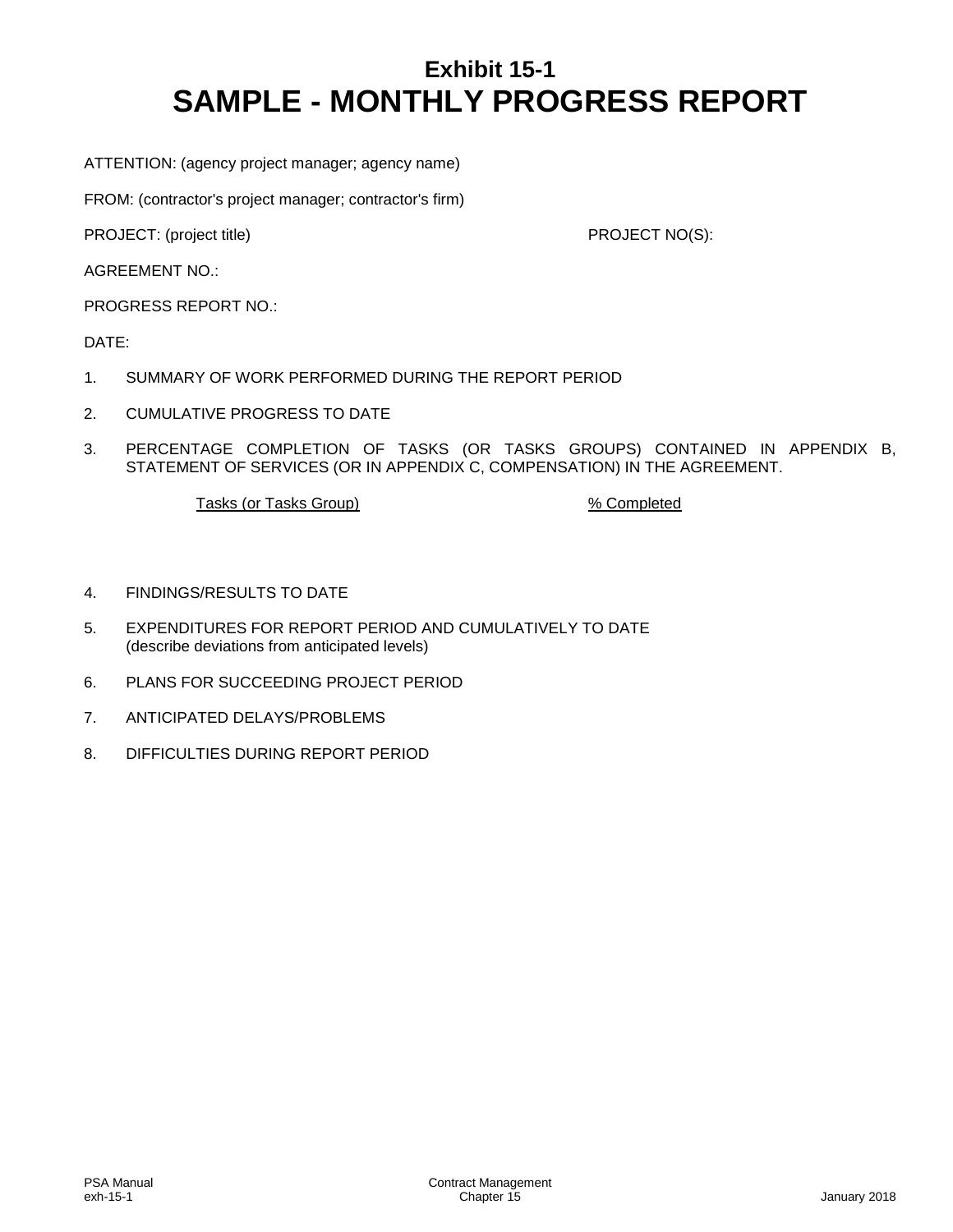# Exhibit 15-1
# SAMPLE - MONTHLY PROGRESS REPORT

ATTENTION: (agency project manager; agency name)

FROM: (contractor's project manager; contractor's firm)

PROJECT: (project title) PROJECT NO(S):

AGREEMENT NO.:

PROGRESS REPORT NO.:

DATE:

1. SUMMARY OF WORK PERFORMED DURING THE REPORT PERIOD

2. CUMULATIVE PROGRESS TO DATE

3. PERCENTAGE COMPLETION OF TASKS (OR TASKS GROUPS) CONTAINED IN APPENDIX B, STATEMENT OF SERVICES (OR IN APPENDIX C, COMPENSATION) IN THE AGREEMENT.

| Tasks (or Tasks Group) | % Completed |
| --- | --- |

4. FINDINGS/RESULTS TO DATE

5. EXPENDITURES FOR REPORT PERIOD AND CUMULATIVELY TO DATE (describe deviations from anticipated levels)

6. PLANS FOR SUCCEEDING PROJECT PERIOD

7. ANTICIPATED DELAYS/PROBLEMS

8. DIFFICULTIES DURING REPORT PERIOD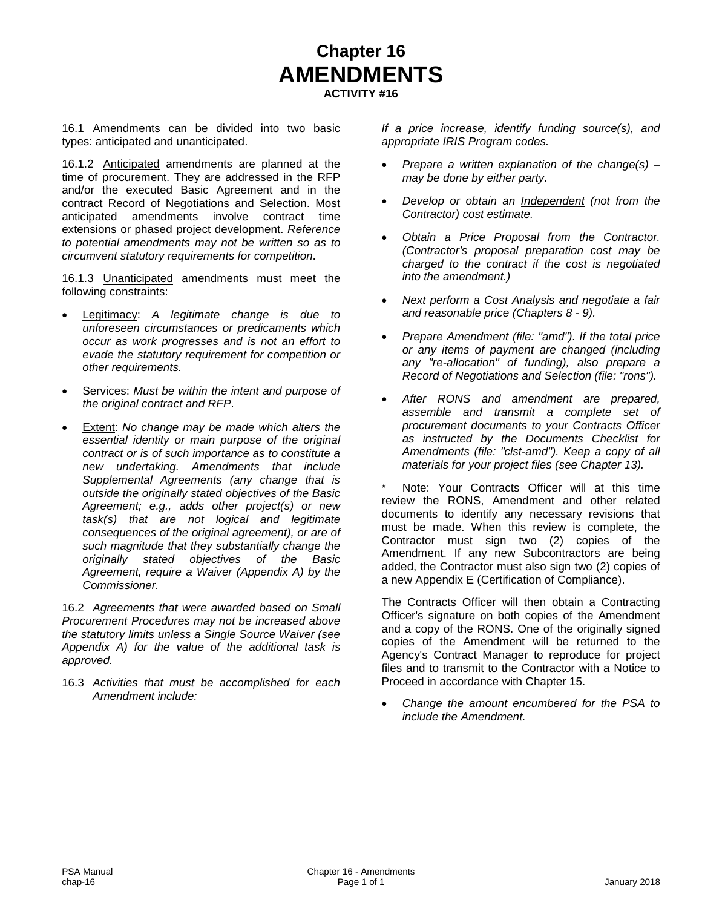# Chapter 16
# AMENDMENTS
**ACTIVITY #16**

16.1 Amendments can be divided into two basic types: anticipated and unanticipated.

16.1.2 Anticipated amendments are planned at the time of procurement. They are addressed in the RFP and/or the executed Basic Agreement and in the contract Record of Negotiations and Selection. Most anticipated amendments involve contract time extensions or phased project development. *Reference to potential amendments may not be written so as to circumvent statutory requirements for competition.*

16.1.3 Unanticipated amendments must meet the following constraints:

- Legitimacy: *A legitimate change is due to unforeseen circumstances or predicaments which occur as work progresses and is not an effort to evade the statutory requirement for competition or other requirements.*
- Services: *Must be within the intent and purpose of the original contract and RFP.*
- Extent: *No change may be made which alters the essential identity or main purpose of the original contract or is of such importance as to constitute a new undertaking. Amendments that include Supplemental Agreements (any change that is outside the originally stated objectives of the Basic Agreement; e.g., adds other project(s) or new task(s) that are not logical and legitimate consequences of the original agreement), or are of such magnitude that they substantially change the originally stated objectives of the Basic Agreement, require a Waiver (Appendix A) by the Commissioner.*

16.2 *Agreements that were awarded based on Small Procurement Procedures may not be increased above the statutory limits unless a Single Source Waiver (see Appendix A) for the value of the additional task is approved.*

16.3 *Activities that must be accomplished for each Amendment include:*

*If a price increase, identify funding source(s), and appropriate IRIS Program codes.*

- *Prepare a written explanation of the change(s) – may be done by either party.*
- *Develop or obtain an Independent (not from the Contractor) cost estimate.*
- *Obtain a Price Proposal from the Contractor. (Contractor's proposal preparation cost may be charged to the contract if the cost is negotiated into the amendment.)*
- *Next perform a Cost Analysis and negotiate a fair and reasonable price (Chapters 8 - 9).*
- *Prepare Amendment (file: "amd"). If the total price or any items of payment are changed (including any "re-allocation" of funding), also prepare a Record of Negotiations and Selection (file: "rons").*
- *After RONS and amendment are prepared, assemble and transmit a complete set of procurement documents to your Contracts Officer as instructed by the Documents Checklist for Amendments (file: "clst-amd"). Keep a copy of all materials for your project files (see Chapter 13).*

\* Note: Your Contracts Officer will at this time review the RONS, Amendment and other related documents to identify any necessary revisions that must be made. When this review is complete, the Contractor must sign two (2) copies of the Amendment. If any new Subcontractors are being added, the Contractor must also sign two (2) copies of a new Appendix E (Certification of Compliance).

The Contracts Officer will then obtain a Contracting Officer's signature on both copies of the Amendment and a copy of the RONS. One of the originally signed copies of the Amendment will be returned to the Agency's Contract Manager to reproduce for project files and to transmit to the Contractor with a Notice to Proceed in accordance with Chapter 15.

- *Change the amount encumbered for the PSA to include the Amendment.*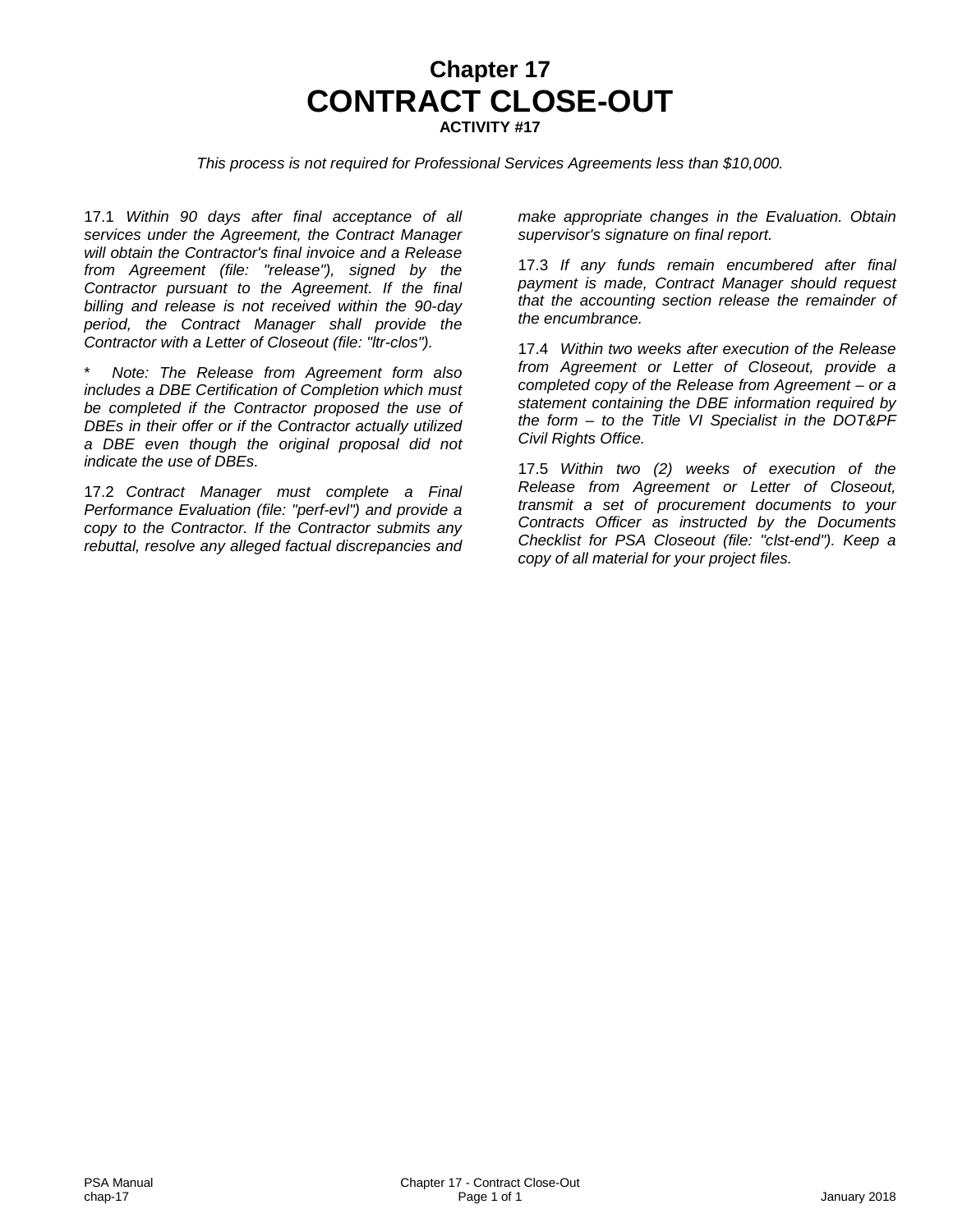# Chapter 17
# CONTRACT CLOSE-OUT
**ACTIVITY #17**

*This process is not required for Professional Services Agreements less than $10,000.*

17.1 *Within 90 days after final acceptance of all services under the Agreement, the Contract Manager will obtain the Contractor's final invoice and a Release from Agreement (file: "release"), signed by the Contractor pursuant to the Agreement. If the final billing and release is not received within the 90-day period, the Contract Manager shall provide the Contractor with a Letter of Closeout (file: "ltr-clos").*

\* *Note: The Release from Agreement form also includes a DBE Certification of Completion which must be completed if the Contractor proposed the use of DBEs in their offer or if the Contractor actually utilized a DBE even though the original proposal did not indicate the use of DBEs.*

17.2 *Contract Manager must complete a Final Performance Evaluation (file: "perf-evl") and provide a copy to the Contractor. If the Contractor submits any rebuttal, resolve any alleged factual discrepancies and make appropriate changes in the Evaluation. Obtain supervisor's signature on final report.*

17.3 *If any funds remain encumbered after final payment is made, Contract Manager should request that the accounting section release the remainder of the encumbrance.*

17.4 *Within two weeks after execution of the Release from Agreement or Letter of Closeout, provide a completed copy of the Release from Agreement – or a statement containing the DBE information required by the form – to the Title VI Specialist in the DOT&PF Civil Rights Office.*

17.5 *Within two (2) weeks of execution of the Release from Agreement or Letter of Closeout, transmit a set of procurement documents to your Contracts Officer as instructed by the Documents Checklist for PSA Closeout (file: "clst-end"). Keep a copy of all material for your project files.*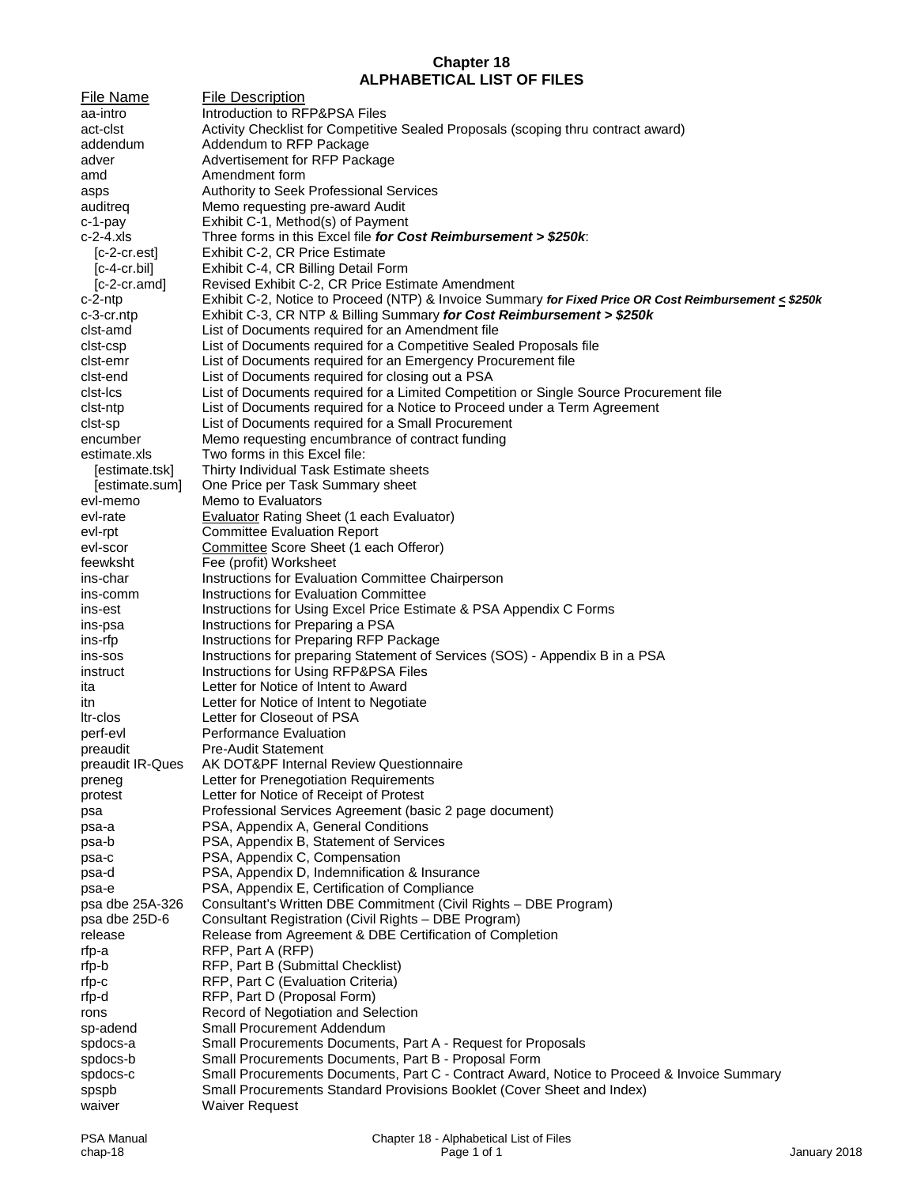# Chapter 18
# ALPHABETICAL LIST OF FILES

| File Name | File Description |
|---|---|
| aa-intro | Introduction to RFP&PSA Files |
| act-clst | Activity Checklist for Competitive Sealed Proposals (scoping thru contract award) |
| addendum | Addendum to RFP Package |
| adver | Advertisement for RFP Package |
| amd | Amendment form |
| asps | Authority to Seek Professional Services |
| auditreq | Memo requesting pre-award Audit |
| c-1-pay | Exhibit C-1, Method(s) of Payment |
| c-2-4.xls | Three forms in this Excel file ***for Cost Reimbursement > $250k***: |
| [c-2-cr.est] | Exhibit C-2, CR Price Estimate |
| [c-4-cr.bil] | Exhibit C-4, CR Billing Detail Form |
| [c-2-cr.amd] | Revised Exhibit C-2, CR Price Estimate Amendment |
| c-2-ntp | Exhibit C-2, Notice to Proceed (NTP) & Invoice Summary ***for Fixed Price OR Cost Reimbursement ≤ $250k*** |
| c-3-cr.ntp | Exhibit C-3, CR NTP & Billing Summary ***for Cost Reimbursement > $250k*** |
| clst-amd | List of Documents required for an Amendment file |
| clst-csp | List of Documents required for a Competitive Sealed Proposals file |
| clst-emr | List of Documents required for an Emergency Procurement file |
| clst-end | List of Documents required for closing out a PSA |
| clst-lcs | List of Documents required for a Limited Competition or Single Source Procurement file |
| clst-ntp | List of Documents required for a Notice to Proceed under a Term Agreement |
| clst-sp | List of Documents required for a Small Procurement |
| encumber | Memo requesting encumbrance of contract funding |
| estimate.xls | Two forms in this Excel file: |
| [estimate.tsk] | Thirty Individual Task Estimate sheets |
| [estimate.sum] | One Price per Task Summary sheet |
| evl-memo | Memo to Evaluators |
| evl-rate | Evaluator Rating Sheet (1 each Evaluator) |
| evl-rpt | Committee Evaluation Report |
| evl-scor | Committee Score Sheet (1 each Offeror) |
| feewksht | Fee (profit) Worksheet |
| ins-char | Instructions for Evaluation Committee Chairperson |
| ins-comm | Instructions for Evaluation Committee |
| ins-est | Instructions for Using Excel Price Estimate & PSA Appendix C Forms |
| ins-psa | Instructions for Preparing a PSA |
| ins-rfp | Instructions for Preparing RFP Package |
| ins-sos | Instructions for preparing Statement of Services (SOS) - Appendix B in a PSA |
| instruct | Instructions for Using RFP&PSA Files |
| ita | Letter for Notice of Intent to Award |
| itn | Letter for Notice of Intent to Negotiate |
| ltr-clos | Letter for Closeout of PSA |
| perf-evl | Performance Evaluation |
| preaudit | Pre-Audit Statement |
| preaudit IR-Ques | AK DOT&PF Internal Review Questionnaire |
| preneg | Letter for Prenegotiation Requirements |
| protest | Letter for Notice of Receipt of Protest |
| psa | Professional Services Agreement (basic 2 page document) |
| psa-a | PSA, Appendix A, General Conditions |
| psa-b | PSA, Appendix B, Statement of Services |
| psa-c | PSA, Appendix C, Compensation |
| psa-d | PSA, Appendix D, Indemnification & Insurance |
| psa-e | PSA, Appendix E, Certification of Compliance |
| psa dbe 25A-326 | Consultant's Written DBE Commitment (Civil Rights – DBE Program) |
| psa dbe 25D-6 | Consultant Registration (Civil Rights – DBE Program) |
| release | Release from Agreement & DBE Certification of Completion |
| rfp-a | RFP, Part A (RFP) |
| rfp-b | RFP, Part B (Submittal Checklist) |
| rfp-c | RFP, Part C (Evaluation Criteria) |
| rfp-d | RFP, Part D (Proposal Form) |
| rons | Record of Negotiation and Selection |
| sp-adend | Small Procurement Addendum |
| spdocs-a | Small Procurements Documents, Part A - Request for Proposals |
| spdocs-b | Small Procurements Documents, Part B - Proposal Form |
| spdocs-c | Small Procurements Documents, Part C - Contract Award, Notice to Proceed & Invoice Summary |
| spspb | Small Procurements Standard Provisions Booklet (Cover Sheet and Index) |
| waiver | Waiver Request |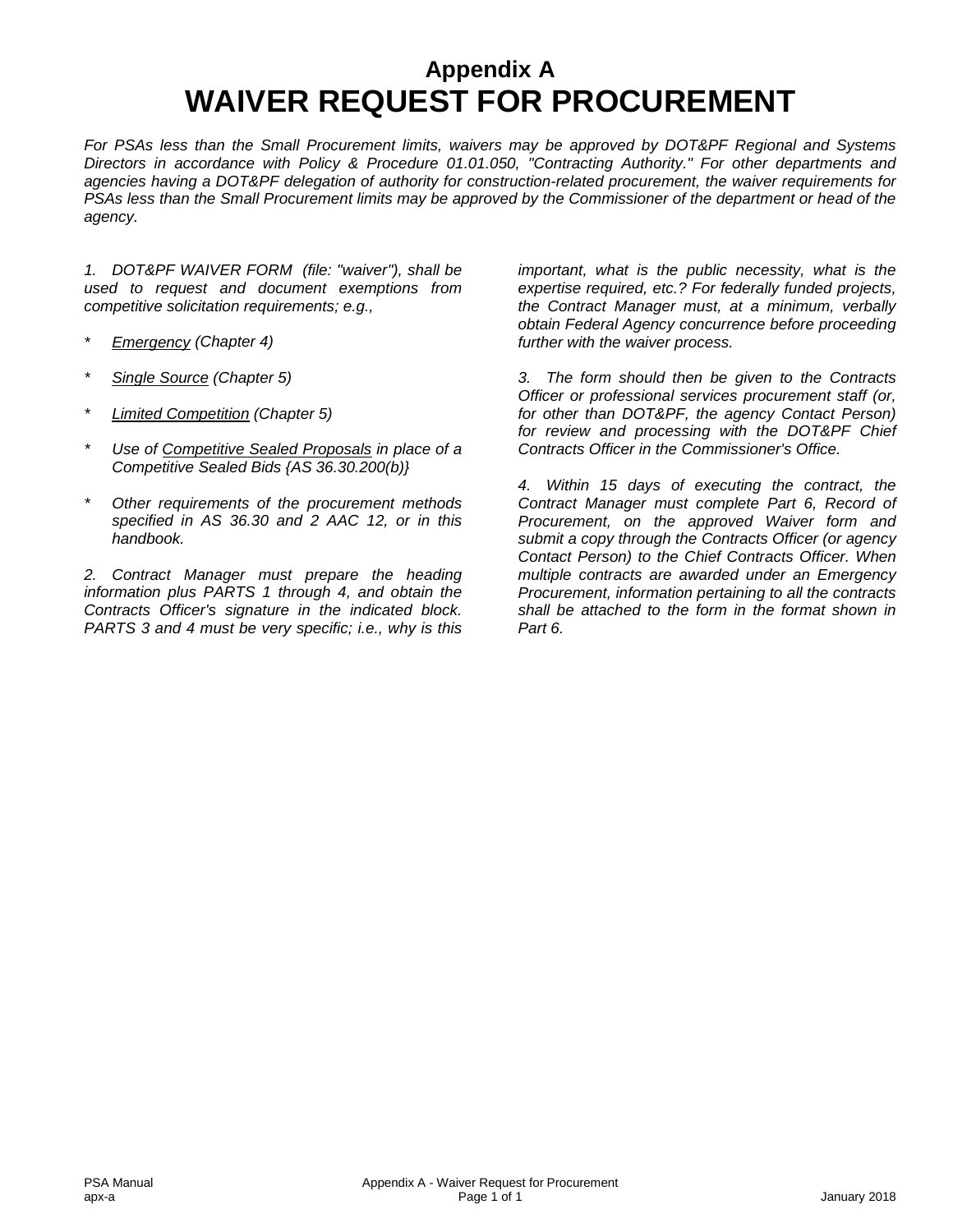# Appendix A
# WAIVER REQUEST FOR PROCUREMENT

*For PSAs less than the Small Procurement limits, waivers may be approved by DOT&PF Regional and Systems Directors in accordance with Policy & Procedure 01.01.050, "Contracting Authority." For other departments and agencies having a DOT&PF delegation of authority for construction-related procurement, the waiver requirements for PSAs less than the Small Procurement limits may be approved by the Commissioner of the department or head of the agency.*

*1. DOT&PF WAIVER FORM (file: "waiver"), shall be used to request and document exemptions from competitive solicitation requirements; e.g.,*

- *Emergency (Chapter 4)*
- *Single Source (Chapter 5)*
- *Limited Competition (Chapter 5)*
- *Use of Competitive Sealed Proposals in place of a Competitive Sealed Bids {AS 36.30.200(b)}*
- *Other requirements of the procurement methods specified in AS 36.30 and 2 AAC 12, or in this handbook.*

*2. Contract Manager must prepare the heading information plus PARTS 1 through 4, and obtain the Contracts Officer's signature in the indicated block. PARTS 3 and 4 must be very specific; i.e., why is this important, what is the public necessity, what is the expertise required, etc.? For federally funded projects, the Contract Manager must, at a minimum, verbally obtain Federal Agency concurrence before proceeding further with the waiver process.*

*3. The form should then be given to the Contracts Officer or professional services procurement staff (or, for other than DOT&PF, the agency Contact Person) for review and processing with the DOT&PF Chief Contracts Officer in the Commissioner's Office.*

*4. Within 15 days of executing the contract, the Contract Manager must complete Part 6, Record of Procurement, on the approved Waiver form and submit a copy through the Contracts Officer (or agency Contact Person) to the Chief Contracts Officer. When multiple contracts are awarded under an Emergency Procurement, information pertaining to all the contracts shall be attached to the form in the format shown in Part 6.*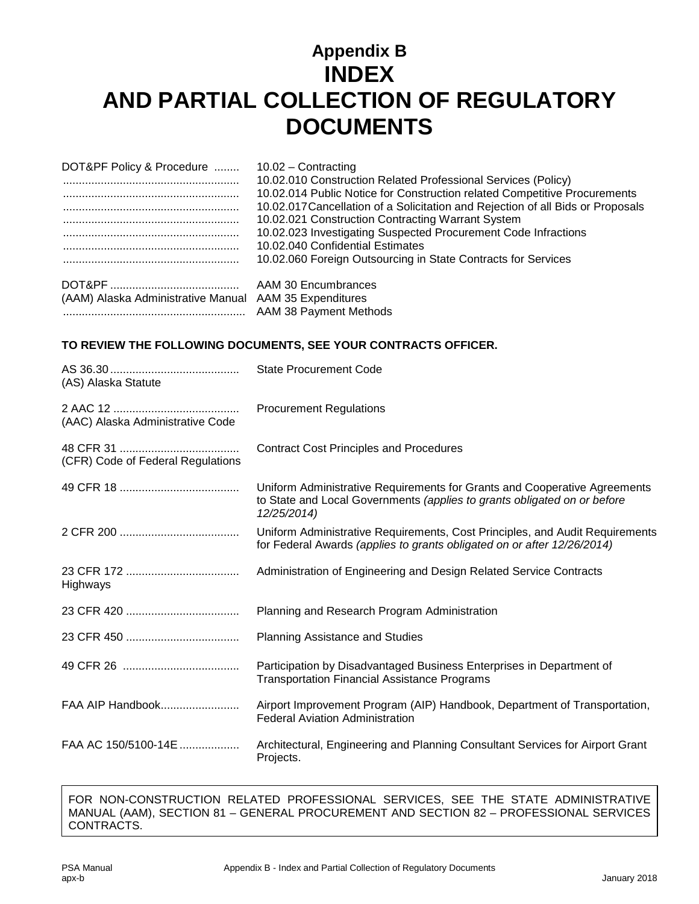# Appendix B
# INDEX
# AND PARTIAL COLLECTION OF REGULATORY DOCUMENTS

| | |
|---|---|
| DOT&PF Policy & Procedure ........ | 10.02 – Contracting |
| ........................................................ | 10.02.010 Construction Related Professional Services (Policy) |
| ........................................................ | 10.02.014 Public Notice for Construction related Competitive Procurements |
| ........................................................ | 10.02.017 Cancellation of a Solicitation and Rejection of all Bids or Proposals |
| ........................................................ | 10.02.021 Construction Contracting Warrant System |
| ........................................................ | 10.02.023 Investigating Suspected Procurement Code Infractions |
| ........................................................ | 10.02.040 Confidential Estimates |
| ........................................................ | 10.02.060 Foreign Outsourcing in State Contracts for Services |
| DOT&PF ......................................... | AAM 30 Encumbrances |
| (AAM) Alaska Administrative Manual | AAM 35 Expenditures |
| ......................................................... | AAM 38 Payment Methods |

**TO REVIEW THE FOLLOWING DOCUMENTS, SEE YOUR CONTRACTS OFFICER.**

| | |
|---|---|
| AS 36.30 ......................................... (AS) Alaska Statute | State Procurement Code |
| 2 AAC 12 ........................................ (AAC) Alaska Administrative Code | Procurement Regulations |
| 48 CFR 31 ...................................... (CFR) Code of Federal Regulations | Contract Cost Principles and Procedures |
| 49 CFR 18 ...................................... | Uniform Administrative Requirements for Grants and Cooperative Agreements to State and Local Governments *(applies to grants obligated on or before 12/25/2014)* |
| 2 CFR 200 ...................................... | Uniform Administrative Requirements, Cost Principles, and Audit Requirements for Federal Awards *(applies to grants obligated on or after 12/26/2014)* |
| 23 CFR 172 .................................... Highways | Administration of Engineering and Design Related Service Contracts |
| 23 CFR 420 .................................... | Planning and Research Program Administration |
| 23 CFR 450 .................................... | Planning Assistance and Studies |
| 49 CFR 26 ..................................... | Participation by Disadvantaged Business Enterprises in Department of Transportation Financial Assistance Programs |
| FAA AIP Handbook......................... | Airport Improvement Program (AIP) Handbook, Department of Transportation, Federal Aviation Administration |
| FAA AC 150/5100-14E ................... | Architectural, Engineering and Planning Consultant Services for Airport Grant Projects. |

FOR NON-CONSTRUCTION RELATED PROFESSIONAL SERVICES, SEE THE STATE ADMINISTRATIVE MANUAL (AAM), SECTION 81 – GENERAL PROCUREMENT AND SECTION 82 – PROFESSIONAL SERVICES CONTRACTS.